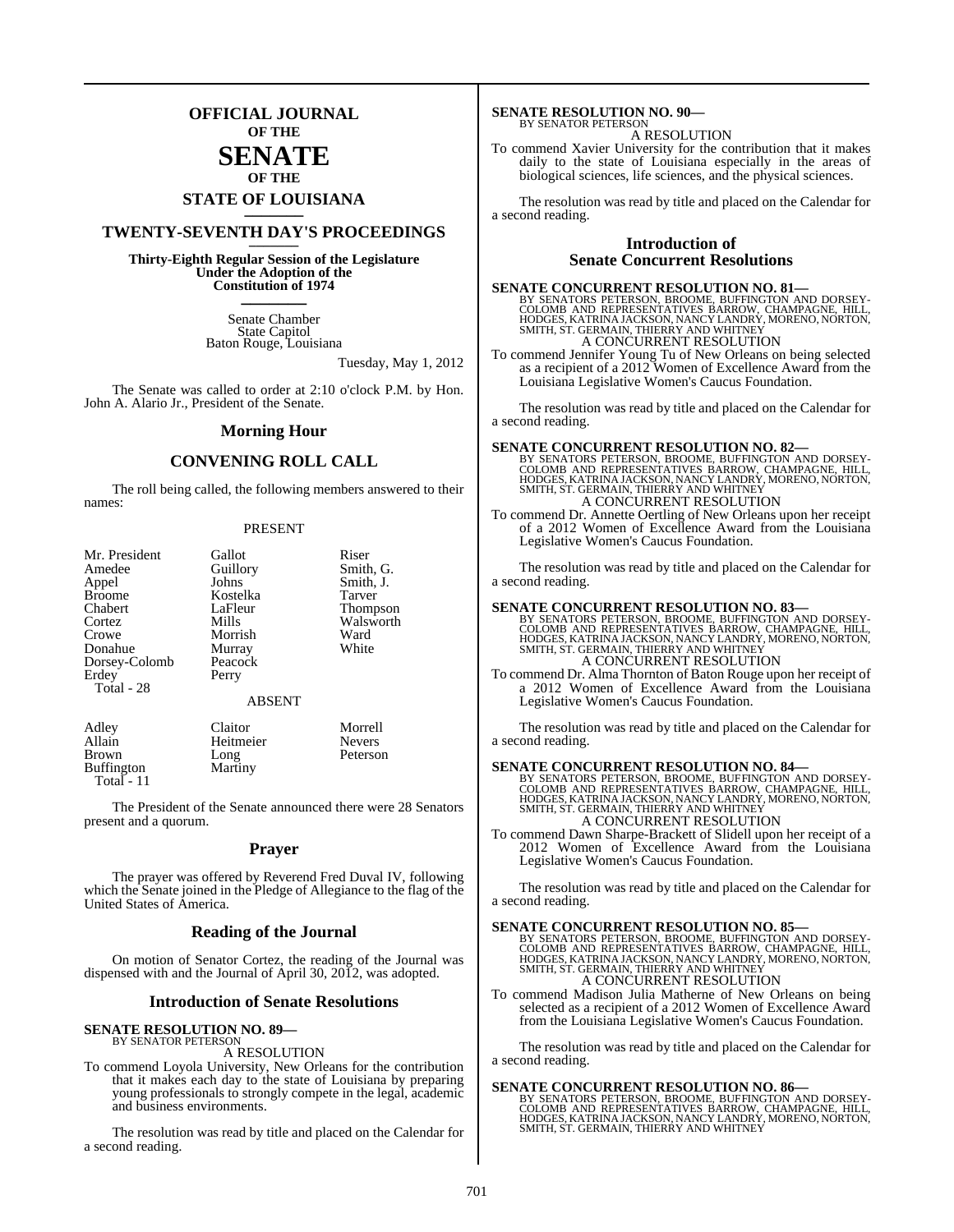# OFFICIAL JOURNAL OF THE SENATE OF THE STATE OF LOUISIANA

## TWENTY-SEVENTH DAY'S PROCEEDINGS

**Thirty-Eighth Regular Session of the Legislature Under the Adoption of the Constitution of 1974**

Senate Chamber
State Capitol
Baton Rouge, Louisiana

Tuesday, May 1, 2012

The Senate was called to order at 2:10 o'clock P.M. by Hon. John A. Alario Jr., President of the Senate.

## Morning Hour

## CONVENING ROLL CALL

The roll being called, the following members answered to their names:

PRESENT

| | | |
|---|---|---|
| Mr. President | Gallot | Riser |
| Amedee | Guillory | Smith, G. |
| Appel | Johns | Smith, J. |
| Broome | Kostelka | Tarver |
| Chabert | LaFleur | Thompson |
| Cortez | Mills | Walsworth |
| Crowe | Morrish | Ward |
| Donahue | Murray | White |
| Dorsey-Colomb | Peacock | |
| Erdey | Perry | |
| Total - 28 | | |

ABSENT

| | | |
|---|---|---|
| Adley | Claitor | Morrell |
| Allain | Heitmeier | Nevers |
| Brown | Long | Peterson |
| Buffington | Martiny | |
| Total - 11 | | |

The President of the Senate announced there were 28 Senators present and a quorum.

## Prayer

The prayer was offered by Reverend Fred Duval IV, following which the Senate joined in the Pledge of Allegiance to the flag of the United States of America.

## Reading of the Journal

On motion of Senator Cortez, the reading of the Journal was dispensed with and the Journal of April 30, 2012, was adopted.

## Introduction of Senate Resolutions

**SENATE RESOLUTION NO. 89—**
BY SENATOR PETERSON
A RESOLUTION

To commend Loyola University, New Orleans for the contribution that it makes each day to the state of Louisiana by preparing young professionals to strongly compete in the legal, academic and business environments.

The resolution was read by title and placed on the Calendar for a second reading.

**SENATE RESOLUTION NO. 90—**
BY SENATOR PETERSON
A RESOLUTION

To commend Xavier University for the contribution that it makes daily to the state of Louisiana especially in the areas of biological sciences, life sciences, and the physical sciences.

The resolution was read by title and placed on the Calendar for a second reading.

## Introduction of Senate Concurrent Resolutions

**SENATE CONCURRENT RESOLUTION NO. 81—**
BY SENATORS PETERSON, BROOME, BUFFINGTON AND DORSEY-COLOMB AND REPRESENTATIVES BARROW, CHAMPAGNE, HILL, HODGES, KATRINA JACKSON, NANCY LANDRY, MORENO, NORTON, SMITH, ST. GERMAIN, THIERRY AND WHITNEY
A CONCURRENT RESOLUTION

To commend Jennifer Young Tu of New Orleans on being selected as a recipient of a 2012 Women of Excellence Award from the Louisiana Legislative Women's Caucus Foundation.

The resolution was read by title and placed on the Calendar for a second reading.

**SENATE CONCURRENT RESOLUTION NO. 82—**
BY SENATORS PETERSON, BROOME, BUFFINGTON AND DORSEY-COLOMB AND REPRESENTATIVES BARROW, CHAMPAGNE, HILL, HODGES, KATRINA JACKSON, NANCY LANDRY, MORENO, NORTON, SMITH, ST. GERMAIN, THIERRY AND WHITNEY
A CONCURRENT RESOLUTION

To commend Dr. Annette Oertling of New Orleans upon her receipt of a 2012 Women of Excellence Award from the Louisiana Legislative Women's Caucus Foundation.

The resolution was read by title and placed on the Calendar for a second reading.

**SENATE CONCURRENT RESOLUTION NO. 83—**
BY SENATORS PETERSON, BROOME, BUFFINGTON AND DORSEY-COLOMB AND REPRESENTATIVES BARROW, CHAMPAGNE, HILL, HODGES, KATRINA JACKSON, NANCY LANDRY, MORENO, NORTON, SMITH, ST. GERMAIN, THIERRY AND WHITNEY
A CONCURRENT RESOLUTION

To commend Dr. Alma Thornton of Baton Rouge upon her receipt of a 2012 Women of Excellence Award from the Louisiana Legislative Women's Caucus Foundation.

The resolution was read by title and placed on the Calendar for a second reading.

**SENATE CONCURRENT RESOLUTION NO. 84—**
BY SENATORS PETERSON, BROOME, BUFFINGTON AND DORSEY-COLOMB AND REPRESENTATIVES BARROW, CHAMPAGNE, HILL, HODGES, KATRINA JACKSON, NANCY LANDRY, MORENO, NORTON, SMITH, ST. GERMAIN, THIERRY AND WHITNEY
A CONCURRENT RESOLUTION

To commend Dawn Sharpe-Brackett of Slidell upon her receipt of a 2012 Women of Excellence Award from the Louisiana Legislative Women's Caucus Foundation.

The resolution was read by title and placed on the Calendar for a second reading.

**SENATE CONCURRENT RESOLUTION NO. 85—**
BY SENATORS PETERSON, BROOME, BUFFINGTON AND DORSEY-COLOMB AND REPRESENTATIVES BARROW, CHAMPAGNE, HILL, HODGES, KATRINA JACKSON, NANCY LANDRY, MORENO, NORTON, SMITH, ST. GERMAIN, THIERRY AND WHITNEY
A CONCURRENT RESOLUTION

To commend Madison Julia Matherne of New Orleans on being selected as a recipient of a 2012 Women of Excellence Award from the Louisiana Legislative Women's Caucus Foundation.

The resolution was read by title and placed on the Calendar for a second reading.

**SENATE CONCURRENT RESOLUTION NO. 86—**
BY SENATORS PETERSON, BROOME, BUFFINGTON AND DORSEY-COLOMB AND REPRESENTATIVES BARROW, CHAMPAGNE, HILL, HODGES, KATRINA JACKSON, NANCY LANDRY, MORENO, NORTON, SMITH, ST. GERMAIN, THIERRY AND WHITNEY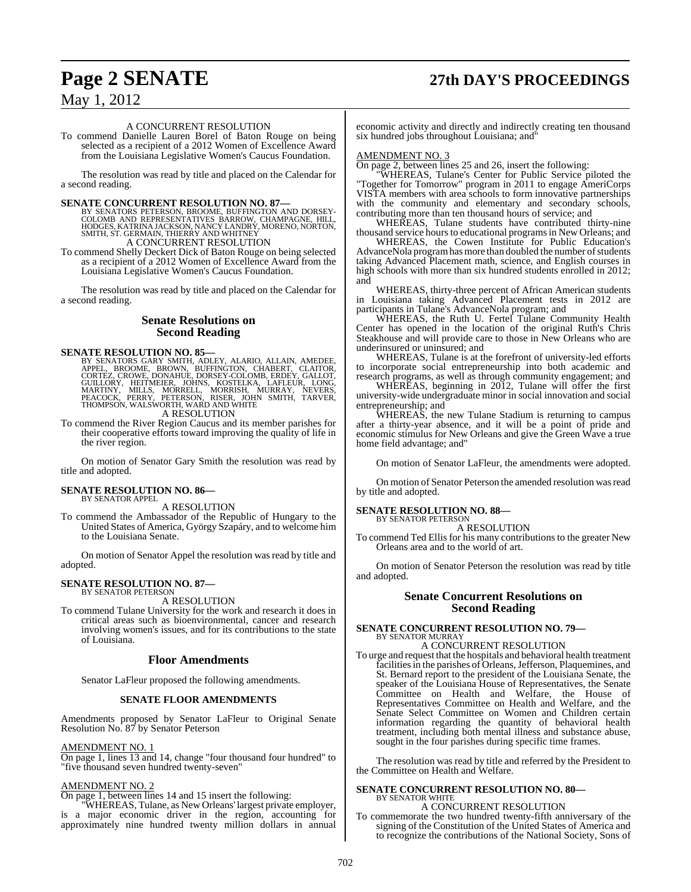A CONCURRENT RESOLUTION

To commend Danielle Lauren Borel of Baton Rouge on being selected as a recipient of a 2012 Women of Excellence Award from the Louisiana Legislative Women's Caucus Foundation.

The resolution was read by title and placed on the Calendar for a second reading.

**SENATE CONCURRENT RESOLUTION NO. 87—**
BY SENATORS PETERSON, BROOME, BUFFINGTON AND DORSEY-COLOMB AND REPRESENTATIVES BARROW, CHAMPAGNE, HILL, HODGES, KATRINA JACKSON, NANCY LANDRY, MORENO, NORTON, SMITH, ST. GERMAIN, THIERRY AND WHITNEY

A CONCURRENT RESOLUTION

To commend Shelly Deckert Dick of Baton Rouge on being selected as a recipient of a 2012 Women of Excellence Award from the Louisiana Legislative Women's Caucus Foundation.

The resolution was read by title and placed on the Calendar for a second reading.

## Senate Resolutions on Second Reading

**SENATE RESOLUTION NO. 85—**
BY SENATORS GARY SMITH, ADLEY, ALARIO, ALLAIN, AMEDEE, APPEL, BROOME, BROWN, BUFFINGTON, CHABERT, CLAITOR, CORTEZ, CROWE, DONAHUE, DORSEY-COLOMB, ERDEY, GALLOT, GUILLORY, HEITMEIER, JOHNS, KOSTELKA, LAFLEUR, LONG, MARTINY, MILLS, MORRELL, MORRISH, MURRAY, NEVERS, PEACOCK, PERRY, PETERSON, RISER, JOHN SMITH, TARVER, THOMPSON, WALSWORTH, WARD AND WHITE

A RESOLUTION

To commend the River Region Caucus and its member parishes for their cooperative efforts toward improving the quality of life in the river region.

On motion of Senator Gary Smith the resolution was read by title and adopted.

**SENATE RESOLUTION NO. 86—**
BY SENATOR APPEL

A RESOLUTION

To commend the Ambassador of the Republic of Hungary to the United States of America, György Szapáry, and to welcome him to the Louisiana Senate.

On motion of Senator Appel the resolution was read by title and adopted.

**SENATE RESOLUTION NO. 87—**
BY SENATOR PETERSON

A RESOLUTION

To commend Tulane University for the work and research it does in critical areas such as bioenvironmental, cancer and research involving women's issues, and for its contributions to the state of Louisiana.

## Floor Amendments

Senator LaFleur proposed the following amendments.

### SENATE FLOOR AMENDMENTS

Amendments proposed by Senator LaFleur to Original Senate Resolution No. 87 by Senator Peterson

AMENDMENT NO. 1

On page 1, lines 13 and 14, change "four thousand four hundred" to "five thousand seven hundred twenty-seven"

AMENDMENT NO. 2

On page 1, between lines 14 and 15 insert the following:

"WHEREAS, Tulane, as New Orleans' largest private employer, is a major economic driver in the region, accounting for approximately nine hundred twenty million dollars in annual economic activity and directly and indirectly creating ten thousand six hundred jobs throughout Louisiana; and"

AMENDMENT NO. 3

On page 2, between lines 25 and 26, insert the following:

"WHEREAS, Tulane's Center for Public Service piloted the "Together for Tomorrow" program in 2011 to engage AmeriCorps VISTA members with area schools to form innovative partnerships with the community and elementary and secondary schools, contributing more than ten thousand hours of service; and

WHEREAS, Tulane students have contributed thirty-nine thousand service hours to educational programs in New Orleans; and

WHEREAS, the Cowen Institute for Public Education's AdvanceNola program has more than doubled the number of students taking Advanced Placement math, science, and English courses in high schools with more than six hundred students enrolled in 2012; and

WHEREAS, thirty-three percent of African American students in Louisiana taking Advanced Placement tests in 2012 are participants in Tulane's AdvanceNola program; and

WHEREAS, the Ruth U. Fertel Tulane Community Health Center has opened in the location of the original Ruth's Chris Steakhouse and will provide care to those in New Orleans who are underinsured or uninsured; and

WHEREAS, Tulane is at the forefront of university-led efforts to incorporate social entrepreneurship into both academic and research programs, as well as through community engagement; and

WHEREAS, beginning in 2012, Tulane will offer the first university-wide undergraduate minor in social innovation and social entrepreneurship; and

WHEREAS, the new Tulane Stadium is returning to campus after a thirty-year absence, and it will be a point of pride and economic stimulus for New Orleans and give the Green Wave a true home field advantage; and"

On motion of Senator LaFleur, the amendments were adopted.

On motion of Senator Peterson the amended resolution was read by title and adopted.

**SENATE RESOLUTION NO. 88—**
BY SENATOR PETERSON

A RESOLUTION

To commend Ted Ellis for his many contributions to the greater New Orleans area and to the world of art.

On motion of Senator Peterson the resolution was read by title and adopted.

## Senate Concurrent Resolutions on Second Reading

**SENATE CONCURRENT RESOLUTION NO. 79—**
BY SENATOR MURRAY

A CONCURRENT RESOLUTION

To urge and request that the hospitals and behavioral health treatment facilities in the parishes of Orleans, Jefferson, Plaquemines, and St. Bernard report to the president of the Louisiana Senate, the speaker of the Louisiana House of Representatives, the Senate Committee on Health and Welfare, the House of Representatives Committee on Health and Welfare, and the Senate Select Committee on Women and Children certain information regarding the quantity of behavioral health treatment, including both mental illness and substance abuse, sought in the four parishes during specific time frames.

The resolution was read by title and referred by the President to the Committee on Health and Welfare.

**SENATE CONCURRENT RESOLUTION NO. 80—**
BY SENATOR WHITE

A CONCURRENT RESOLUTION

To commemorate the two hundred twenty-fifth anniversary of the signing of the Constitution of the United States of America and to recognize the contributions of the National Society, Sons of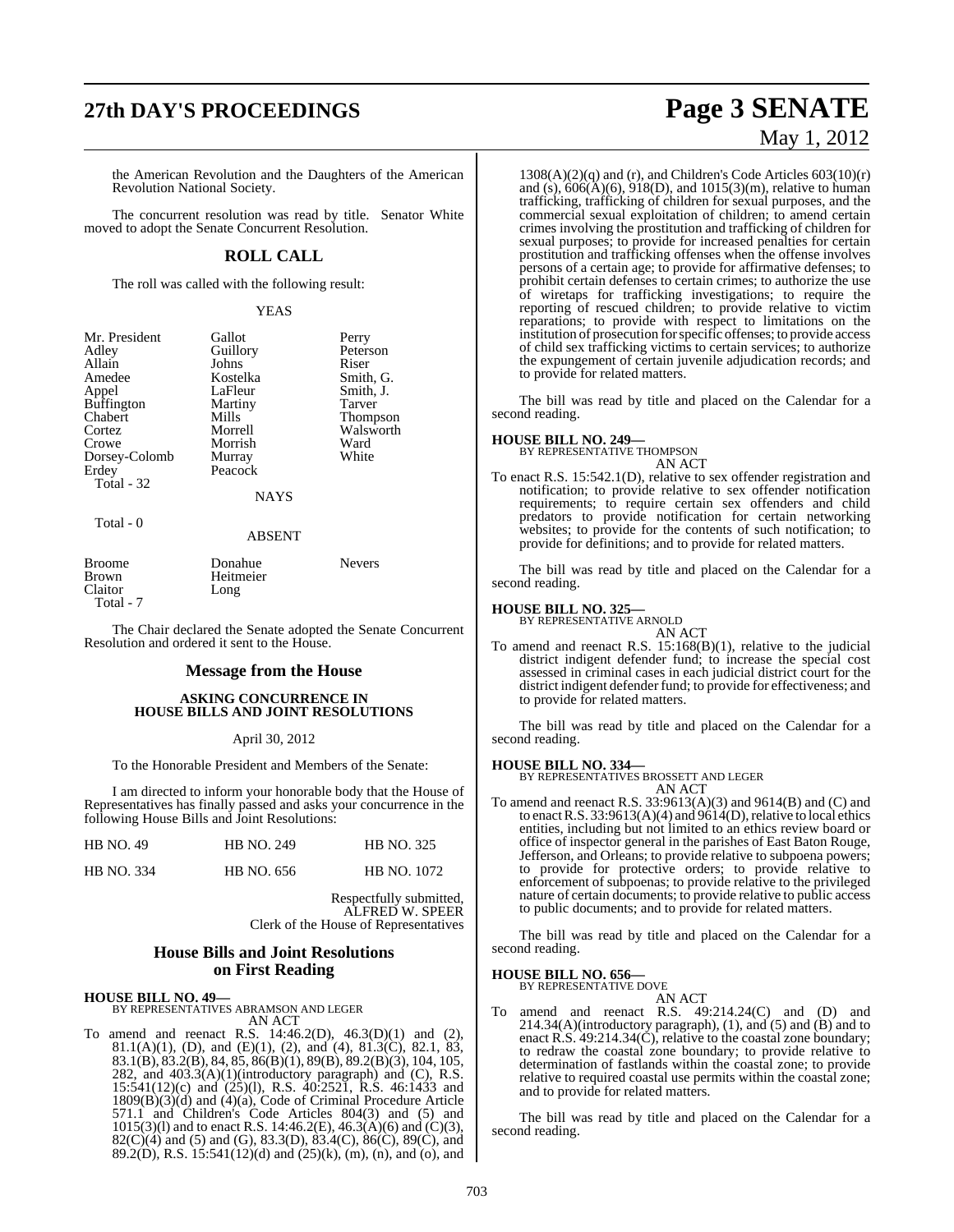the American Revolution and the Daughters of the American Revolution National Society.

The concurrent resolution was read by title. Senator White moved to adopt the Senate Concurrent Resolution.

## ROLL CALL

The roll was called with the following result:

YEAS

| | | |
|---|---|---|
| Mr. President | Gallot | Perry |
| Adley | Guillory | Peterson |
| Allain | Johns | Riser |
| Amedee | Kostelka | Smith, G. |
| Appel | LaFleur | Smith, J. |
| Buffington | Martiny | Tarver |
| Chabert | Mills | Thompson |
| Cortez | Morrell | Walsworth |
| Crowe | Morrish | Ward |
| Dorsey-Colomb | Murray | White |
| Erdey | Peacock | |

Total - 32

NAYS

Total - 0

ABSENT

| | | |
|---|---|---|
| Broome | Donahue | Nevers |
| Brown | Heitmeier | |
| Claitor | Long | |

Total - 7

The Chair declared the Senate adopted the Senate Concurrent Resolution and ordered it sent to the House.

## Message from the House

### ASKING CONCURRENCE IN HOUSE BILLS AND JOINT RESOLUTIONS

April 30, 2012

To the Honorable President and Members of the Senate:

I am directed to inform your honorable body that the House of Representatives has finally passed and asks your concurrence in the following House Bills and Joint Resolutions:

| | | |
|---|---|---|
| HB NO. 49 | HB NO. 249 | HB NO. 325 |
| HB NO. 334 | HB NO. 656 | HB NO. 1072 |

Respectfully submitted,
ALFRED W. SPEER
Clerk of the House of Representatives

## House Bills and Joint Resolutions on First Reading

**HOUSE BILL NO. 49—**
BY REPRESENTATIVES ABRAMSON AND LEGER
AN ACT

To amend and reenact R.S. 14:46.2(D), 46.3(D)(1) and (2), 81.1(A)(1), (D), and (E)(1), (2), and (4), 81.3(C), 82.1, 83, 83.1(B), 83.2(B), 84, 85, 86(B)(1), 89(B), 89.2(B)(3), 104, 105, 282, and 403.3(A)(1)(introductory paragraph) and (C), R.S. 15:541(12)(c) and (25)(l), R.S. 40:2521, R.S. 46:1433 and 1809(B)(3)(d) and (4)(a), Code of Criminal Procedure Article 571.1 and Children's Code Articles 804(3) and (5) and 1015(3)(l) and to enact R.S. 14:46.2(E), 46.3(A)(6) and (C)(3), 82(C)(4) and (5) and (G), 83.3(D), 83.4(C), 86(C), 89(C), and 89.2(D), R.S. 15:541(12)(d) and (25)(k), (m), (n), and (o), and 1308(A)(2)(q) and (r), and Children's Code Articles 603(10)(r) and (s), 606(A)(6), 918(D), and 1015(3)(m), relative to human trafficking, trafficking of children for sexual purposes, and the commercial sexual exploitation of children; to amend certain crimes involving the prostitution and trafficking of children for sexual purposes; to provide for increased penalties for certain prostitution and trafficking offenses when the offense involves persons of a certain age; to provide for affirmative defenses; to prohibit certain defenses to certain crimes; to authorize the use of wiretaps for trafficking investigations; to require the reporting of rescued children; to provide relative to victim reparations; to provide with respect to limitations on the institution of prosecution for specific offenses; to provide access of child sex trafficking victims to certain services; to authorize the expungement of certain juvenile adjudication records; and to provide for related matters.

The bill was read by title and placed on the Calendar for a second reading.

**HOUSE BILL NO. 249—**
BY REPRESENTATIVE THOMPSON
AN ACT

To enact R.S. 15:542.1(D), relative to sex offender registration and notification; to provide relative to sex offender notification requirements; to require certain sex offenders and child predators to provide notification for certain networking websites; to provide for the contents of such notification; to provide for definitions; and to provide for related matters.

The bill was read by title and placed on the Calendar for a second reading.

**HOUSE BILL NO. 325—**
BY REPRESENTATIVE ARNOLD
AN ACT

To amend and reenact R.S. 15:168(B)(1), relative to the judicial district indigent defender fund; to increase the special cost assessed in criminal cases in each judicial district court for the district indigent defender fund; to provide for effectiveness; and to provide for related matters.

The bill was read by title and placed on the Calendar for a second reading.

**HOUSE BILL NO. 334—**
BY REPRESENTATIVES BROSSETT AND LEGER
AN ACT

To amend and reenact R.S. 33:9613(A)(3) and 9614(B) and (C) and to enact R.S. 33:9613(A)(4) and 9614(D), relative to local ethics entities, including but not limited to an ethics review board or office of inspector general in the parishes of East Baton Rouge, Jefferson, and Orleans; to provide relative to subpoena powers; to provide for protective orders; to provide relative to enforcement of subpoenas; to provide relative to the privileged nature of certain documents; to provide relative to public access to public documents; and to provide for related matters.

The bill was read by title and placed on the Calendar for a second reading.

**HOUSE BILL NO. 656—**
BY REPRESENTATIVE DOVE
AN ACT

To amend and reenact R.S. 49:214.24(C) and (D) and 214.34(A)(introductory paragraph), (1), and (5) and (B) and to enact R.S. 49:214.34(C), relative to the coastal zone boundary; to redraw the coastal zone boundary; to provide relative to determination of fastlands within the coastal zone; to provide relative to required coastal use permits within the coastal zone; and to provide for related matters.

The bill was read by title and placed on the Calendar for a second reading.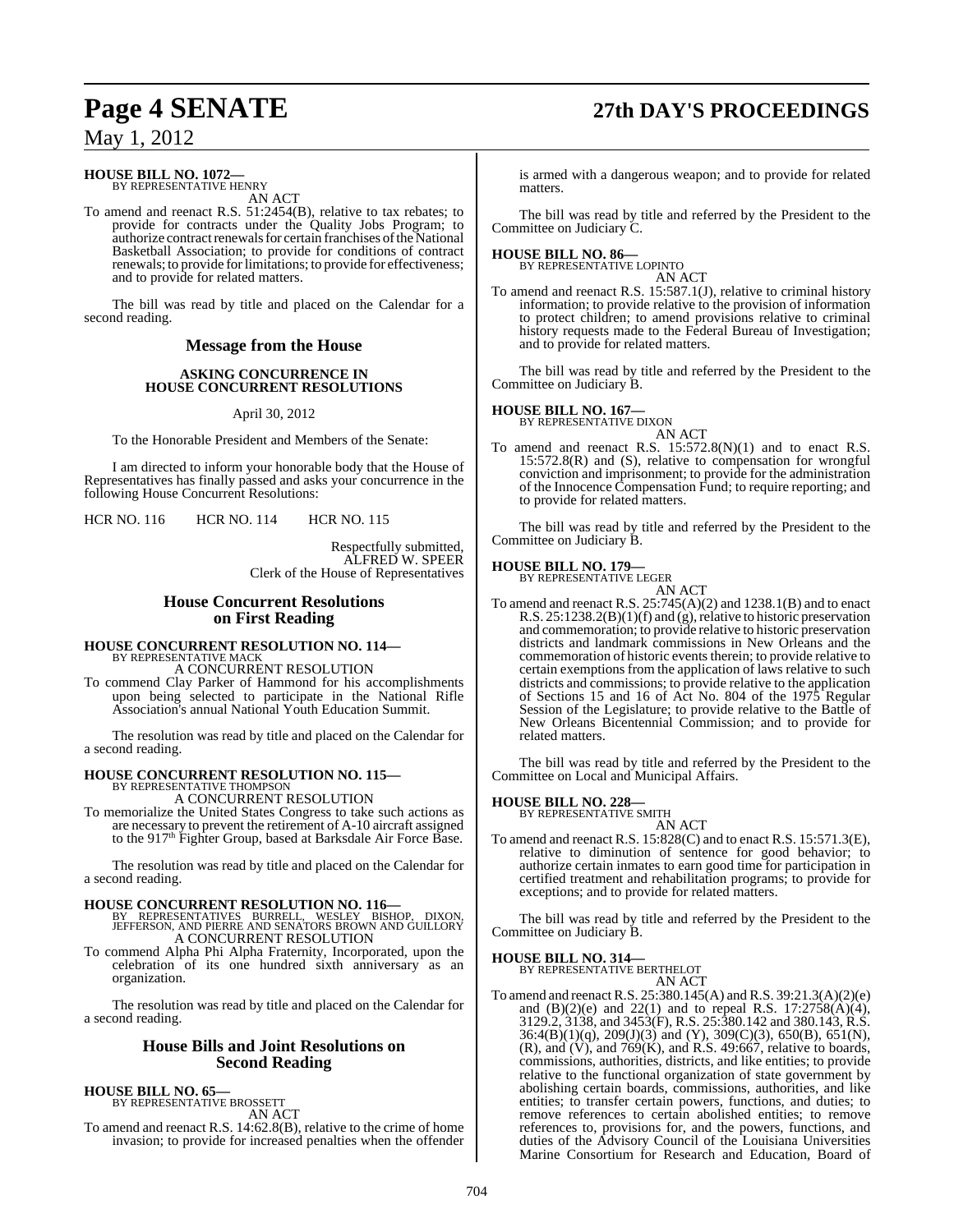**HOUSE BILL NO. 1072—**
BY REPRESENTATIVE HENRY
AN ACT

To amend and reenact R.S. 51:2454(B), relative to tax rebates; to provide for contracts under the Quality Jobs Program; to authorize contract renewals for certain franchises of the National Basketball Association; to provide for conditions of contract renewals; to provide for limitations; to provide for effectiveness; and to provide for related matters.

The bill was read by title and placed on the Calendar for a second reading.

## Message from the House

### ASKING CONCURRENCE IN HOUSE CONCURRENT RESOLUTIONS

April 30, 2012

To the Honorable President and Members of the Senate:

I am directed to inform your honorable body that the House of Representatives has finally passed and asks your concurrence in the following House Concurrent Resolutions:

HCR NO. 116 HCR NO. 114 HCR NO. 115

Respectfully submitted,
ALFRED W. SPEER
Clerk of the House of Representatives

## House Concurrent Resolutions on First Reading

**HOUSE CONCURRENT RESOLUTION NO. 114—**
BY REPRESENTATIVE MACK
A CONCURRENT RESOLUTION

To commend Clay Parker of Hammond for his accomplishments upon being selected to participate in the National Rifle Association's annual National Youth Education Summit.

The resolution was read by title and placed on the Calendar for a second reading.

**HOUSE CONCURRENT RESOLUTION NO. 115—**
BY REPRESENTATIVE THOMPSON
A CONCURRENT RESOLUTION

To memorialize the United States Congress to take such actions as are necessary to prevent the retirement of A-10 aircraft assigned to the 917th Fighter Group, based at Barksdale Air Force Base.

The resolution was read by title and placed on the Calendar for a second reading.

**HOUSE CONCURRENT RESOLUTION NO. 116—**
BY REPRESENTATIVES BURRELL, WESLEY BISHOP, DIXON, JEFFERSON, AND PIERRE AND SENATORS BROWN AND GUILLORY
A CONCURRENT RESOLUTION

To commend Alpha Phi Alpha Fraternity, Incorporated, upon the celebration of its one hundred sixth anniversary as an organization.

The resolution was read by title and placed on the Calendar for a second reading.

## House Bills and Joint Resolutions on Second Reading

**HOUSE BILL NO. 65—**
BY REPRESENTATIVE BROSSETT
AN ACT

To amend and reenact R.S. 14:62.8(B), relative to the crime of home invasion; to provide for increased penalties when the offender is armed with a dangerous weapon; and to provide for related matters.

The bill was read by title and referred by the President to the Committee on Judiciary C.

**HOUSE BILL NO. 86—**
BY REPRESENTATIVE LOPINTO
AN ACT

To amend and reenact R.S. 15:587.1(J), relative to criminal history information; to provide relative to the provision of information to protect children; to amend provisions relative to criminal history requests made to the Federal Bureau of Investigation; and to provide for related matters.

The bill was read by title and referred by the President to the Committee on Judiciary B.

**HOUSE BILL NO. 167—**
BY REPRESENTATIVE DIXON
AN ACT

To amend and reenact R.S. 15:572.8(N)(1) and to enact R.S. 15:572.8(R) and (S), relative to compensation for wrongful conviction and imprisonment; to provide for the administration of the Innocence Compensation Fund; to require reporting; and to provide for related matters.

The bill was read by title and referred by the President to the Committee on Judiciary B.

**HOUSE BILL NO. 179—**
BY REPRESENTATIVE LEGER
AN ACT

To amend and reenact R.S. 25:745(A)(2) and 1238.1(B) and to enact R.S. 25:1238.2(B)(1)(f) and (g), relative to historic preservation and commemoration; to provide relative to historic preservation districts and landmark commissions in New Orleans and the commemoration of historic events therein; to provide relative to certain exemptions from the application of laws relative to such districts and commissions; to provide relative to the application of Sections 15 and 16 of Act No. 804 of the 1975 Regular Session of the Legislature; to provide relative to the Battle of New Orleans Bicentennial Commission; and to provide for related matters.

The bill was read by title and referred by the President to the Committee on Local and Municipal Affairs.

**HOUSE BILL NO. 228—**
BY REPRESENTATIVE SMITH
AN ACT

To amend and reenact R.S. 15:828(C) and to enact R.S. 15:571.3(E), relative to diminution of sentence for good behavior; to authorize certain inmates to earn good time for participation in certified treatment and rehabilitation programs; to provide for exceptions; and to provide for related matters.

The bill was read by title and referred by the President to the Committee on Judiciary B.

**HOUSE BILL NO. 314—**
BY REPRESENTATIVE BERTHELOT
AN ACT

To amend and reenact R.S. 25:380.145(A) and R.S. 39:21.3(A)(2)(e) and (B)(2)(e) and 22(1) and to repeal R.S. 17:2758(A)(4), 3129.2, 3138, and 3453(F), R.S. 25:380.142 and 380.143, R.S. 36:4(B)(1)(q), 209(J)(3) and (Y), 309(C)(3), 650(B), 651(N), (R), and (V), and 769(K), and R.S. 49:667, relative to boards, commissions, authorities, districts, and like entities; to provide relative to the functional organization of state government by abolishing certain boards, commissions, authorities, and like entities; to transfer certain powers, functions, and duties; to remove references to certain abolished entities; to remove references to, provisions for, and the powers, functions, and duties of the Advisory Council of the Louisiana Universities Marine Consortium for Research and Education, Board of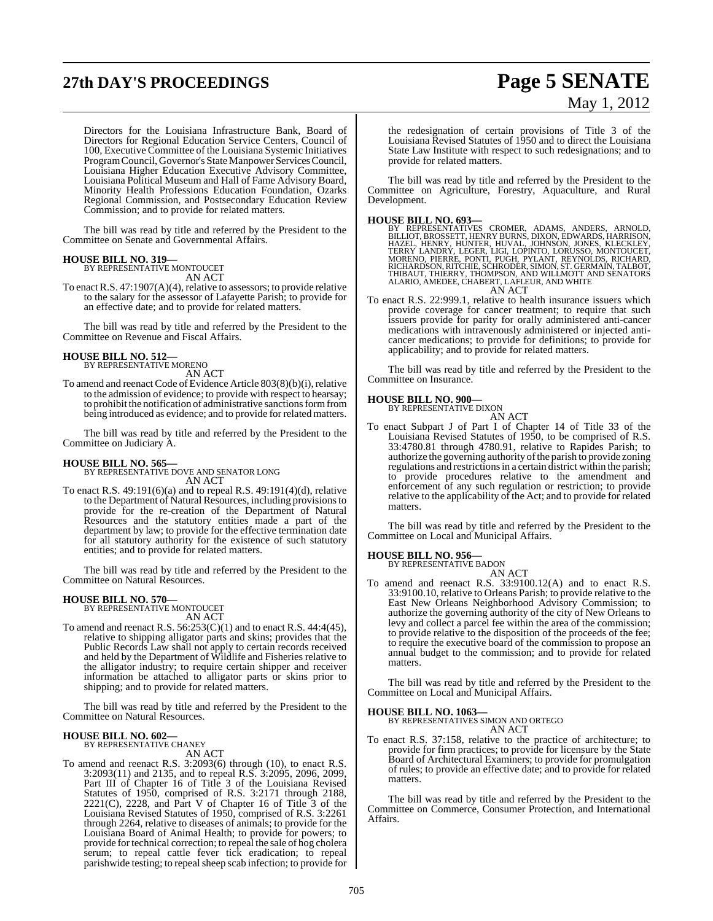Directors for the Louisiana Infrastructure Bank, Board of Directors for Regional Education Service Centers, Council of 100, Executive Committee of the Louisiana Systemic Initiatives Program Council, Governor's State Manpower Services Council, Louisiana Higher Education Executive Advisory Committee, Louisiana Political Museum and Hall of Fame Advisory Board, Minority Health Professions Education Foundation, Ozarks Regional Commission, and Postsecondary Education Review Commission; and to provide for related matters.

The bill was read by title and referred by the President to the Committee on Senate and Governmental Affairs.

**HOUSE BILL NO. 319—**
BY REPRESENTATIVE MONTOUCET
AN ACT

To enact R.S. 47:1907(A)(4), relative to assessors; to provide relative to the salary for the assessor of Lafayette Parish; to provide for an effective date; and to provide for related matters.

The bill was read by title and referred by the President to the Committee on Revenue and Fiscal Affairs.

**HOUSE BILL NO. 512—**
BY REPRESENTATIVE MORENO
AN ACT

To amend and reenact Code of Evidence Article 803(8)(b)(i), relative to the admission of evidence; to provide with respect to hearsay; to prohibit the notification of administrative sanctions form from being introduced as evidence; and to provide for related matters.

The bill was read by title and referred by the President to the Committee on Judiciary A.

**HOUSE BILL NO. 565—**
BY REPRESENTATIVE DOVE AND SENATOR LONG
AN ACT

To enact R.S. 49:191(6)(a) and to repeal R.S. 49:191(4)(d), relative to the Department of Natural Resources, including provisions to provide for the re-creation of the Department of Natural Resources and the statutory entities made a part of the department by law; to provide for the effective termination date for all statutory authority for the existence of such statutory entities; and to provide for related matters.

The bill was read by title and referred by the President to the Committee on Natural Resources.

**HOUSE BILL NO. 570—**
BY REPRESENTATIVE MONTOUCET
AN ACT

To amend and reenact R.S. 56:253(C)(1) and to enact R.S. 44:4(45), relative to shipping alligator parts and skins; provides that the Public Records Law shall not apply to certain records received and held by the Department of Wildlife and Fisheries relative to the alligator industry; to require certain shipper and receiver information be attached to alligator parts or skins prior to shipping; and to provide for related matters.

The bill was read by title and referred by the President to the Committee on Natural Resources.

**HOUSE BILL NO. 602—**
BY REPRESENTATIVE CHANEY
AN ACT

To amend and reenact R.S. 3:2093(6) through (10), to enact R.S. 3:2093(11) and 2135, and to repeal R.S. 3:2095, 2096, 2099, Part III of Chapter 16 of Title 3 of the Louisiana Revised Statutes of 1950, comprised of R.S. 3:2171 through 2188, 2221(C), 2228, and Part V of Chapter 16 of Title 3 of the Louisiana Revised Statutes of 1950, comprised of R.S. 3:2261 through 2264, relative to diseases of animals; to provide for the Louisiana Board of Animal Health; to provide for powers; to provide for technical correction; to repeal the sale of hog cholera serum; to repeal cattle fever tick eradication; to repeal parishwide testing; to repeal sheep scab infection; to provide for the redesignation of certain provisions of Title 3 of the Louisiana Revised Statutes of 1950 and to direct the Louisiana State Law Institute with respect to such redesignations; and to provide for related matters.

The bill was read by title and referred by the President to the Committee on Agriculture, Forestry, Aquaculture, and Rural Development.

**HOUSE BILL NO. 693—**
BY REPRESENTATIVES CROMER, ADAMS, ANDERS, ARNOLD, BILLIOT, BROSSETT, HENRY BURNS, DIXON, EDWARDS, HARRISON, HAZEL, HENRY, HUNTER, HUVAL, JOHNSON, JONES, KLECKLEY, TERRY LANDRY, LEGER, LIGI, LOPINTO, LORUSSO, MONTOUCET, MORENO, PIERRE, PONTI, PUGH, PYLANT, REYNOLDS, RICHARD, RICHARDSON, RITCHIE, SCHRODER, SIMON, ST. GERMAIN, TALBOT, THIBAUT, THIERRY, THOMPSON, AND WILLMOTT AND SENATORS ALARIO, AMEDEE, CHABERT, LAFLEUR, AND WHITE
AN ACT

To enact R.S. 22:999.1, relative to health insurance issuers which provide coverage for cancer treatment; to require that such issuers provide for parity for orally administered anti-cancer medications with intravenously administered or injected anti-cancer medications; to provide for definitions; to provide for applicability; and to provide for related matters.

The bill was read by title and referred by the President to the Committee on Insurance.

**HOUSE BILL NO. 900—**
BY REPRESENTATIVE DIXON
AN ACT

To enact Subpart J of Part I of Chapter 14 of Title 33 of the Louisiana Revised Statutes of 1950, to be comprised of R.S. 33:4780.81 through 4780.91, relative to Rapides Parish; to authorize the governing authority of the parish to provide zoning regulations and restrictions in a certain district within the parish; to provide procedures relative to the amendment and enforcement of any such regulation or restriction; to provide relative to the applicability of the Act; and to provide for related matters.

The bill was read by title and referred by the President to the Committee on Local and Municipal Affairs.

**HOUSE BILL NO. 956—**
BY REPRESENTATIVE BADON
AN ACT

To amend and reenact R.S. 33:9100.12(A) and to enact R.S. 33:9100.10, relative to Orleans Parish; to provide relative to the East New Orleans Neighborhood Advisory Commission; to authorize the governing authority of the city of New Orleans to levy and collect a parcel fee within the area of the commission; to provide relative to the disposition of the proceeds of the fee; to require the executive board of the commission to propose an annual budget to the commission; and to provide for related matters.

The bill was read by title and referred by the President to the Committee on Local and Municipal Affairs.

**HOUSE BILL NO. 1063—**
BY REPRESENTATIVES SIMON AND ORTEGO
AN ACT

To enact R.S. 37:158, relative to the practice of architecture; to provide for firm practices; to provide for licensure by the State Board of Architectural Examiners; to provide for promulgation of rules; to provide an effective date; and to provide for related matters.

The bill was read by title and referred by the President to the Committee on Commerce, Consumer Protection, and International Affairs.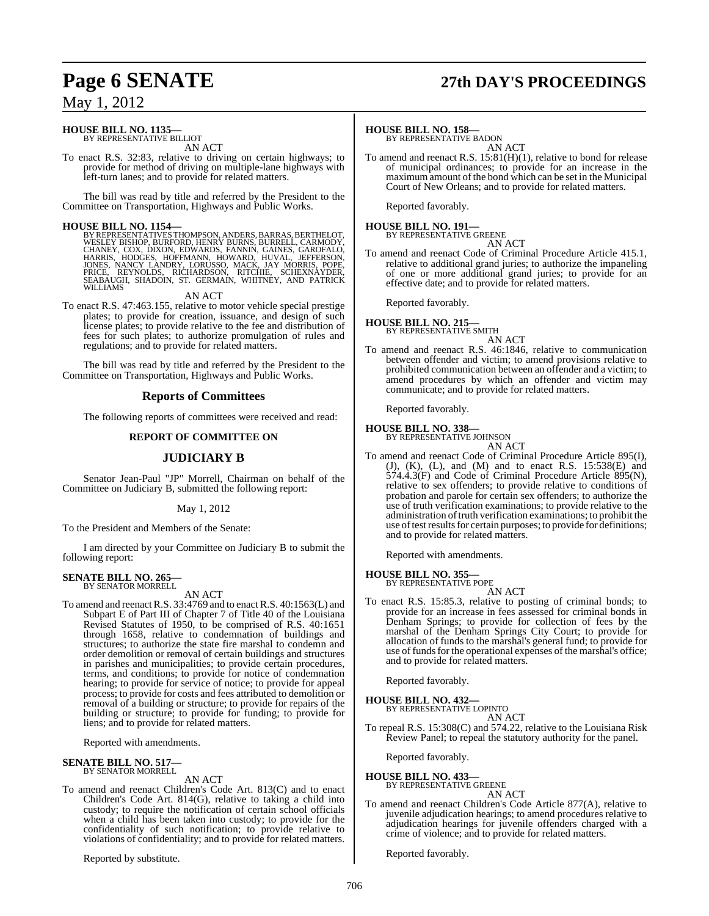**HOUSE BILL NO. 1135—**
BY REPRESENTATIVE BILLIOT

AN ACT

To enact R.S. 32:83, relative to driving on certain highways; to provide for method of driving on multiple-lane highways with left-turn lanes; and to provide for related matters.

The bill was read by title and referred by the President to the Committee on Transportation, Highways and Public Works.

**HOUSE BILL NO. 1154—**
BY REPRESENTATIVES THOMPSON, ANDERS, BARRAS, BERTHELOT, WESLEY BISHOP, BURFORD, HENRY BURNS, BURRELL, CARMODY, CHANEY, COX, DIXON, EDWARDS, FANNIN, GAINES, GAROFALO, HARRIS, HODGES, HOFFMANN, HOWARD, HUVAL, JEFFERSON, JONES, NANCY LANDRY, LORUSSO, MACK, JAY MORRIS, POPE, PRICE, REYNOLDS, RICHARDSON, RITCHIE, SCHEXNAYDER, SEABAUGH, SHADOIN, ST. GERMAIN, WHITNEY, AND PATRICK WILLIAMS

AN ACT

To enact R.S. 47:463.155, relative to motor vehicle special prestige plates; to provide for creation, issuance, and design of such license plates; to provide relative to the fee and distribution of fees for such plates; to authorize promulgation of rules and regulations; and to provide for related matters.

The bill was read by title and referred by the President to the Committee on Transportation, Highways and Public Works.

## Reports of Committees

The following reports of committees were received and read:

### REPORT OF COMMITTEE ON

## JUDICIARY B

Senator Jean-Paul "JP" Morrell, Chairman on behalf of the Committee on Judiciary B, submitted the following report:

May 1, 2012

To the President and Members of the Senate:

I am directed by your Committee on Judiciary B to submit the following report:

**SENATE BILL NO. 265—**
BY SENATOR MORRELL

AN ACT

To amend and reenact R.S. 33:4769 and to enact R.S. 40:1563(L) and Subpart E of Part III of Chapter 7 of Title 40 of the Louisiana Revised Statutes of 1950, to be comprised of R.S. 40:1651 through 1658, relative to condemnation of buildings and structures; to authorize the state fire marshal to condemn and order demolition or removal of certain buildings and structures in parishes and municipalities; to provide certain procedures, terms, and conditions; to provide for notice of condemnation hearing; to provide for service of notice; to provide for appeal process; to provide for costs and fees attributed to demolition or removal of a building or structure; to provide for repairs of the building or structure; to provide for funding; to provide for liens; and to provide for related matters.

Reported with amendments.

**SENATE BILL NO. 517—**
BY SENATOR MORRELL

AN ACT

To amend and reenact Children's Code Art. 813(C) and to enact Children's Code Art. 814(G), relative to taking a child into custody; to require the notification of certain school officials when a child has been taken into custody; to provide for the confidentiality of such notification; to provide relative to violations of confidentiality; and to provide for related matters.

Reported by substitute.

**HOUSE BILL NO. 158—**
BY REPRESENTATIVE BADON

AN ACT

To amend and reenact R.S. 15:81(H)(1), relative to bond for release of municipal ordinances; to provide for an increase in the maximum amount of the bond which can be set in the Municipal Court of New Orleans; and to provide for related matters.

Reported favorably.

**HOUSE BILL NO. 191—**
BY REPRESENTATIVE GREENE

AN ACT

To amend and reenact Code of Criminal Procedure Article 415.1, relative to additional grand juries; to authorize the impaneling of one or more additional grand juries; to provide for an effective date; and to provide for related matters.

Reported favorably.

**HOUSE BILL NO. 215—**
BY REPRESENTATIVE SMITH

AN ACT

To amend and reenact R.S. 46:1846, relative to communication between offender and victim; to amend provisions relative to prohibited communication between an offender and a victim; to amend procedures by which an offender and victim may communicate; and to provide for related matters.

Reported favorably.

**HOUSE BILL NO. 338—**
BY REPRESENTATIVE JOHNSON

AN ACT

To amend and reenact Code of Criminal Procedure Article 895(I), (J), (K), (L), and (M) and to enact R.S. 15:538(E) and 574.4.3(F) and Code of Criminal Procedure Article 895(N), relative to sex offenders; to provide relative to conditions of probation and parole for certain sex offenders; to authorize the use of truth verification examinations; to provide relative to the administration of truth verification examinations; to prohibit the use of test results for certain purposes; to provide for definitions; and to provide for related matters.

Reported with amendments.

**HOUSE BILL NO. 355—**
BY REPRESENTATIVE POPE

AN ACT

To enact R.S. 15:85.3, relative to posting of criminal bonds; to provide for an increase in fees assessed for criminal bonds in Denham Springs; to provide for collection of fees by the marshal of the Denham Springs City Court; to provide for allocation of funds to the marshal's general fund; to provide for use of funds for the operational expenses of the marshal's office; and to provide for related matters.

Reported favorably.

**HOUSE BILL NO. 432—**
BY REPRESENTATIVE LOPINTO

AN ACT

To repeal R.S. 15:308(C) and 574.22, relative to the Louisiana Risk Review Panel; to repeal the statutory authority for the panel.

Reported favorably.

**HOUSE BILL NO. 433—**
BY REPRESENTATIVE GREENE

AN ACT

To amend and reenact Children's Code Article 877(A), relative to juvenile adjudication hearings; to amend procedures relative to adjudication hearings for juvenile offenders charged with a crime of violence; and to provide for related matters.

Reported favorably.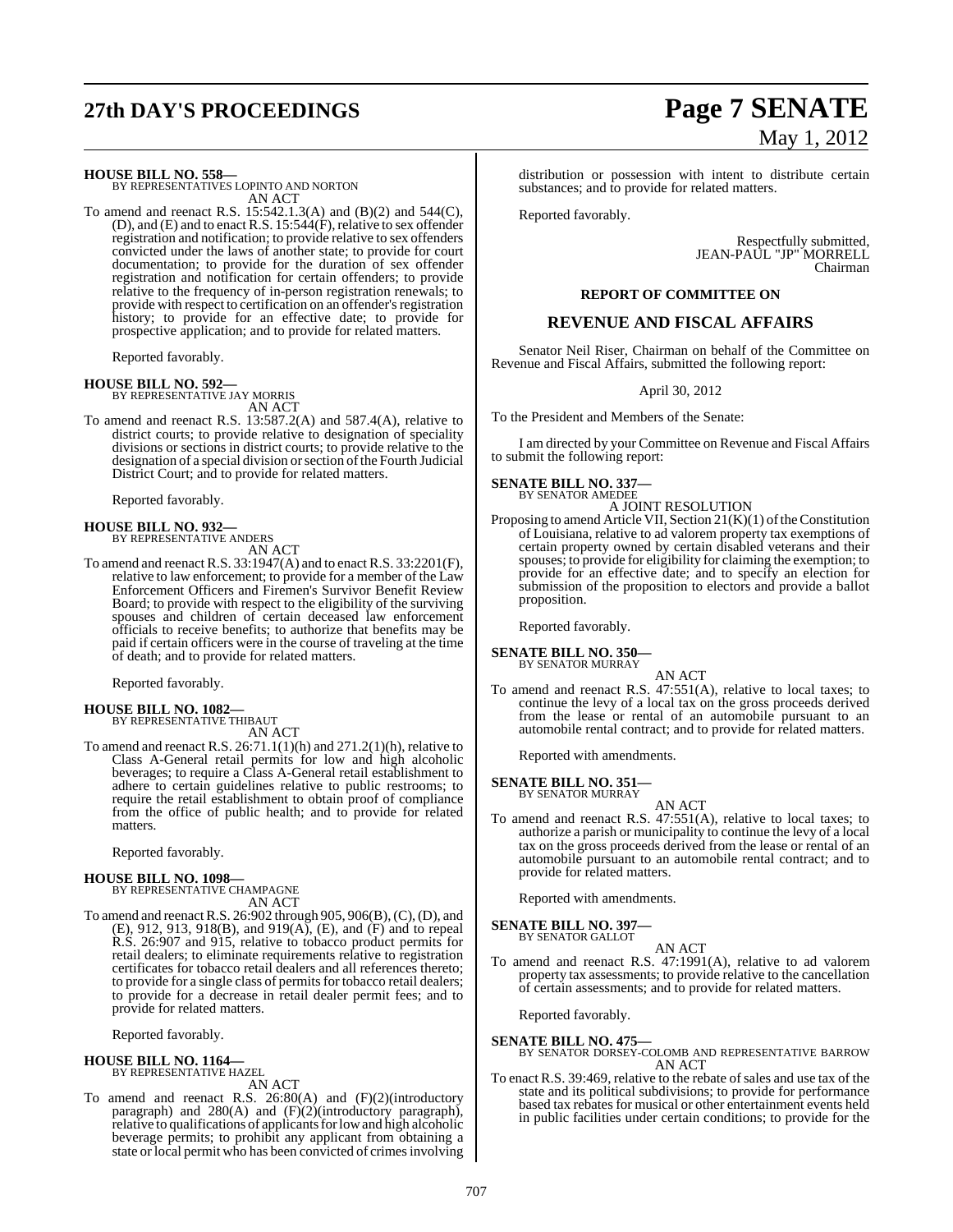**HOUSE BILL NO. 558—**
BY REPRESENTATIVES LOPINTO AND NORTON
AN ACT

To amend and reenact R.S. 15:542.1.3(A) and (B)(2) and 544(C), (D), and (E) and to enact R.S. 15:544(F), relative to sex offender registration and notification; to provide relative to sex offenders convicted under the laws of another state; to provide for court documentation; to provide for the duration of sex offender registration and notification for certain offenders; to provide relative to the frequency of in-person registration renewals; to provide with respect to certification on an offender's registration history; to provide for an effective date; to provide for prospective application; and to provide for related matters.

Reported favorably.

**HOUSE BILL NO. 592—**
BY REPRESENTATIVE JAY MORRIS
AN ACT

To amend and reenact R.S. 13:587.2(A) and 587.4(A), relative to district courts; to provide relative to designation of speciality divisions or sections in district courts; to provide relative to the designation of a special division or section of the Fourth Judicial District Court; and to provide for related matters.

Reported favorably.

**HOUSE BILL NO. 932—**
BY REPRESENTATIVE ANDERS
AN ACT

To amend and reenact R.S. 33:1947(A) and to enact R.S. 33:2201(F), relative to law enforcement; to provide for a member of the Law Enforcement Officers and Firemen's Survivor Benefit Review Board; to provide with respect to the eligibility of the surviving spouses and children of certain deceased law enforcement officials to receive benefits; to authorize that benefits may be paid if certain officers were in the course of traveling at the time of death; and to provide for related matters.

Reported favorably.

**HOUSE BILL NO. 1082—**
BY REPRESENTATIVE THIBAUT
AN ACT

To amend and reenact R.S. 26:71.1(1)(h) and 271.2(1)(h), relative to Class A-General retail permits for low and high alcoholic beverages; to require a Class A-General retail establishment to adhere to certain guidelines relative to public restrooms; to require the retail establishment to obtain proof of compliance from the office of public health; and to provide for related matters.

Reported favorably.

**HOUSE BILL NO. 1098—**
BY REPRESENTATIVE CHAMPAGNE
AN ACT

To amend and reenact R.S. 26:902 through 905, 906(B), (C), (D), and (E), 912, 913, 918(B), and 919(A), (E), and (F) and to repeal R.S. 26:907 and 915, relative to tobacco product permits for retail dealers; to eliminate requirements relative to registration certificates for tobacco retail dealers and all references thereto; to provide for a single class of permits for tobacco retail dealers; to provide for a decrease in retail dealer permit fees; and to provide for related matters.

Reported favorably.

**HOUSE BILL NO. 1164—**
BY REPRESENTATIVE HAZEL
AN ACT

To amend and reenact R.S. 26:80(A) and (F)(2)(introductory paragraph) and 280(A) and (F)(2)(introductory paragraph), relative to qualifications of applicants for low and high alcoholic beverage permits; to prohibit any applicant from obtaining a state or local permit who has been convicted of crimes involving distribution or possession with intent to distribute certain substances; and to provide for related matters.

Reported favorably.

Respectfully submitted,
JEAN-PAUL "JP" MORRELL
Chairman

**REPORT OF COMMITTEE ON**

## REVENUE AND FISCAL AFFAIRS

Senator Neil Riser, Chairman on behalf of the Committee on Revenue and Fiscal Affairs, submitted the following report:

April 30, 2012

To the President and Members of the Senate:

I am directed by your Committee on Revenue and Fiscal Affairs to submit the following report:

**SENATE BILL NO. 337—**
BY SENATOR AMEDEE
A JOINT RESOLUTION

Proposing to amend Article VII, Section 21(K)(1) of the Constitution of Louisiana, relative to ad valorem property tax exemptions of certain property owned by certain disabled veterans and their spouses; to provide for eligibility for claiming the exemption; to provide for an effective date; and to specify an election for submission of the proposition to electors and provide a ballot proposition.

Reported favorably.

**SENATE BILL NO. 350—**
BY SENATOR MURRAY
AN ACT

To amend and reenact R.S. 47:551(A), relative to local taxes; to continue the levy of a local tax on the gross proceeds derived from the lease or rental of an automobile pursuant to an automobile rental contract; and to provide for related matters.

Reported with amendments.

**SENATE BILL NO. 351—**
BY SENATOR MURRAY
AN ACT

To amend and reenact R.S. 47:551(A), relative to local taxes; to authorize a parish or municipality to continue the levy of a local tax on the gross proceeds derived from the lease or rental of an automobile pursuant to an automobile rental contract; and to provide for related matters.

Reported with amendments.

**SENATE BILL NO. 397—**
BY SENATOR GALLOT
AN ACT

To amend and reenact R.S. 47:1991(A), relative to ad valorem property tax assessments; to provide relative to the cancellation of certain assessments; and to provide for related matters.

Reported favorably.

**SENATE BILL NO. 475—**
BY SENATOR DORSEY-COLOMB AND REPRESENTATIVE BARROW
AN ACT

To enact R.S. 39:469, relative to the rebate of sales and use tax of the state and its political subdivisions; to provide for performance based tax rebates for musical or other entertainment events held in public facilities under certain conditions; to provide for the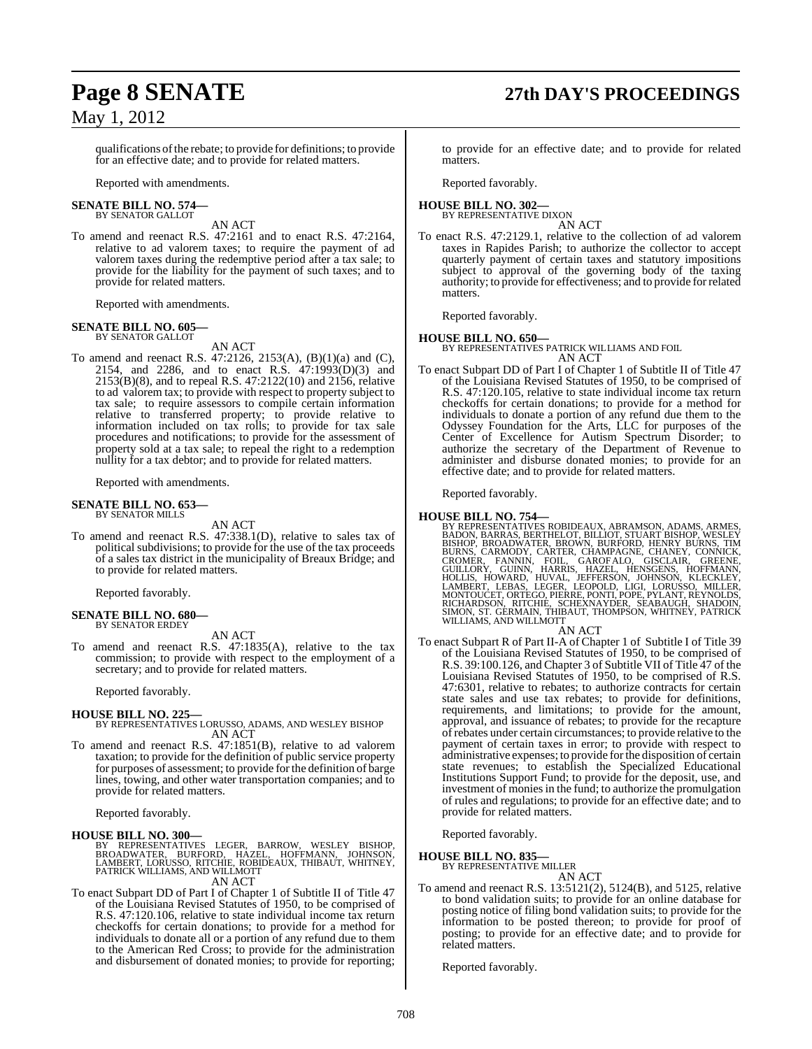qualifications of the rebate; to provide for definitions; to provide for an effective date; and to provide for related matters.

Reported with amendments.

**SENATE BILL NO. 574—**
BY SENATOR GALLOT

AN ACT

To amend and reenact R.S. 47:2161 and to enact R.S. 47:2164, relative to ad valorem taxes; to require the payment of ad valorem taxes during the redemptive period after a tax sale; to provide for the liability for the payment of such taxes; and to provide for related matters.

Reported with amendments.

**SENATE BILL NO. 605—**
BY SENATOR GALLOT

AN ACT

To amend and reenact R.S. 47:2126, 2153(A), (B)(1)(a) and (C), 2154, and 2286, and to enact R.S. 47:1993(D)(3) and 2153(B)(8), and to repeal R.S. 47:2122(10) and 2156, relative to ad valorem tax; to provide with respect to property subject to tax sale; to require assessors to compile certain information relative to transferred property; to provide relative to information included on tax rolls; to provide for tax sale procedures and notifications; to provide for the assessment of property sold at a tax sale; to repeal the right to a redemption nullity for a tax debtor; and to provide for related matters.

Reported with amendments.

**SENATE BILL NO. 653—**
BY SENATOR MILLS

AN ACT

To amend and reenact R.S. 47:338.1(D), relative to sales tax of political subdivisions; to provide for the use of the tax proceeds of a sales tax district in the municipality of Breaux Bridge; and to provide for related matters.

Reported favorably.

**SENATE BILL NO. 680—**
BY SENATOR ERDEY

AN ACT

To amend and reenact R.S. 47:1835(A), relative to the tax commission; to provide with respect to the employment of a secretary; and to provide for related matters.

Reported favorably.

**HOUSE BILL NO. 225—**
BY REPRESENTATIVES LORUSSO, ADAMS, AND WESLEY BISHOP

AN ACT

To amend and reenact R.S. 47:1851(B), relative to ad valorem taxation; to provide for the definition of public service property for purposes of assessment; to provide for the definition of barge lines, towing, and other water transportation companies; and to provide for related matters.

Reported favorably.

**HOUSE BILL NO. 300—**
BY REPRESENTATIVES LEGER, BARROW, WESLEY BISHOP, BROADWATER, BURFORD, HAZEL, HOFFMANN, JOHNSON, LAMBERT, LORUSSO, RITCHIE, ROBIDEAUX, THIBAUT, WHITNEY, PATRICK WILLIAMS, AND WILLMOTT

AN ACT

To enact Subpart DD of Part I of Chapter 1 of Subtitle II of Title 47 of the Louisiana Revised Statutes of 1950, to be comprised of R.S. 47:120.106, relative to state individual income tax return checkoffs for certain donations; to provide for a method for individuals to donate all or a portion of any refund due to them to the American Red Cross; to provide for the administration and disbursement of donated monies; to provide for reporting; to provide for an effective date; and to provide for related matters.

Reported favorably.

**HOUSE BILL NO. 302—**
BY REPRESENTATIVE DIXON

AN ACT

To enact R.S. 47:2129.1, relative to the collection of ad valorem taxes in Rapides Parish; to authorize the collector to accept quarterly payment of certain taxes and statutory impositions subject to approval of the governing body of the taxing authority; to provide for effectiveness; and to provide for related matters.

Reported favorably.

**HOUSE BILL NO. 650—**
BY REPRESENTATIVES PATRICK WILLIAMS AND FOIL

AN ACT

To enact Subpart DD of Part I of Chapter 1 of Subtitle II of Title 47 of the Louisiana Revised Statutes of 1950, to be comprised of R.S. 47:120.105, relative to state individual income tax return checkoffs for certain donations; to provide for a method for individuals to donate a portion of any refund due them to the Odyssey Foundation for the Arts, LLC for purposes of the Center of Excellence for Autism Spectrum Disorder; to authorize the secretary of the Department of Revenue to administer and disburse donated monies; to provide for an effective date; and to provide for related matters.

Reported favorably.

**HOUSE BILL NO. 754—**
BY REPRESENTATIVES ROBIDEAUX, ABRAMSON, ADAMS, ARMES, BADON, BARRAS, BERTHELOT, BILLIOT, STUART BISHOP, WESLEY BISHOP, BROADWATER, BROWN, BURFORD, HENRY BURNS, TIM BURNS, CARMODY, CARTER, CHAMPAGNE, CHANEY, CONNICK, CROMER, FANNIN, FOIL, GAROFALO, GISCLAIR, GREENE, GUILLORY, GUINN, HARRIS, HAZEL, HENSGENS, HOFFMANN, HOLLIS, HOWARD, HUVAL, JEFFERSON, JOHNSON, KLECKLEY, LAMBERT, LEBAS, LEGER, LEOPOLD, LIGI, LORUSSO, MILLER, MONTOUCET, ORTEGO, PIERRE, PONTI, POPE, PYLANT, REYNOLDS, RICHARDSON, RITCHIE, SCHEXNAYDER, SEABAUGH, SHADOIN, SIMON, ST. GERMAIN, THIBAUT, THOMPSON, WHITNEY, PATRICK WILLIAMS, AND WILLMOTT

AN ACT

To enact Subpart R of Part II-A of Chapter 1 of Subtitle I of Title 39 of the Louisiana Revised Statutes of 1950, to be comprised of R.S. 39:100.126, and Chapter 3 of Subtitle VII of Title 47 of the Louisiana Revised Statutes of 1950, to be comprised of R.S. 47:6301, relative to rebates; to authorize contracts for certain state sales and use tax rebates; to provide for definitions, requirements, and limitations; to provide for the amount, approval, and issuance of rebates; to provide for the recapture of rebates under certain circumstances; to provide relative to the payment of certain taxes in error; to provide with respect to administrative expenses; to provide for the disposition of certain state revenues; to establish the Specialized Educational Institutions Support Fund; to provide for the deposit, use, and investment of monies in the fund; to authorize the promulgation of rules and regulations; to provide for an effective date; and to provide for related matters.

Reported favorably.

**HOUSE BILL NO. 835—**
BY REPRESENTATIVE MILLER

AN ACT

To amend and reenact R.S. 13:5121(2), 5124(B), and 5125, relative to bond validation suits; to provide for an online database for posting notice of filing bond validation suits; to provide for the information to be posted thereon; to provide for proof of posting; to provide for an effective date; and to provide for related matters.

Reported favorably.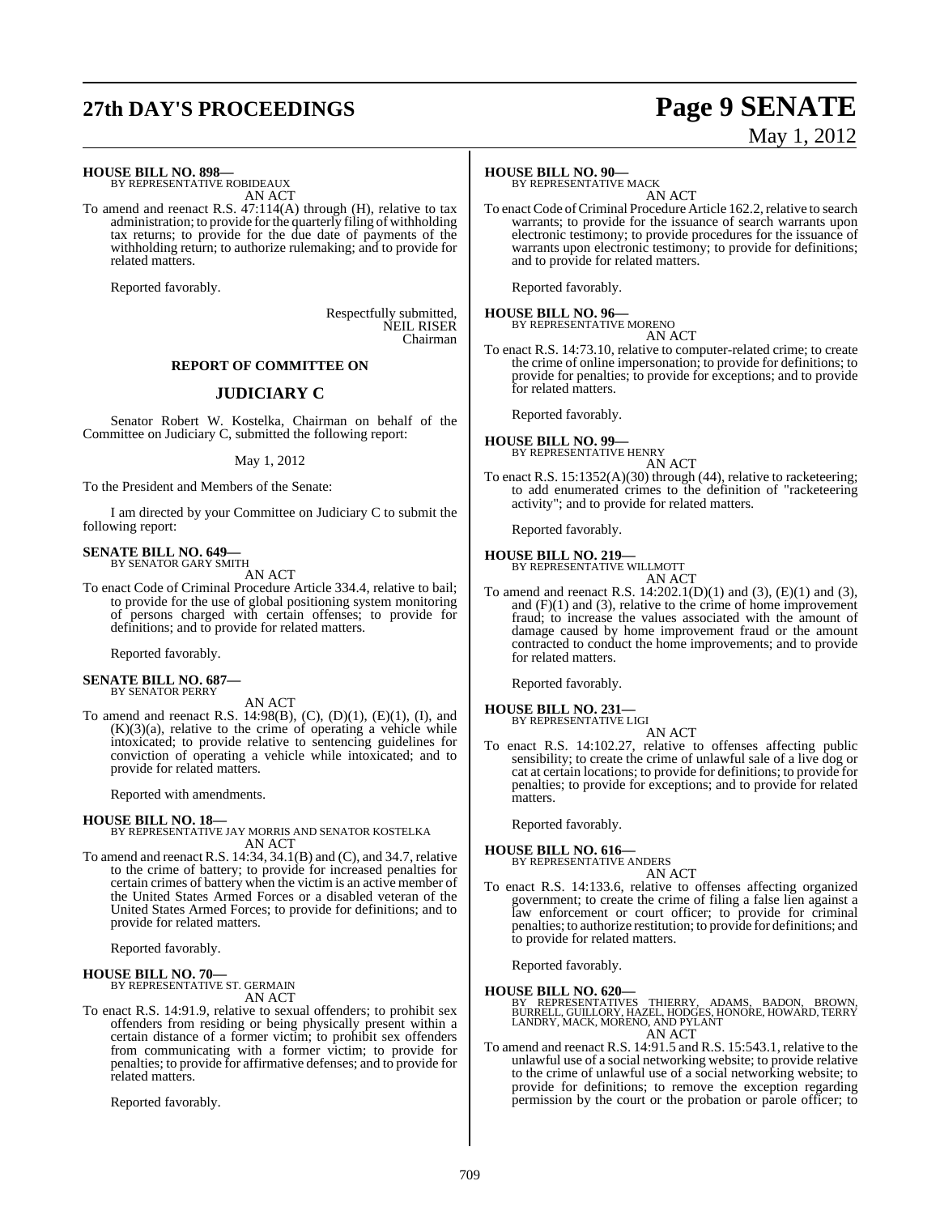**HOUSE BILL NO. 898—**
BY REPRESENTATIVE ROBIDEAUX
AN ACT

To amend and reenact R.S. 47:114(A) through (H), relative to tax administration; to provide for the quarterly filing of withholding tax returns; to provide for the due date of payments of the withholding return; to authorize rulemaking; and to provide for related matters.

Reported favorably.

Respectfully submitted,
NEIL RISER
Chairman

## REPORT OF COMMITTEE ON

## JUDICIARY C

Senator Robert W. Kostelka, Chairman on behalf of the Committee on Judiciary C, submitted the following report:

May 1, 2012

To the President and Members of the Senate:

I am directed by your Committee on Judiciary C to submit the following report:

**SENATE BILL NO. 649—**
BY SENATOR GARY SMITH
AN ACT

To enact Code of Criminal Procedure Article 334.4, relative to bail; to provide for the use of global positioning system monitoring of persons charged with certain offenses; to provide for definitions; and to provide for related matters.

Reported favorably.

**SENATE BILL NO. 687—**
BY SENATOR PERRY
AN ACT

To amend and reenact R.S. 14:98(B), (C), (D)(1), (E)(1), (I), and (K)(3)(a), relative to the crime of operating a vehicle while intoxicated; to provide relative to sentencing guidelines for conviction of operating a vehicle while intoxicated; and to provide for related matters.

Reported with amendments.

**HOUSE BILL NO. 18—**
BY REPRESENTATIVE JAY MORRIS AND SENATOR KOSTELKA
AN ACT

To amend and reenact R.S. 14:34, 34.1(B) and (C), and 34.7, relative to the crime of battery; to provide for increased penalties for certain crimes of battery when the victim is an active member of the United States Armed Forces or a disabled veteran of the United States Armed Forces; to provide for definitions; and to provide for related matters.

Reported favorably.

**HOUSE BILL NO. 70—**
BY REPRESENTATIVE ST. GERMAIN
AN ACT

To enact R.S. 14:91.9, relative to sexual offenders; to prohibit sex offenders from residing or being physically present within a certain distance of a former victim; to prohibit sex offenders from communicating with a former victim; to provide for penalties; to provide for affirmative defenses; and to provide for related matters.

Reported favorably.

**HOUSE BILL NO. 90—**
BY REPRESENTATIVE MACK
AN ACT

To enact Code of Criminal Procedure Article 162.2, relative to search warrants; to provide for the issuance of search warrants upon electronic testimony; to provide procedures for the issuance of warrants upon electronic testimony; to provide for definitions; and to provide for related matters.

Reported favorably.

**HOUSE BILL NO. 96—**
BY REPRESENTATIVE MORENO
AN ACT

To enact R.S. 14:73.10, relative to computer-related crime; to create the crime of online impersonation; to provide for definitions; to provide for penalties; to provide for exceptions; and to provide for related matters.

Reported favorably.

**HOUSE BILL NO. 99—**
BY REPRESENTATIVE HENRY
AN ACT

To enact R.S. 15:1352(A)(30) through (44), relative to racketeering; to add enumerated crimes to the definition of "racketeering activity"; and to provide for related matters.

Reported favorably.

**HOUSE BILL NO. 219—**
BY REPRESENTATIVE WILLMOTT
AN ACT

To amend and reenact R.S. 14:202.1(D)(1) and (3), (E)(1) and (3), and (F)(1) and (3), relative to the crime of home improvement fraud; to increase the values associated with the amount of damage caused by home improvement fraud or the amount contracted to conduct the home improvements; and to provide for related matters.

Reported favorably.

**HOUSE BILL NO. 231—**
BY REPRESENTATIVE LIGI
AN ACT

To enact R.S. 14:102.27, relative to offenses affecting public sensibility; to create the crime of unlawful sale of a live dog or cat at certain locations; to provide for definitions; to provide for penalties; to provide for exceptions; and to provide for related matters.

Reported favorably.

**HOUSE BILL NO. 616—**
BY REPRESENTATIVE ANDERS
AN ACT

To enact R.S. 14:133.6, relative to offenses affecting organized government; to create the crime of filing a false lien against a law enforcement or court officer; to provide for criminal penalties; to authorize restitution; to provide for definitions; and to provide for related matters.

Reported favorably.

**HOUSE BILL NO. 620—**
BY REPRESENTATIVES THIERRY, ADAMS, BADON, BROWN, BURRELL, GUILLORY, HAZEL, HODGES, HONORE, HOWARD, TERRY LANDRY, MACK, MORENO, AND PYLANT
AN ACT

To amend and reenact R.S. 14:91.5 and R.S. 15:543.1, relative to the unlawful use of a social networking website; to provide relative to the crime of unlawful use of a social networking website; to provide for definitions; to remove the exception regarding permission by the court or the probation or parole officer; to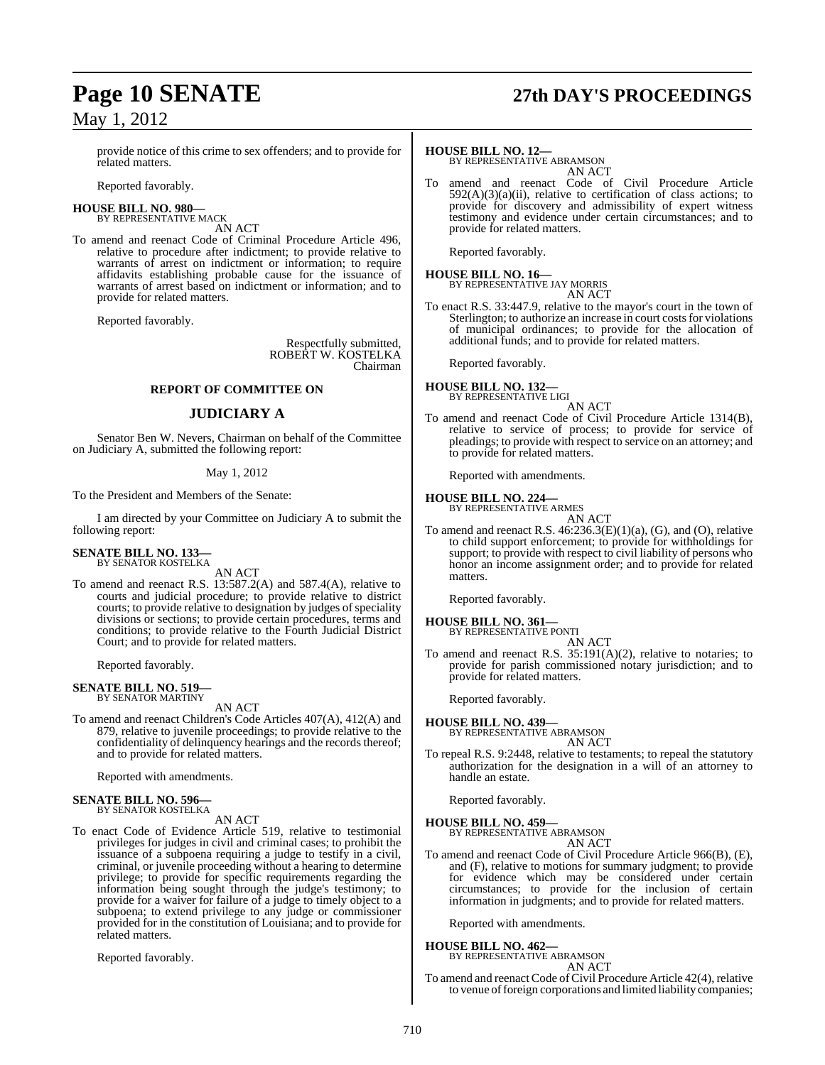provide notice of this crime to sex offenders; and to provide for related matters.

Reported favorably.

**HOUSE BILL NO. 980—**
BY REPRESENTATIVE MACK
AN ACT

To amend and reenact Code of Criminal Procedure Article 496, relative to procedure after indictment; to provide relative to warrants of arrest on indictment or information; to require affidavits establishing probable cause for the issuance of warrants of arrest based on indictment or information; and to provide for related matters.

Reported favorably.

Respectfully submitted,
ROBERT W. KOSTELKA
Chairman

**REPORT OF COMMITTEE ON**

## JUDICIARY A

Senator Ben W. Nevers, Chairman on behalf of the Committee on Judiciary A, submitted the following report:

May 1, 2012

To the President and Members of the Senate:

I am directed by your Committee on Judiciary A to submit the following report:

**SENATE BILL NO. 133—**
BY SENATOR KOSTELKA
AN ACT

To amend and reenact R.S. 13:587.2(A) and 587.4(A), relative to courts and judicial procedure; to provide relative to district courts; to provide relative to designation by judges of speciality divisions or sections; to provide certain procedures, terms and conditions; to provide relative to the Fourth Judicial District Court; and to provide for related matters.

Reported favorably.

**SENATE BILL NO. 519—**
BY SENATOR MARTINY
AN ACT

To amend and reenact Children's Code Articles 407(A), 412(A) and 879, relative to juvenile proceedings; to provide relative to the confidentiality of delinquency hearings and the records thereof; and to provide for related matters.

Reported with amendments.

**SENATE BILL NO. 596—**
BY SENATOR KOSTELKA
AN ACT

To enact Code of Evidence Article 519, relative to testimonial privileges for judges in civil and criminal cases; to prohibit the issuance of a subpoena requiring a judge to testify in a civil, criminal, or juvenile proceeding without a hearing to determine privilege; to provide for specific requirements regarding the information being sought through the judge's testimony; to provide for a waiver for failure of a judge to timely object to a subpoena; to extend privilege to any judge or commissioner provided for in the constitution of Louisiana; and to provide for related matters.

Reported favorably.

**HOUSE BILL NO. 12—**
BY REPRESENTATIVE ABRAMSON
AN ACT

To amend and reenact Code of Civil Procedure Article 592(A)(3)(a)(ii), relative to certification of class actions; to provide for discovery and admissibility of expert witness testimony and evidence under certain circumstances; and to provide for related matters.

Reported favorably.

**HOUSE BILL NO. 16—**
BY REPRESENTATIVE JAY MORRIS
AN ACT

To enact R.S. 33:447.9, relative to the mayor's court in the town of Sterlington; to authorize an increase in court costs for violations of municipal ordinances; to provide for the allocation of additional funds; and to provide for related matters.

Reported favorably.

**HOUSE BILL NO. 132—**
BY REPRESENTATIVE LIGI
AN ACT

To amend and reenact Code of Civil Procedure Article 1314(B), relative to service of process; to provide for service of pleadings; to provide with respect to service on an attorney; and to provide for related matters.

Reported with amendments.

**HOUSE BILL NO. 224—**
BY REPRESENTATIVE ARMES
AN ACT

To amend and reenact R.S. 46:236.3(E)(1)(a), (G), and (O), relative to child support enforcement; to provide for withholdings for support; to provide with respect to civil liability of persons who honor an income assignment order; and to provide for related matters.

Reported favorably.

**HOUSE BILL NO. 361—**
BY REPRESENTATIVE PONTI
AN ACT

To amend and reenact R.S. 35:191(A)(2), relative to notaries; to provide for parish commissioned notary jurisdiction; and to provide for related matters.

Reported favorably.

**HOUSE BILL NO. 439—**
BY REPRESENTATIVE ABRAMSON
AN ACT

To repeal R.S. 9:2448, relative to testaments; to repeal the statutory authorization for the designation in a will of an attorney to handle an estate.

Reported favorably.

**HOUSE BILL NO. 459—**
BY REPRESENTATIVE ABRAMSON
AN ACT

To amend and reenact Code of Civil Procedure Article 966(B), (E), and (F), relative to motions for summary judgment; to provide for evidence which may be considered under certain circumstances; to provide for the inclusion of certain information in judgments; and to provide for related matters.

Reported with amendments.

**HOUSE BILL NO. 462—**
BY REPRESENTATIVE ABRAMSON
AN ACT

To amend and reenact Code of Civil Procedure Article 42(4), relative to venue of foreign corporations and limited liability companies;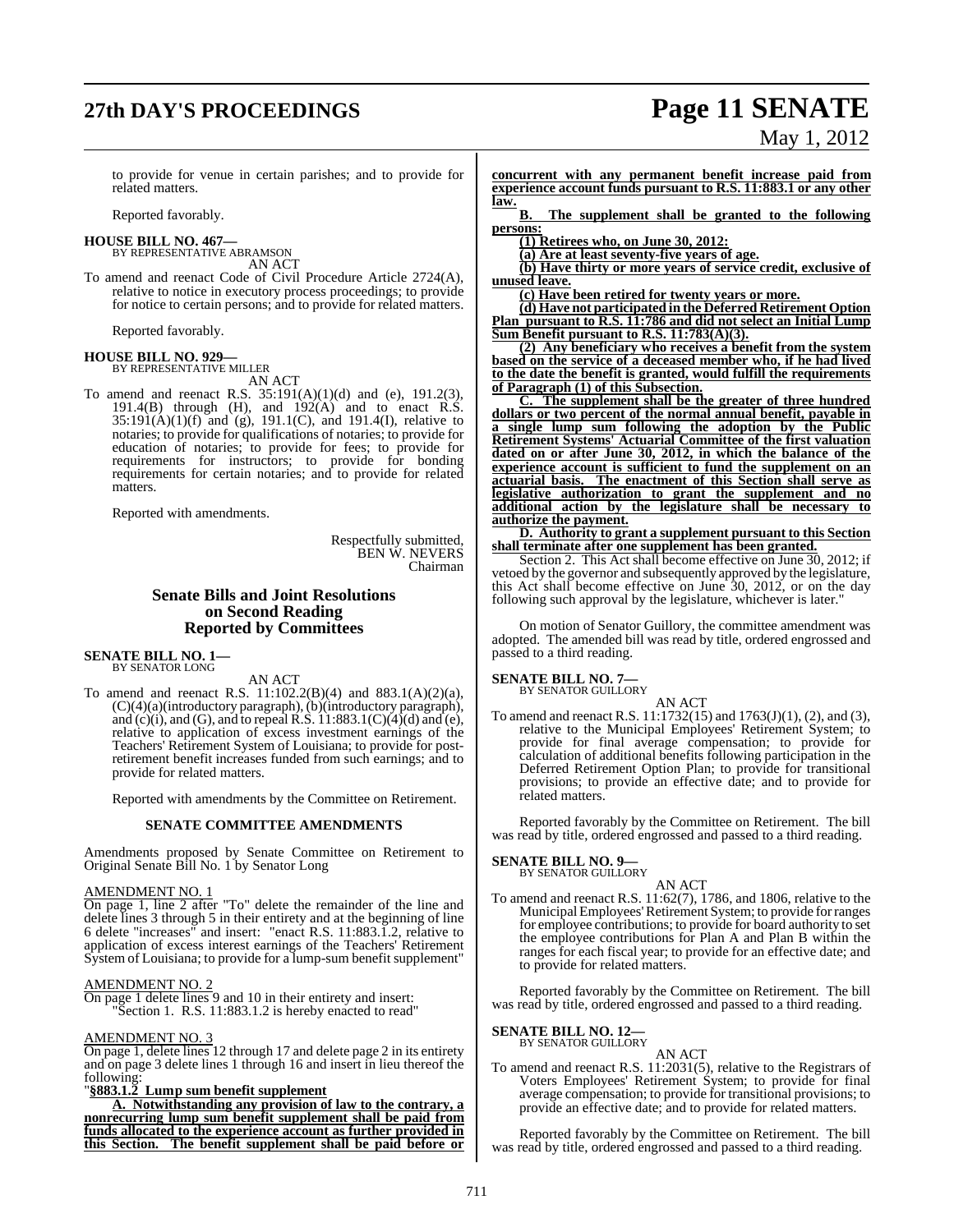to provide for venue in certain parishes; and to provide for related matters.

Reported favorably.

**HOUSE BILL NO. 467—**
BY REPRESENTATIVE ABRAMSON
AN ACT

To amend and reenact Code of Civil Procedure Article 2724(A), relative to notice in executory process proceedings; to provide for notice to certain persons; and to provide for related matters.

Reported favorably.

**HOUSE BILL NO. 929—**
BY REPRESENTATIVE MILLER
AN ACT

To amend and reenact R.S. 35:191(A)(1)(d) and (e), 191.2(3), 191.4(B) through (H), and 192(A) and to enact R.S. 35:191(A)(1)(f) and (g), 191.1(C), and 191.4(I), relative to notaries; to provide for qualifications of notaries; to provide for education of notaries; to provide for fees; to provide for requirements for instructors; to provide for bonding requirements for certain notaries; and to provide for related matters.

Reported with amendments.

Respectfully submitted,
BEN W. NEVERS
Chairman

## Senate Bills and Joint Resolutions on Second Reading Reported by Committees

**SENATE BILL NO. 1—**
BY SENATOR LONG
AN ACT

To amend and reenact R.S. 11:102.2(B)(4) and 883.1(A)(2)(a), (C)(4)(a)(introductory paragraph), (b)(introductory paragraph), and (c)(i), and (G), and to repeal R.S. 11:883.1(C)(4)(d) and (e), relative to application of excess investment earnings of the Teachers' Retirement System of Louisiana; to provide for post-retirement benefit increases funded from such earnings; and to provide for related matters.

Reported with amendments by the Committee on Retirement.

### SENATE COMMITTEE AMENDMENTS

Amendments proposed by Senate Committee on Retirement to Original Senate Bill No. 1 by Senator Long

AMENDMENT NO. 1
On page 1, line 2 after "To" delete the remainder of the line and delete lines 3 through 5 in their entirety and at the beginning of line 6 delete "increases" and insert: "enact R.S. 11:883.1.2, relative to application of excess interest earnings of the Teachers' Retirement System of Louisiana; to provide for a lump-sum benefit supplement"

AMENDMENT NO. 2
On page 1 delete lines 9 and 10 in their entirety and insert:
"Section 1. R.S. 11:883.1.2 is hereby enacted to read"

AMENDMENT NO. 3
On page 1, delete lines 12 through 17 and delete page 2 in its entirety and on page 3 delete lines 1 through 16 and insert in lieu thereof the following:

"**§883.1.2 Lump sum benefit supplement**

**A. Notwithstanding any provision of law to the contrary, a nonrecurring lump sum benefit supplement shall be paid from funds allocated to the experience account as further provided in this Section. The benefit supplement shall be paid before or concurrent with any permanent benefit increase paid from experience account funds pursuant to R.S. 11:883.1 or any other law.**

**B. The supplement shall be granted to the following persons:**

**(1) Retirees who, on June 30, 2012:**

**(a) Are at least seventy-five years of age.**

**(b) Have thirty or more years of service credit, exclusive of unused leave.**

**(c) Have been retired for twenty years or more.**

**(d) Have not participated in the Deferred Retirement Option Plan pursuant to R.S. 11:786 and did not select an Initial Lump Sum Benefit pursuant to R.S. 11:783(A)(3).**

**(2) Any beneficiary who receives a benefit from the system based on the service of a deceased member who, if he had lived to the date the benefit is granted, would fulfill the requirements of Paragraph (1) of this Subsection.**

**C. The supplement shall be the greater of three hundred dollars or two percent of the normal annual benefit, payable in a single lump sum following the adoption by the Public Retirement Systems' Actuarial Committee of the first valuation dated on or after June 30, 2012, in which the balance of the experience account is sufficient to fund the supplement on an actuarial basis. The enactment of this Section shall serve as legislative authorization to grant the supplement and no additional action by the legislature shall be necessary to authorize the payment.**

**D. Authority to grant a supplement pursuant to this Section shall terminate after one supplement has been granted.**

Section 2. This Act shall become effective on June 30, 2012; if vetoed by the governor and subsequently approved by the legislature, this Act shall become effective on June 30, 2012, or on the day following such approval by the legislature, whichever is later."

On motion of Senator Guillory, the committee amendment was adopted. The amended bill was read by title, ordered engrossed and passed to a third reading.

**SENATE BILL NO. 7—**
BY SENATOR GUILLORY
AN ACT

To amend and reenact R.S. 11:1732(15) and 1763(J)(1), (2), and (3), relative to the Municipal Employees' Retirement System; to provide for final average compensation; to provide for calculation of additional benefits following participation in the Deferred Retirement Option Plan; to provide for transitional provisions; to provide an effective date; and to provide for related matters.

Reported favorably by the Committee on Retirement. The bill was read by title, ordered engrossed and passed to a third reading.

**SENATE BILL NO. 9—**
BY SENATOR GUILLORY
AN ACT

To amend and reenact R.S. 11:62(7), 1786, and 1806, relative to the Municipal Employees' Retirement System; to provide for ranges for employee contributions; to provide for board authority to set the employee contributions for Plan A and Plan B within the ranges for each fiscal year; to provide for an effective date; and to provide for related matters.

Reported favorably by the Committee on Retirement. The bill was read by title, ordered engrossed and passed to a third reading.

**SENATE BILL NO. 12—**
BY SENATOR GUILLORY
AN ACT

To amend and reenact R.S. 11:2031(5), relative to the Registrars of Voters Employees' Retirement System; to provide for final average compensation; to provide for transitional provisions; to provide an effective date; and to provide for related matters.

Reported favorably by the Committee on Retirement. The bill was read by title, ordered engrossed and passed to a third reading.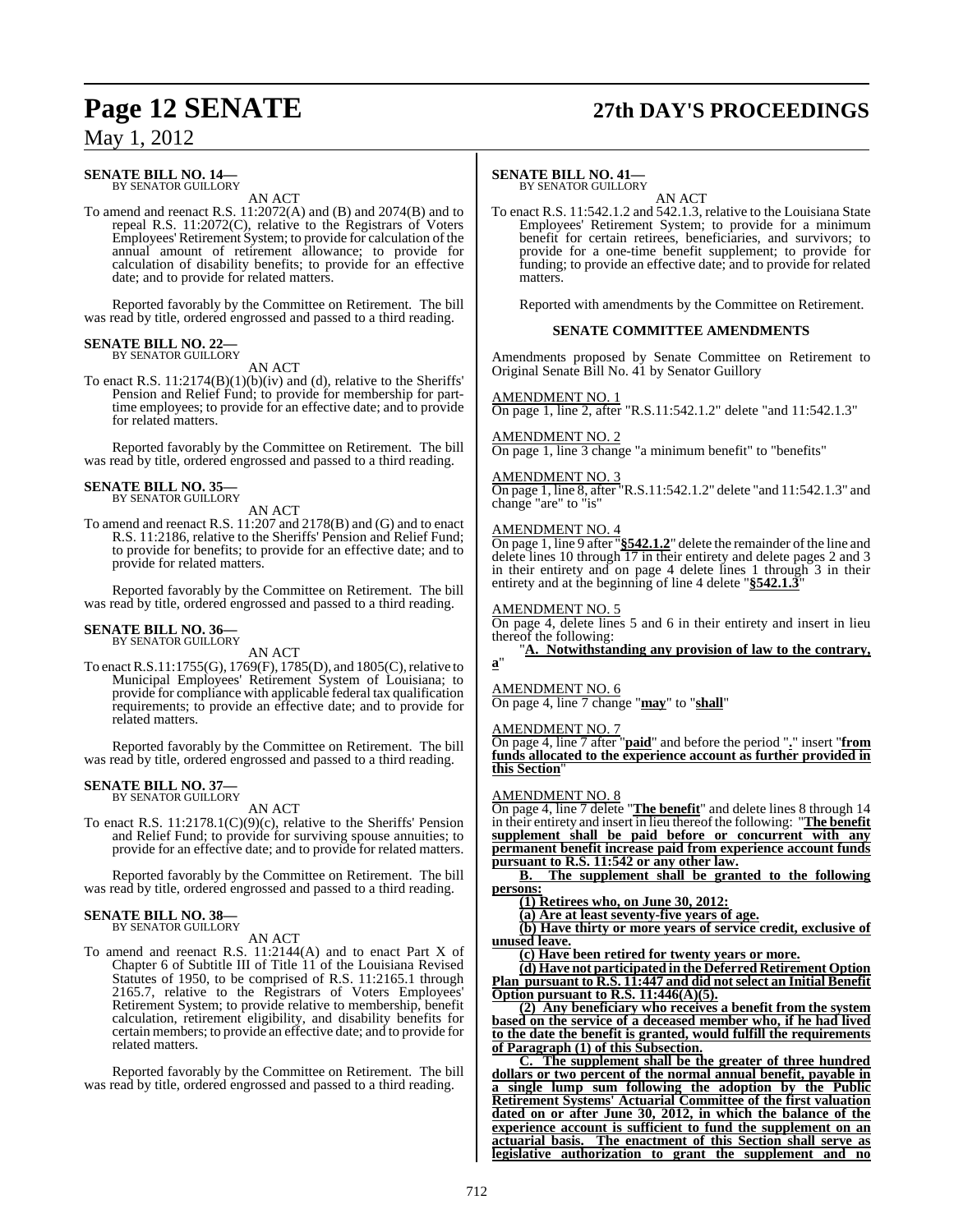**SENATE BILL NO. 14—**
BY SENATOR GUILLORY

AN ACT

To amend and reenact R.S. 11:2072(A) and (B) and 2074(B) and to repeal R.S. 11:2072(C), relative to the Registrars of Voters Employees' Retirement System; to provide for calculation of the annual amount of retirement allowance; to provide for calculation of disability benefits; to provide for an effective date; and to provide for related matters.

Reported favorably by the Committee on Retirement. The bill was read by title, ordered engrossed and passed to a third reading.

**SENATE BILL NO. 22—**
BY SENATOR GUILLORY

AN ACT

To enact R.S. 11:2174(B)(1)(b)(iv) and (d), relative to the Sheriffs' Pension and Relief Fund; to provide for membership for part-time employees; to provide for an effective date; and to provide for related matters.

Reported favorably by the Committee on Retirement. The bill was read by title, ordered engrossed and passed to a third reading.

**SENATE BILL NO. 35—**
BY SENATOR GUILLORY

AN ACT

To amend and reenact R.S. 11:207 and 2178(B) and (G) and to enact R.S. 11:2186, relative to the Sheriffs' Pension and Relief Fund; to provide for benefits; to provide for an effective date; and to provide for related matters.

Reported favorably by the Committee on Retirement. The bill was read by title, ordered engrossed and passed to a third reading.

**SENATE BILL NO. 36—**
BY SENATOR GUILLORY

AN ACT

To enact R.S.11:1755(G), 1769(F), 1785(D), and 1805(C), relative to Municipal Employees' Retirement System of Louisiana; to provide for compliance with applicable federal tax qualification requirements; to provide an effective date; and to provide for related matters.

Reported favorably by the Committee on Retirement. The bill was read by title, ordered engrossed and passed to a third reading.

**SENATE BILL NO. 37—**
BY SENATOR GUILLORY

AN ACT

To enact R.S. 11:2178.1(C)(9)(c), relative to the Sheriffs' Pension and Relief Fund; to provide for surviving spouse annuities; to provide for an effective date; and to provide for related matters.

Reported favorably by the Committee on Retirement. The bill was read by title, ordered engrossed and passed to a third reading.

**SENATE BILL NO. 38—**
BY SENATOR GUILLORY

AN ACT

To amend and reenact R.S. 11:2144(A) and to enact Part X of Chapter 6 of Subtitle III of Title 11 of the Louisiana Revised Statutes of 1950, to be comprised of R.S. 11:2165.1 through 2165.7, relative to the Registrars of Voters Employees' Retirement System; to provide relative to membership, benefit calculation, retirement eligibility, and disability benefits for certain members; to provide an effective date; and to provide for related matters.

Reported favorably by the Committee on Retirement. The bill was read by title, ordered engrossed and passed to a third reading.

**SENATE BILL NO. 41—**
BY SENATOR GUILLORY

AN ACT

To enact R.S. 11:542.1.2 and 542.1.3, relative to the Louisiana State Employees' Retirement System; to provide for a minimum benefit for certain retirees, beneficiaries, and survivors; to provide for a one-time benefit supplement; to provide for funding; to provide an effective date; and to provide for related matters.

Reported with amendments by the Committee on Retirement.

**SENATE COMMITTEE AMENDMENTS**

Amendments proposed by Senate Committee on Retirement to Original Senate Bill No. 41 by Senator Guillory

AMENDMENT NO. 1
On page 1, line 2, after "R.S.11:542.1.2" delete "and 11:542.1.3"

AMENDMENT NO. 2
On page 1, line 3 change "a minimum benefit" to "benefits"

AMENDMENT NO. 3
On page 1, line 8, after "R.S.11:542.1.2" delete "and 11:542.1.3" and change "are" to "is"

AMENDMENT NO. 4
On page 1, line 9 after "**§542.1.2**" delete the remainder of the line and delete lines 10 through 17 in their entirety and delete pages 2 and 3 in their entirety and on page 4 delete lines 1 through 3 in their entirety and at the beginning of line 4 delete "**§542.1.3**"

AMENDMENT NO. 5
On page 4, delete lines 5 and 6 in their entirety and insert in lieu thereof the following:

"**A. Notwithstanding any provision of law to the contrary, a**"

AMENDMENT NO. 6
On page 4, line 7 change "**may**" to "**shall**"

AMENDMENT NO. 7
On page 4, line 7 after "**paid**" and before the period "**.**" insert "**from funds allocated to the experience account as further provided in this Section**"

AMENDMENT NO. 8
On page 4, line 7 delete "**The benefit**" and delete lines 8 through 14 in their entirety and insert in lieu thereof the following: "**The benefit supplement shall be paid before or concurrent with any permanent benefit increase paid from experience account funds pursuant to R.S. 11:542 or any other law.**

**B. The supplement shall be granted to the following persons:**

**(1) Retirees who, on June 30, 2012:**

**(a) Are at least seventy-five years of age.**

**(b) Have thirty or more years of service credit, exclusive of unused leave.**

**(c) Have been retired for twenty years or more.**

**(d) Have not participated in the Deferred Retirement Option Plan pursuant to R.S. 11:447 and did not select an Initial Benefit Option pursuant to R.S. 11:446(A)(5).**

**(2) Any beneficiary who receives a benefit from the system based on the service of a deceased member who, if he had lived to the date the benefit is granted, would fulfill the requirements of Paragraph (1) of this Subsection.**

**C. The supplement shall be the greater of three hundred dollars or two percent of the normal annual benefit, payable in a single lump sum following the adoption by the Public Retirement Systems' Actuarial Committee of the first valuation dated on or after June 30, 2012, in which the balance of the experience account is sufficient to fund the supplement on an actuarial basis. The enactment of this Section shall serve as legislative authorization to grant the supplement and no**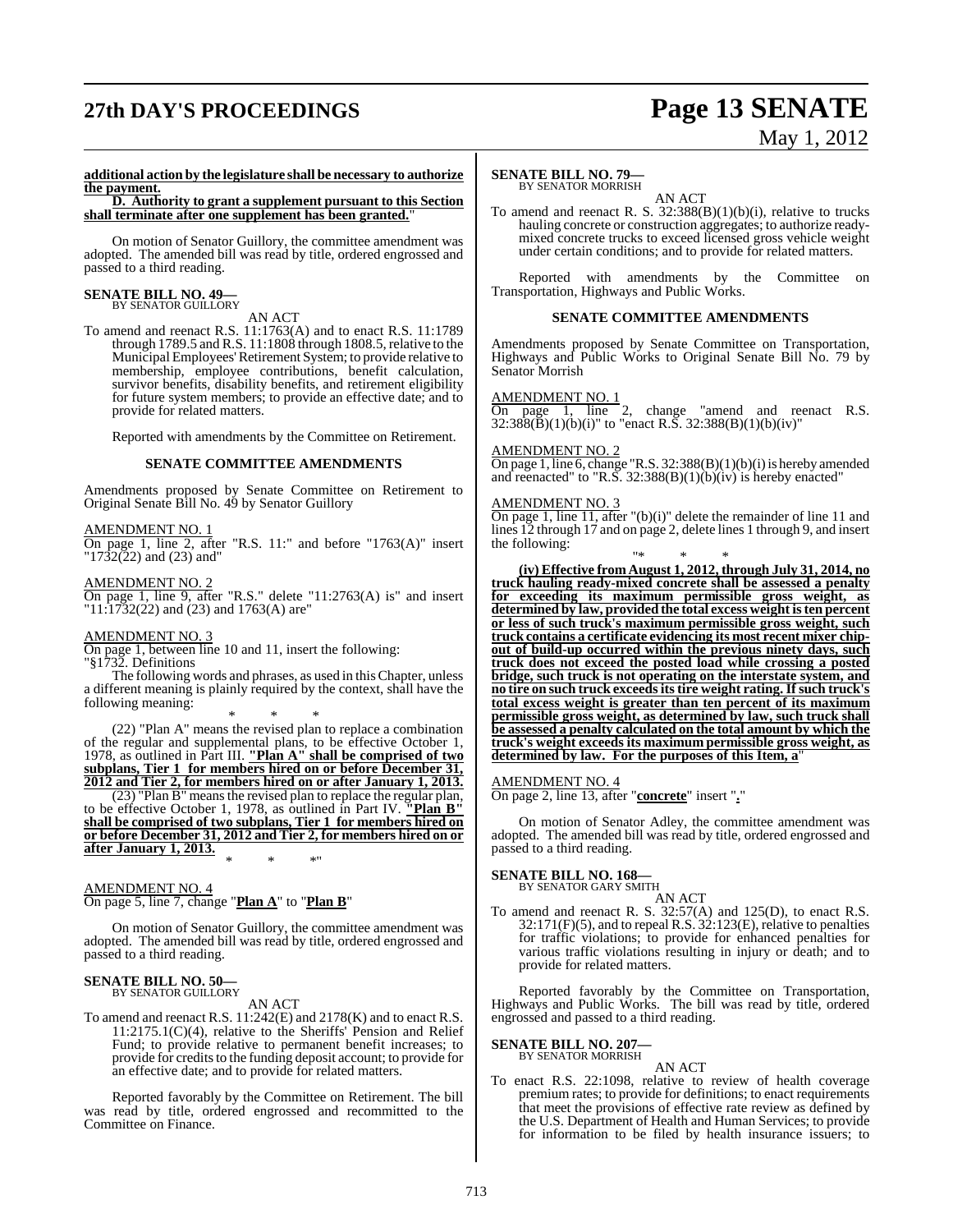**additional action by the legislature shall be necessary to authorize the payment.**

**D. Authority to grant a supplement pursuant to this Section shall terminate after one supplement has been granted.**"

On motion of Senator Guillory, the committee amendment was adopted. The amended bill was read by title, ordered engrossed and passed to a third reading.

**SENATE BILL NO. 49—**
BY SENATOR GUILLORY

AN ACT

To amend and reenact R.S. 11:1763(A) and to enact R.S. 11:1789 through 1789.5 and R.S. 11:1808 through 1808.5, relative to the Municipal Employees' Retirement System; to provide relative to membership, employee contributions, benefit calculation, survivor benefits, disability benefits, and retirement eligibility for future system members; to provide an effective date; and to provide for related matters.

Reported with amendments by the Committee on Retirement.

**SENATE COMMITTEE AMENDMENTS**

Amendments proposed by Senate Committee on Retirement to Original Senate Bill No. 49 by Senator Guillory

AMENDMENT NO. 1

On page 1, line 2, after "R.S. 11:" and before "1763(A)" insert "1732(22) and (23) and"

AMENDMENT NO. 2

On page 1, line 9, after "R.S." delete "11:2763(A) is" and insert "11:1732(22) and (23) and 1763(A) are"

AMENDMENT NO. 3

On page 1, between line 10 and 11, insert the following:

"§1732. Definitions

The following words and phrases, as used in this Chapter, unless a different meaning is plainly required by the context, shall have the following meaning:

\* \* \*

(22) "Plan A" means the revised plan to replace a combination of the regular and supplemental plans, to be effective October 1, 1978, as outlined in Part III. **"Plan A" shall be comprised of two subplans, Tier 1 for members hired on or before December 31, 2012 and Tier 2, for members hired on or after January 1, 2013.**

(23) "Plan B" means the revised plan to replace the regular plan, to be effective October 1, 1978, as outlined in Part IV. **"Plan B" shall be comprised of two subplans, Tier 1 for members hired on or before December 31, 2012 and Tier 2, for members hired on or after January 1, 2013.**

\* \* \*"

AMENDMENT NO. 4

On page 5, line 7, change "**Plan A**" to "**Plan B**"

On motion of Senator Guillory, the committee amendment was adopted. The amended bill was read by title, ordered engrossed and passed to a third reading.

**SENATE BILL NO. 50—**
BY SENATOR GUILLORY

AN ACT

To amend and reenact R.S. 11:242(E) and 2178(K) and to enact R.S. 11:2175.1(C)(4), relative to the Sheriffs' Pension and Relief Fund; to provide relative to permanent benefit increases; to provide for credits to the funding deposit account; to provide for an effective date; and to provide for related matters.

Reported favorably by the Committee on Retirement. The bill was read by title, ordered engrossed and recommitted to the Committee on Finance.

**SENATE BILL NO. 79—**
BY SENATOR MORRISH

AN ACT

To amend and reenact R. S. 32:388(B)(1)(b)(i), relative to trucks hauling concrete or construction aggregates; to authorize ready-mixed concrete trucks to exceed licensed gross vehicle weight under certain conditions; and to provide for related matters.

Reported with amendments by the Committee on Transportation, Highways and Public Works.

**SENATE COMMITTEE AMENDMENTS**

Amendments proposed by Senate Committee on Transportation, Highways and Public Works to Original Senate Bill No. 79 by Senator Morrish

AMENDMENT NO. 1

On page 1, line 2, change "amend and reenact R.S. 32:388(B)(1)(b)(i)" to "enact R.S. 32:388(B)(1)(b)(iv)"

AMENDMENT NO. 2

On page 1, line 6, change "R.S. 32:388(B)(1)(b)(i) is hereby amended and reenacted" to "R.S. 32:388(B)(1)(b)(iv) is hereby enacted"

AMENDMENT NO. 3

On page 1, line 11, after "(b)(i)" delete the remainder of line 11 and lines 12 through 17 and on page 2, delete lines 1 through 9, and insert the following:

"\* \* \*

**(iv) Effective from August 1, 2012, through July 31, 2014, no truck hauling ready-mixed concrete shall be assessed a penalty for exceeding its maximum permissible gross weight, as determined by law, provided the total excess weight is ten percent or less of such truck's maximum permissible gross weight, such truck contains a certificate evidencing its most recent mixer chip-out of build-up occurred within the previous ninety days, such truck does not exceed the posted load while crossing a posted bridge, such truck is not operating on the interstate system, and no tire on such truck exceeds its tire weight rating. If such truck's total excess weight is greater than ten percent of its maximum permissible gross weight, as determined by law, such truck shall be assessed a penalty calculated on the total amount by which the truck's weight exceeds its maximum permissible gross weight, as determined by law. For the purposes of this Item, a**"

AMENDMENT NO. 4

On page 2, line 13, after "**concrete**" insert "**.**"

On motion of Senator Adley, the committee amendment was adopted. The amended bill was read by title, ordered engrossed and passed to a third reading.

**SENATE BILL NO. 168—**
BY SENATOR GARY SMITH

AN ACT

To amend and reenact R. S. 32:57(A) and 125(D), to enact R.S. 32:171(F)(5), and to repeal R.S. 32:123(E), relative to penalties for traffic violations; to provide for enhanced penalties for various traffic violations resulting in injury or death; and to provide for related matters.

Reported favorably by the Committee on Transportation, Highways and Public Works. The bill was read by title, ordered engrossed and passed to a third reading.

**SENATE BILL NO. 207—**
BY SENATOR MORRISH

AN ACT

To enact R.S. 22:1098, relative to review of health coverage premium rates; to provide for definitions; to enact requirements that meet the provisions of effective rate review as defined by the U.S. Department of Health and Human Services; to provide for information to be filed by health insurance issuers; to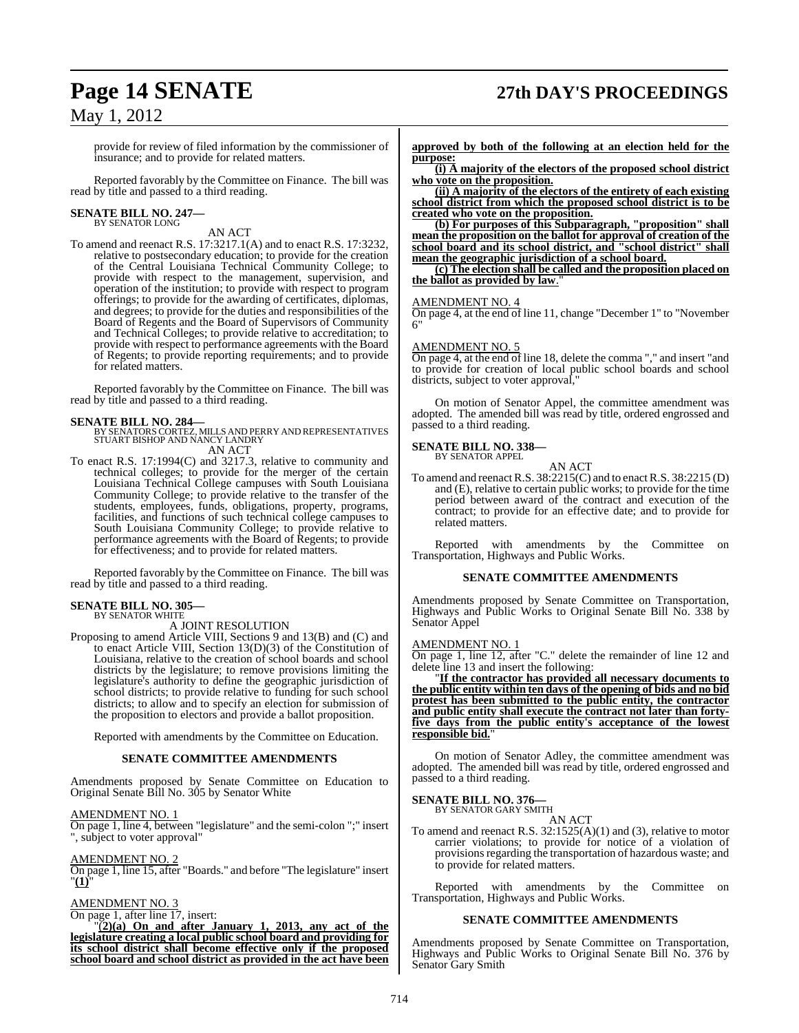provide for review of filed information by the commissioner of insurance; and to provide for related matters.

Reported favorably by the Committee on Finance. The bill was read by title and passed to a third reading.

**SENATE BILL NO. 247—**
BY SENATOR LONG

AN ACT

To amend and reenact R.S. 17:3217.1(A) and to enact R.S. 17:3232, relative to postsecondary education; to provide for the creation of the Central Louisiana Technical Community College; to provide with respect to the management, supervision, and operation of the institution; to provide with respect to program offerings; to provide for the awarding of certificates, diplomas, and degrees; to provide for the duties and responsibilities of the Board of Regents and the Board of Supervisors of Community and Technical Colleges; to provide relative to accreditation; to provide with respect to performance agreements with the Board of Regents; to provide reporting requirements; and to provide for related matters.

Reported favorably by the Committee on Finance. The bill was read by title and passed to a third reading.

**SENATE BILL NO. 284—**
BY SENATORS CORTEZ, MILLS AND PERRY AND REPRESENTATIVES STUART BISHOP AND NANCY LANDRY

AN ACT

To enact R.S. 17:1994(C) and 3217.3, relative to community and technical colleges; to provide for the merger of the certain Louisiana Technical College campuses with South Louisiana Community College; to provide relative to the transfer of the students, employees, funds, obligations, property, programs, facilities, and functions of such technical college campuses to South Louisiana Community College; to provide relative to performance agreements with the Board of Regents; to provide for effectiveness; and to provide for related matters.

Reported favorably by the Committee on Finance. The bill was read by title and passed to a third reading.

**SENATE BILL NO. 305—**
BY SENATOR WHITE

A JOINT RESOLUTION

Proposing to amend Article VIII, Sections 9 and 13(B) and (C) and to enact Article VIII, Section 13(D)(3) of the Constitution of Louisiana, relative to the creation of school boards and school districts by the legislature; to remove provisions limiting the legislature's authority to define the geographic jurisdiction of school districts; to provide relative to funding for such school districts; to allow and to specify an election for submission of the proposition to electors and provide a ballot proposition.

Reported with amendments by the Committee on Education.

**SENATE COMMITTEE AMENDMENTS**

Amendments proposed by Senate Committee on Education to Original Senate Bill No. 305 by Senator White

AMENDMENT NO. 1
On page 1, line 4, between "legislature" and the semi-colon ";" insert ", subject to voter approval"

AMENDMENT NO. 2
On page 1, line 15, after "Boards." and before "The legislature" insert "**(1)**"

AMENDMENT NO. 3
On page 1, after line 17, insert:

"**(2)(a) On and after January 1, 2013, any act of the legislature creating a local public school board and providing for its school district shall become effective only if the proposed school board and school district as provided in the act have been approved by both of the following at an election held for the purpose:**

**(i) A majority of the electors of the proposed school district who vote on the proposition.**

**(ii) A majority of the electors of the entirety of each existing school district from which the proposed school district is to be created who vote on the proposition.**

**(b) For purposes of this Subparagraph, "proposition" shall mean the proposition on the ballot for approval of creation of the school board and its school district, and "school district" shall mean the geographic jurisdiction of a school board.**

**(c) The election shall be called and the proposition placed on the ballot as provided by law**."

AMENDMENT NO. 4
On page 4, at the end of line 11, change "December 1" to "November 6"

AMENDMENT NO. 5
On page 4, at the end of line 18, delete the comma "," and insert "and to provide for creation of local public school boards and school districts, subject to voter approval,"

On motion of Senator Appel, the committee amendment was adopted. The amended bill was read by title, ordered engrossed and passed to a third reading.

**SENATE BILL NO. 338—**
BY SENATOR APPEL

AN ACT

To amend and reenact R.S. 38:2215(C) and to enact R.S. 38:2215 (D) and (E), relative to certain public works; to provide for the time period between award of the contract and execution of the contract; to provide for an effective date; and to provide for related matters.

Reported with amendments by the Committee on Transportation, Highways and Public Works.

**SENATE COMMITTEE AMENDMENTS**

Amendments proposed by Senate Committee on Transportation, Highways and Public Works to Original Senate Bill No. 338 by Senator Appel

AMENDMENT NO. 1
On page 1, line 12, after "C." delete the remainder of line 12 and delete line 13 and insert the following:

"**If the contractor has provided all necessary documents to the public entity within ten days of the opening of bids and no bid protest has been submitted to the public entity, the contractor and public entity shall execute the contract not later than forty-five days from the public entity's acceptance of the lowest responsible bid.**"

On motion of Senator Adley, the committee amendment was adopted. The amended bill was read by title, ordered engrossed and passed to a third reading.

**SENATE BILL NO. 376—**
BY SENATOR GARY SMITH

AN ACT

To amend and reenact R.S. 32:1525(A)(1) and (3), relative to motor carrier violations; to provide for notice of a violation of provisions regarding the transportation of hazardous waste; and to provide for related matters.

Reported with amendments by the Committee on Transportation, Highways and Public Works.

**SENATE COMMITTEE AMENDMENTS**

Amendments proposed by Senate Committee on Transportation, Highways and Public Works to Original Senate Bill No. 376 by Senator Gary Smith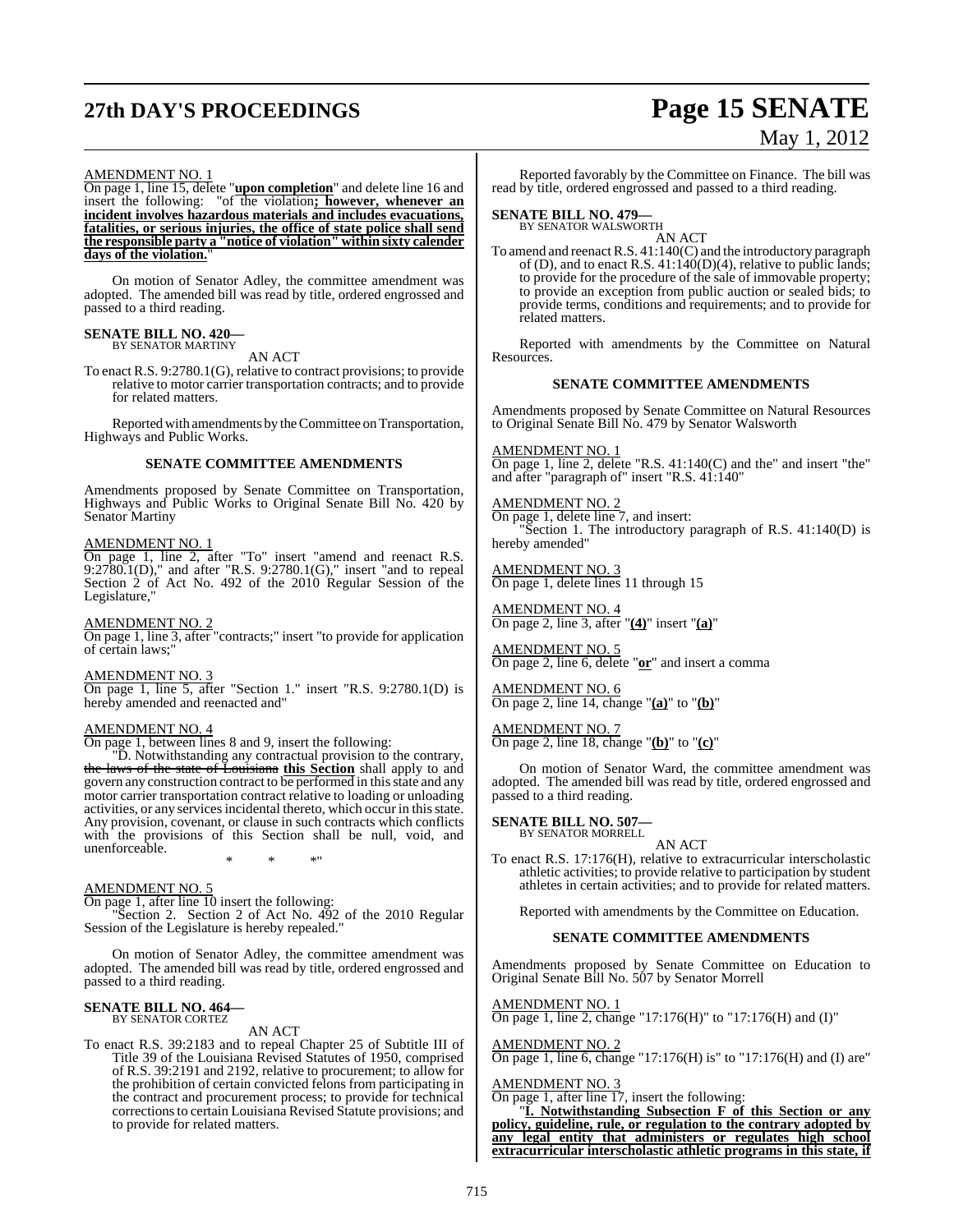AMENDMENT NO. 1

On page 1, line 15, delete "**upon completion**" and delete line 16 and insert the following: "of the violation**; however, whenever an incident involves hazardous materials and includes evacuations, fatalities, or serious injuries, the office of state police shall send the responsible party a "notice of violation" within sixty calender days of the violation.**"

On motion of Senator Adley, the committee amendment was adopted. The amended bill was read by title, ordered engrossed and passed to a third reading.

**SENATE BILL NO. 420—**
BY SENATOR MARTINY

AN ACT

To enact R.S. 9:2780.1(G), relative to contract provisions; to provide relative to motor carrier transportation contracts; and to provide for related matters.

Reported with amendments by the Committee on Transportation, Highways and Public Works.

**SENATE COMMITTEE AMENDMENTS**

Amendments proposed by Senate Committee on Transportation, Highways and Public Works to Original Senate Bill No. 420 by Senator Martiny

AMENDMENT NO. 1

On page 1, line 2, after "To" insert "amend and reenact R.S. 9:2780.1(D)," and after "R.S. 9:2780.1(G)," insert "and to repeal Section 2 of Act No. 492 of the 2010 Regular Session of the Legislature,"

AMENDMENT NO. 2

On page 1, line 3, after "contracts;" insert "to provide for application of certain laws;"

AMENDMENT NO. 3

On page 1, line 5, after "Section 1." insert "R.S. 9:2780.1(D) is hereby amended and reenacted and"

AMENDMENT NO. 4

On page 1, between lines 8 and 9, insert the following:

"D. Notwithstanding any contractual provision to the contrary, ~~the laws of the state of Louisiana~~ **this Section** shall apply to and govern any construction contract to be performed in this state and any motor carrier transportation contract relative to loading or unloading activities, or any services incidental thereto, which occur in this state. Any provision, covenant, or clause in such contracts which conflicts with the provisions of this Section shall be null, void, and unenforceable.

\* \* \*"

AMENDMENT NO. 5

On page 1, after line 10 insert the following:

"Section 2. Section 2 of Act No. 492 of the 2010 Regular Session of the Legislature is hereby repealed."

On motion of Senator Adley, the committee amendment was adopted. The amended bill was read by title, ordered engrossed and passed to a third reading.

**SENATE BILL NO. 464—**
BY SENATOR CORTEZ

AN ACT

To enact R.S. 39:2183 and to repeal Chapter 25 of Subtitle III of Title 39 of the Louisiana Revised Statutes of 1950, comprised of R.S. 39:2191 and 2192, relative to procurement; to allow for the prohibition of certain convicted felons from participating in the contract and procurement process; to provide for technical corrections to certain Louisiana Revised Statute provisions; and to provide for related matters.

Reported favorably by the Committee on Finance. The bill was read by title, ordered engrossed and passed to a third reading.

**SENATE BILL NO. 479—**
BY SENATOR WALSWORTH

AN ACT

To amend and reenact R.S. 41:140(C) and the introductory paragraph of (D), and to enact R.S. 41:140(D)(4), relative to public lands; to provide for the procedure of the sale of immovable property; to provide an exception from public auction or sealed bids; to provide terms, conditions and requirements; and to provide for related matters.

Reported with amendments by the Committee on Natural Resources.

**SENATE COMMITTEE AMENDMENTS**

Amendments proposed by Senate Committee on Natural Resources to Original Senate Bill No. 479 by Senator Walsworth

AMENDMENT NO. 1

On page 1, line 2, delete "R.S. 41:140(C) and the" and insert "the" and after "paragraph of" insert "R.S. 41:140"

AMENDMENT NO. 2

On page 1, delete line 7, and insert:

"Section 1. The introductory paragraph of R.S. 41:140(D) is hereby amended"

AMENDMENT NO. 3

On page 1, delete lines 11 through 15

AMENDMENT NO. 4

On page 2, line 3, after "**(4)**" insert "**(a)**"

AMENDMENT NO. 5

On page 2, line 6, delete "**or**" and insert a comma

AMENDMENT NO. 6

On page 2, line 14, change "**(a)**" to "**(b)**"

AMENDMENT NO. 7

On page 2, line 18, change "**(b)**" to "**(c)**"

On motion of Senator Ward, the committee amendment was adopted. The amended bill was read by title, ordered engrossed and passed to a third reading.

**SENATE BILL NO. 507—**
BY SENATOR MORRELL

AN ACT

To enact R.S. 17:176(H), relative to extracurricular interscholastic athletic activities; to provide relative to participation by student athletes in certain activities; and to provide for related matters.

Reported with amendments by the Committee on Education.

**SENATE COMMITTEE AMENDMENTS**

Amendments proposed by Senate Committee on Education to Original Senate Bill No. 507 by Senator Morrell

AMENDMENT NO. 1

On page 1, line 2, change "17:176(H)" to "17:176(H) and (I)"

AMENDMENT NO. 2

On page 1, line 6, change "17:176(H) is" to "17:176(H) and (I) are"

AMENDMENT NO. 3

On page 1, after line 17, insert the following:

"**I. Notwithstanding Subsection F of this Section or any policy, guideline, rule, or regulation to the contrary adopted by any legal entity that administers or regulates high school extracurricular interscholastic athletic programs in this state, if**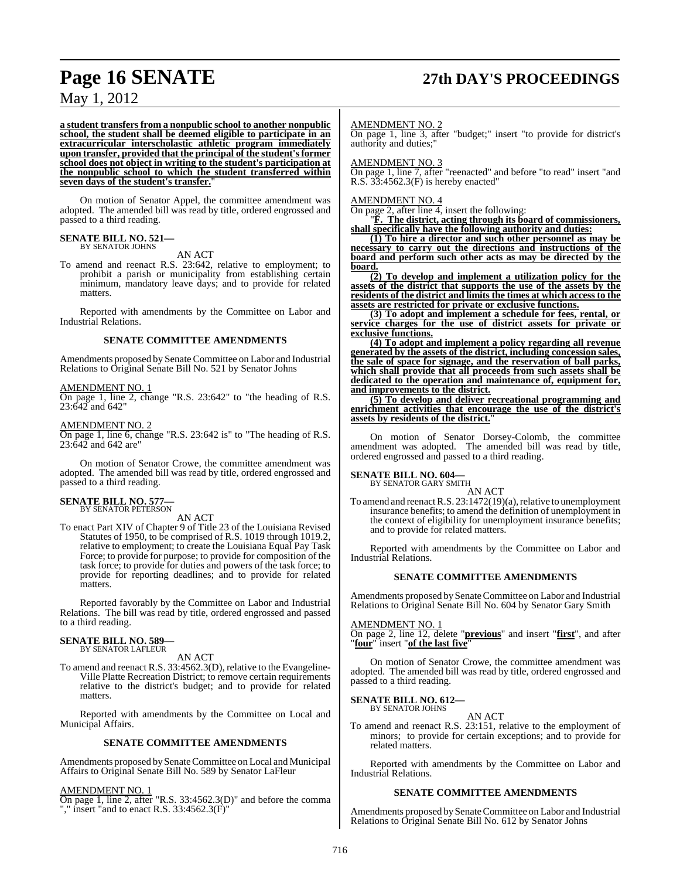**a student transfers from a nonpublic school to another nonpublic school, the student shall be deemed eligible to participate in an extracurricular interscholastic athletic program immediately upon transfer, provided that the principal of the student's former school does not object in writing to the student's participation at the nonpublic school to which the student transferred within seven days of the student's transfer.**"

On motion of Senator Appel, the committee amendment was adopted. The amended bill was read by title, ordered engrossed and passed to a third reading.

**SENATE BILL NO. 521—**
BY SENATOR JOHNS

AN ACT

To amend and reenact R.S. 23:642, relative to employment; to prohibit a parish or municipality from establishing certain minimum, mandatory leave days; and to provide for related matters.

Reported with amendments by the Committee on Labor and Industrial Relations.

**SENATE COMMITTEE AMENDMENTS**

Amendments proposed by Senate Committee on Labor and Industrial Relations to Original Senate Bill No. 521 by Senator Johns

AMENDMENT NO. 1
On page 1, line 2, change "R.S. 23:642" to "the heading of R.S. 23:642 and 642"

AMENDMENT NO. 2
On page 1, line 6, change "R.S. 23:642 is" to "The heading of R.S. 23:642 and 642 are"

On motion of Senator Crowe, the committee amendment was adopted. The amended bill was read by title, ordered engrossed and passed to a third reading.

**SENATE BILL NO. 577—**
BY SENATOR PETERSON

AN ACT

To enact Part XIV of Chapter 9 of Title 23 of the Louisiana Revised Statutes of 1950, to be comprised of R.S. 1019 through 1019.2, relative to employment; to create the Louisiana Equal Pay Task Force; to provide for purpose; to provide for composition of the task force; to provide for duties and powers of the task force; to provide for reporting deadlines; and to provide for related matters.

Reported favorably by the Committee on Labor and Industrial Relations. The bill was read by title, ordered engrossed and passed to a third reading.

**SENATE BILL NO. 589—**
BY SENATOR LAFLEUR

AN ACT

To amend and reenact R.S. 33:4562.3(D), relative to the Evangeline-Ville Platte Recreation District; to remove certain requirements relative to the district's budget; and to provide for related matters.

Reported with amendments by the Committee on Local and Municipal Affairs.

**SENATE COMMITTEE AMENDMENTS**

Amendments proposed by Senate Committee on Local and Municipal Affairs to Original Senate Bill No. 589 by Senator LaFleur

AMENDMENT NO. 1
On page 1, line 2, after "R.S. 33:4562.3(D)" and before the comma "," insert "and to enact R.S. 33:4562.3(F)"

AMENDMENT NO. 2
On page 1, line 3, after "budget;" insert "to provide for district's authority and duties;"

AMENDMENT NO. 3
On page 1, line 7, after "reenacted" and before "to read" insert "and R.S. 33:4562.3(F) is hereby enacted"

AMENDMENT NO. 4
On page 2, after line 4, insert the following:

"**F. The district, acting through its board of commissioners, shall specifically have the following authority and duties:**

**(1) To hire a director and such other personnel as may be necessary to carry out the directions and instructions of the board and perform such other acts as may be directed by the board.**

**(2) To develop and implement a utilization policy for the assets of the district that supports the use of the assets by the residents of the district and limits the times at which access to the assets are restricted for private or exclusive functions.**

**(3) To adopt and implement a schedule for fees, rental, or service charges for the use of district assets for private or exclusive functions.**

**(4) To adopt and implement a policy regarding all revenue generated by the assets of the district, including concession sales, the sale of space for signage, and the reservation of ball parks, which shall provide that all proceeds from such assets shall be dedicated to the operation and maintenance of, equipment for, and improvements to the district.**

**(5) To develop and deliver recreational programming and enrichment activities that encourage the use of the district's assets by residents of the district.**"

On motion of Senator Dorsey-Colomb, the committee amendment was adopted. The amended bill was read by title, ordered engrossed and passed to a third reading.

**SENATE BILL NO. 604—**
BY SENATOR GARY SMITH

AN ACT

To amend and reenact R.S. 23:1472(19)(a), relative to unemployment insurance benefits; to amend the definition of unemployment in the context of eligibility for unemployment insurance benefits; and to provide for related matters.

Reported with amendments by the Committee on Labor and Industrial Relations.

**SENATE COMMITTEE AMENDMENTS**

Amendments proposed by Senate Committee on Labor and Industrial Relations to Original Senate Bill No. 604 by Senator Gary Smith

AMENDMENT NO. 1
On page 2, line 12, delete "**previous**" and insert "**first**", and after "**four**" insert "**of the last five**"

On motion of Senator Crowe, the committee amendment was adopted. The amended bill was read by title, ordered engrossed and passed to a third reading.

**SENATE BILL NO. 612—**
BY SENATOR JOHNS

AN ACT

To amend and reenact R.S. 23:151, relative to the employment of minors; to provide for certain exceptions; and to provide for related matters.

Reported with amendments by the Committee on Labor and Industrial Relations.

**SENATE COMMITTEE AMENDMENTS**

Amendments proposed by Senate Committee on Labor and Industrial Relations to Original Senate Bill No. 612 by Senator Johns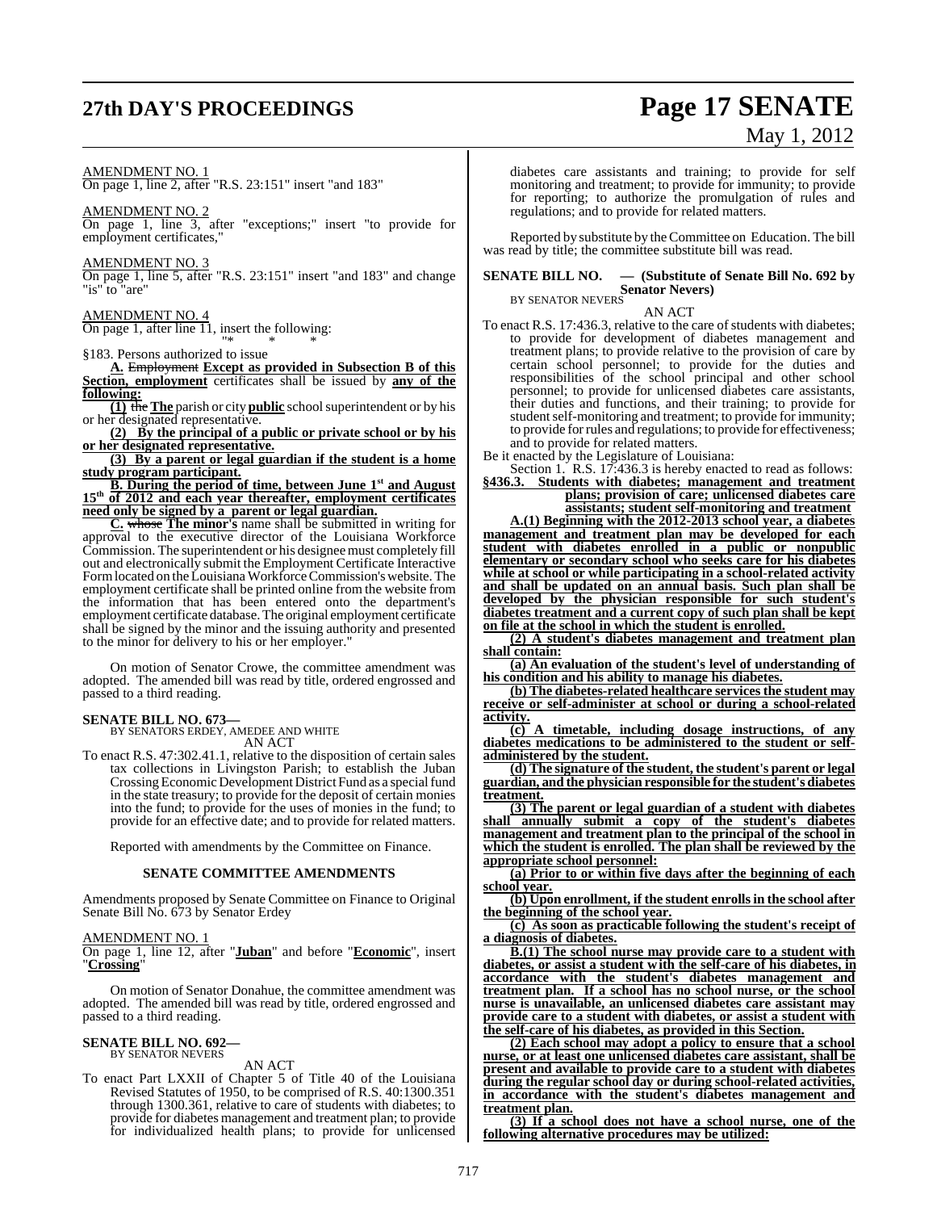AMENDMENT NO. 1
On page 1, line 2, after "R.S. 23:151" insert "and 183"

AMENDMENT NO. 2
On page 1, line 3, after "exceptions;" insert "to provide for employment certificates,"

AMENDMENT NO. 3
On page 1, line 5, after "R.S. 23:151" insert "and 183" and change "is" to "are"

AMENDMENT NO. 4
On page 1, after line 11, insert the following:

"* * *

§183. Persons authorized to issue

**A.** ~~Employment~~ **Except as provided in Subsection B of this Section, employment** certificates shall be issued by **any of the following:**

**(1)** ~~the~~ **The** parish or city **public** school superintendent or by his or her designated representative.

**(2) By the principal of a public or private school or by his or her designated representative.**

**(3) By a parent or legal guardian if the student is a home study program participant.**

**B. During the period of time, between June 1st and August 15th of 2012 and each year thereafter, employment certificates need only be signed by a parent or legal guardian.**

**C.** ~~whose~~ **The minor's** name shall be submitted in writing for approval to the executive director of the Louisiana Workforce Commission. The superintendent or his designee must completely fill out and electronically submit the Employment Certificate Interactive Form located on the Louisiana Workforce Commission's website. The employment certificate shall be printed online from the website from the information that has been entered onto the department's employment certificate database. The original employment certificate shall be signed by the minor and the issuing authority and presented to the minor for delivery to his or her employer."

On motion of Senator Crowe, the committee amendment was adopted. The amended bill was read by title, ordered engrossed and passed to a third reading.

**SENATE BILL NO. 673—**
BY SENATORS ERDEY, AMEDEE AND WHITE
AN ACT

To enact R.S. 47:302.41.1, relative to the disposition of certain sales tax collections in Livingston Parish; to establish the Juban Crossing Economic Development District Fund as a special fund in the state treasury; to provide for the deposit of certain monies into the fund; to provide for the uses of monies in the fund; to provide for an effective date; and to provide for related matters.

Reported with amendments by the Committee on Finance.

**SENATE COMMITTEE AMENDMENTS**

Amendments proposed by Senate Committee on Finance to Original Senate Bill No. 673 by Senator Erdey

AMENDMENT NO. 1
On page 1, line 12, after "**Juban**" and before "**Economic**", insert "**Crossing**"

On motion of Senator Donahue, the committee amendment was adopted. The amended bill was read by title, ordered engrossed and passed to a third reading.

**SENATE BILL NO. 692—**
BY SENATOR NEVERS
AN ACT

To enact Part LXXII of Chapter 5 of Title 40 of the Louisiana Revised Statutes of 1950, to be comprised of R.S. 40:1300.351 through 1300.361, relative to care of students with diabetes; to provide for diabetes management and treatment plan; to provide for individualized health plans; to provide for unlicensed diabetes care assistants and training; to provide for self monitoring and treatment; to provide for immunity; to provide for reporting; to authorize the promulgation of rules and regulations; and to provide for related matters.

Reported by substitute by the Committee on Education. The bill was read by title; the committee substitute bill was read.

**SENATE BILL NO. — (Substitute of Senate Bill No. 692 by Senator Nevers)**
BY SENATOR NEVERS
AN ACT

To enact R.S. 17:436.3, relative to the care of students with diabetes; to provide for development of diabetes management and treatment plans; to provide relative to the provision of care by certain school personnel; to provide for the duties and responsibilities of the school principal and other school personnel; to provide for unlicensed diabetes care assistants, their duties and functions, and their training; to provide for student self-monitoring and treatment; to provide for immunity; to provide for rules and regulations; to provide for effectiveness; and to provide for related matters.

Be it enacted by the Legislature of Louisiana:

Section 1. R.S. 17:436.3 is hereby enacted to read as follows:

**§436.3. Students with diabetes; management and treatment plans; provision of care; unlicensed diabetes care assistants; student self-monitoring and treatment**

**A.(1) Beginning with the 2012-2013 school year, a diabetes management and treatment plan may be developed for each student with diabetes enrolled in a public or nonpublic elementary or secondary school who seeks care for his diabetes while at school or while participating in a school-related activity and shall be updated on an annual basis. Such plan shall be developed by the physician responsible for such student's diabetes treatment and a current copy of such plan shall be kept on file at the school in which the student is enrolled.**

**(2) A student's diabetes management and treatment plan shall contain:**

**(a) An evaluation of the student's level of understanding of his condition and his ability to manage his diabetes.**

**(b) The diabetes-related healthcare services the student may receive or self-administer at school or during a school-related activity.**

**(c) A timetable, including dosage instructions, of any diabetes medications to be administered to the student or self-administered by the student.**

**(d) The signature of the student, the student's parent or legal guardian, and the physician responsible for the student's diabetes treatment.**

**(3) The parent or legal guardian of a student with diabetes shall annually submit a copy of the student's diabetes management and treatment plan to the principal of the school in which the student is enrolled. The plan shall be reviewed by the appropriate school personnel:**

**(a) Prior to or within five days after the beginning of each school year.**

**(b) Upon enrollment, if the student enrolls in the school after the beginning of the school year.**

**(c) As soon as practicable following the student's receipt of a diagnosis of diabetes.**

**B.(1) The school nurse may provide care to a student with diabetes, or assist a student with the self-care of his diabetes, in accordance with the student's diabetes management and treatment plan. If a school has no school nurse, or the school nurse is unavailable, an unlicensed diabetes care assistant may provide care to a student with diabetes, or assist a student with the self-care of his diabetes, as provided in this Section.**

**(2) Each school may adopt a policy to ensure that a school nurse, or at least one unlicensed diabetes care assistant, shall be present and available to provide care to a student with diabetes during the regular school day or during school-related activities, in accordance with the student's diabetes management and treatment plan.**

**(3) If a school does not have a school nurse, one of the following alternative procedures may be utilized:**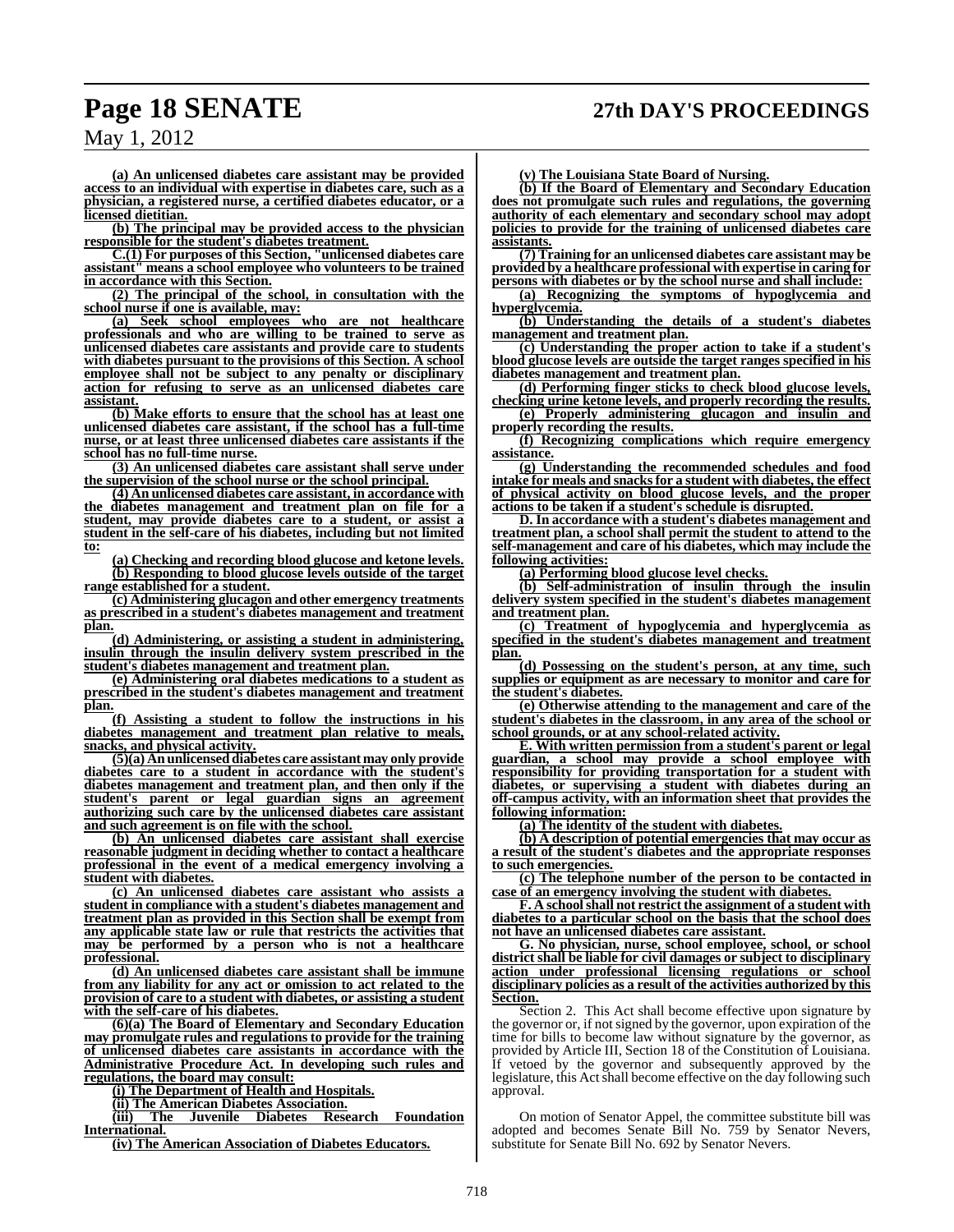**(a) An unlicensed diabetes care assistant may be provided access to an individual with expertise in diabetes care, such as a physician, a registered nurse, a certified diabetes educator, or a licensed dietitian.**

**(b) The principal may be provided access to the physician responsible for the student's diabetes treatment.**

**C.(1) For purposes of this Section, "unlicensed diabetes care assistant" means a school employee who volunteers to be trained in accordance with this Section.**

**(2) The principal of the school, in consultation with the school nurse if one is available, may:**

**(a) Seek school employees who are not healthcare professionals and who are willing to be trained to serve as unlicensed diabetes care assistants and provide care to students with diabetes pursuant to the provisions of this Section. A school employee shall not be subject to any penalty or disciplinary action for refusing to serve as an unlicensed diabetes care assistant.**

**(b) Make efforts to ensure that the school has at least one unlicensed diabetes care assistant, if the school has a full-time nurse, or at least three unlicensed diabetes care assistants if the school has no full-time nurse.**

**(3) An unlicensed diabetes care assistant shall serve under the supervision of the school nurse or the school principal.**

**(4) An unlicensed diabetes care assistant, in accordance with the diabetes management and treatment plan on file for a student, may provide diabetes care to a student, or assist a student in the self-care of his diabetes, including but not limited to:**

**(a) Checking and recording blood glucose and ketone levels.**

**(b) Responding to blood glucose levels outside of the target range established for a student.**

**(c) Administering glucagon and other emergency treatments as prescribed in a student's diabetes management and treatment plan.**

**(d) Administering, or assisting a student in administering, insulin through the insulin delivery system prescribed in the student's diabetes management and treatment plan.**

**(e) Administering oral diabetes medications to a student as prescribed in the student's diabetes management and treatment plan.**

**(f) Assisting a student to follow the instructions in his diabetes management and treatment plan relative to meals, snacks, and physical activity.**

**(5)(a) An unlicensed diabetes care assistant may only provide diabetes care to a student in accordance with the student's diabetes management and treatment plan, and then only if the student's parent or legal guardian signs an agreement authorizing such care by the unlicensed diabetes care assistant and such agreement is on file with the school.**

**(b) An unlicensed diabetes care assistant shall exercise reasonable judgment in deciding whether to contact a healthcare professional in the event of a medical emergency involving a student with diabetes.**

**(c) An unlicensed diabetes care assistant who assists a student in compliance with a student's diabetes management and treatment plan as provided in this Section shall be exempt from any applicable state law or rule that restricts the activities that may be performed by a person who is not a healthcare professional.**

**(d) An unlicensed diabetes care assistant shall be immune from any liability for any act or omission to act related to the provision of care to a student with diabetes, or assisting a student with the self-care of his diabetes.**

**(6)(a) The Board of Elementary and Secondary Education may promulgate rules and regulations to provide for the training of unlicensed diabetes care assistants in accordance with the Administrative Procedure Act. In developing such rules and regulations, the board may consult:**

**(i) The Department of Health and Hospitals.**

**(ii) The American Diabetes Association.**

**(iii) The Juvenile Diabetes Research Foundation International.**

**(iv) The American Association of Diabetes Educators.**

**(v) The Louisiana State Board of Nursing.**

**(b) If the Board of Elementary and Secondary Education does not promulgate such rules and regulations, the governing authority of each elementary and secondary school may adopt policies to provide for the training of unlicensed diabetes care assistants.**

**(7) Training for an unlicensed diabetes care assistant may be provided by a healthcare professional with expertise in caring for persons with diabetes or by the school nurse and shall include:**

**(a) Recognizing the symptoms of hypoglycemia and hyperglycemia.**

**(b) Understanding the details of a student's diabetes management and treatment plan.**

**(c) Understanding the proper action to take if a student's blood glucose levels are outside the target ranges specified in his diabetes management and treatment plan.**

**(d) Performing finger sticks to check blood glucose levels, checking urine ketone levels, and properly recording the results.**

**(e) Properly administering glucagon and insulin and properly recording the results.**

**(f) Recognizing complications which require emergency assistance.**

**(g) Understanding the recommended schedules and food intake for meals and snacks for a student with diabetes, the effect of physical activity on blood glucose levels, and the proper actions to be taken if a student's schedule is disrupted.**

**D. In accordance with a student's diabetes management and treatment plan, a school shall permit the student to attend to the self-management and care of his diabetes, which may include the following activities:**

**(a) Performing blood glucose level checks.**

**(b) Self-administration of insulin through the insulin delivery system specified in the student's diabetes management and treatment plan.**

**(c) Treatment of hypoglycemia and hyperglycemia as specified in the student's diabetes management and treatment plan.**

**(d) Possessing on the student's person, at any time, such supplies or equipment as are necessary to monitor and care for the student's diabetes.**

**(e) Otherwise attending to the management and care of the student's diabetes in the classroom, in any area of the school or school grounds, or at any school-related activity.**

**E. With written permission from a student's parent or legal guardian, a school may provide a school employee with responsibility for providing transportation for a student with diabetes, or supervising a student with diabetes during an off-campus activity, with an information sheet that provides the following information:**

**(a) The identity of the student with diabetes.**

**(b) A description of potential emergencies that may occur as a result of the student's diabetes and the appropriate responses to such emergencies.**

**(c) The telephone number of the person to be contacted in case of an emergency involving the student with diabetes.**

**F. A school shall not restrict the assignment of a student with diabetes to a particular school on the basis that the school does not have an unlicensed diabetes care assistant.**

**G. No physician, nurse, school employee, school, or school district shall be liable for civil damages or subject to disciplinary action under professional licensing regulations or school disciplinary policies as a result of the activities authorized by this Section.**

Section 2. This Act shall become effective upon signature by the governor or, if not signed by the governor, upon expiration of the time for bills to become law without signature by the governor, as provided by Article III, Section 18 of the Constitution of Louisiana. If vetoed by the governor and subsequently approved by the legislature, this Act shall become effective on the day following such approval.

On motion of Senator Appel, the committee substitute bill was adopted and becomes Senate Bill No. 759 by Senator Nevers, substitute for Senate Bill No. 692 by Senator Nevers.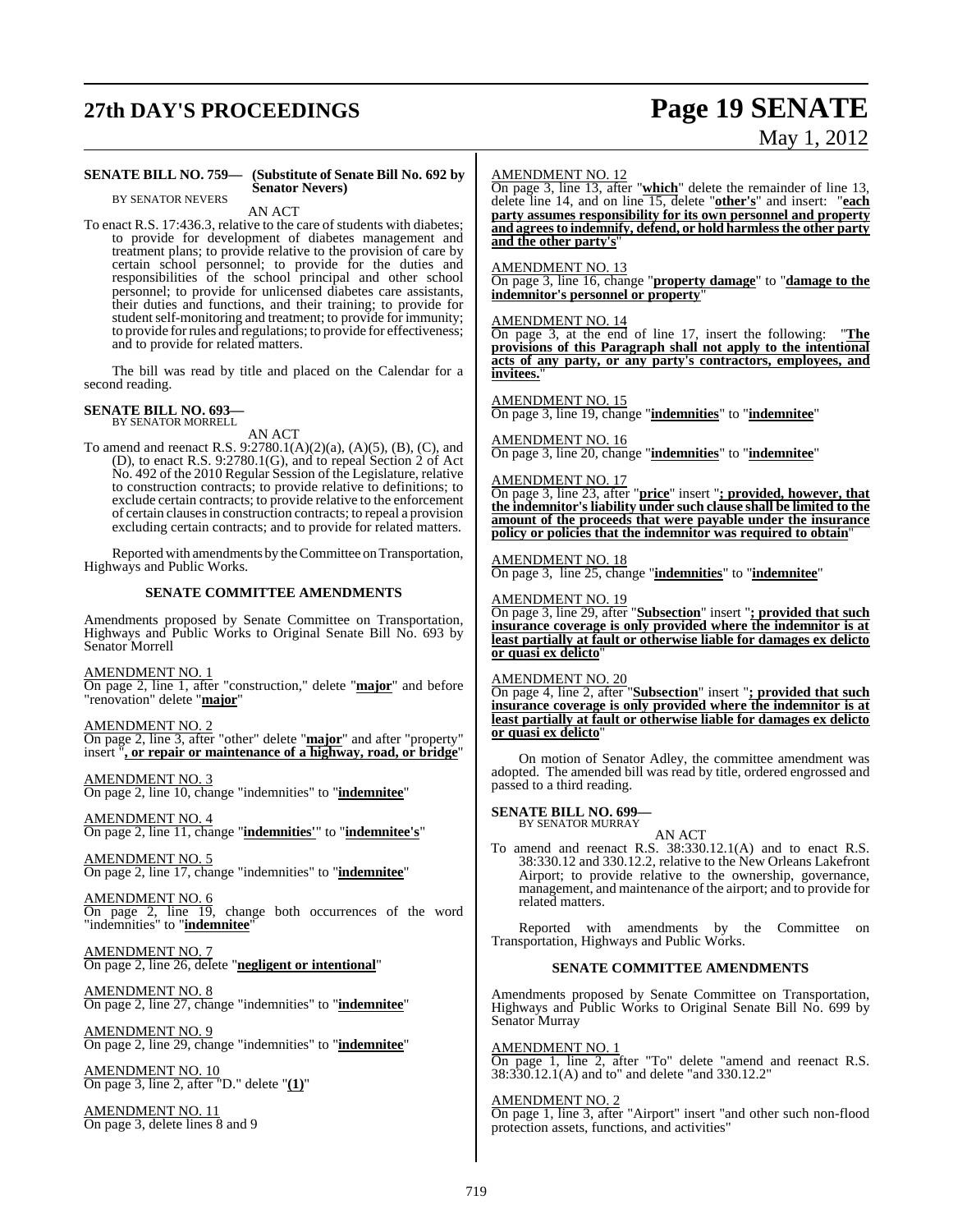**SENATE BILL NO. 759— (Substitute of Senate Bill No. 692 by Senator Nevers)**
BY SENATOR NEVERS

AN ACT

To enact R.S. 17:436.3, relative to the care of students with diabetes; to provide for development of diabetes management and treatment plans; to provide relative to the provision of care by certain school personnel; to provide for the duties and responsibilities of the school principal and other school personnel; to provide for unlicensed diabetes care assistants, their duties and functions, and their training; to provide for student self-monitoring and treatment; to provide for immunity; to provide for rules and regulations; to provide for effectiveness; and to provide for related matters.

The bill was read by title and placed on the Calendar for a second reading.

**SENATE BILL NO. 693—**
BY SENATOR MORRELL

AN ACT

To amend and reenact R.S. 9:2780.1(A)(2)(a), (A)(5), (B), (C), and (D), to enact R.S. 9:2780.1(G), and to repeal Section 2 of Act No. 492 of the 2010 Regular Session of the Legislature, relative to construction contracts; to provide relative to definitions; to exclude certain contracts; to provide relative to the enforcement of certain clauses in construction contracts; to repeal a provision excluding certain contracts; and to provide for related matters.

Reported with amendments by the Committee on Transportation, Highways and Public Works.

**SENATE COMMITTEE AMENDMENTS**

Amendments proposed by Senate Committee on Transportation, Highways and Public Works to Original Senate Bill No. 693 by Senator Morrell

AMENDMENT NO. 1
On page 2, line 1, after "construction," delete "**major**" and before "renovation" delete "**major**"

AMENDMENT NO. 2
On page 2, line 3, after "other" delete "**major**" and after "property" insert "**, or repair or maintenance of a highway, road, or bridge**"

AMENDMENT NO. 3
On page 2, line 10, change "indemnities" to "**indemnitee**"

AMENDMENT NO. 4
On page 2, line 11, change "**indemnities'**" to "**indemnitee's**"

AMENDMENT NO. 5
On page 2, line 17, change "indemnities" to "**indemnitee**"

AMENDMENT NO. 6
On page 2, line 19, change both occurrences of the word "indemnities" to "**indemnitee**"

AMENDMENT NO. 7
On page 2, line 26, delete "**negligent or intentional**"

AMENDMENT NO. 8
On page 2, line 27, change "indemnities" to "**indemnitee**"

AMENDMENT NO. 9
On page 2, line 29, change "indemnities" to "**indemnitee**"

AMENDMENT NO. 10
On page 3, line 2, after "D." delete "**(1)**"

AMENDMENT NO. 11
On page 3, delete lines 8 and 9

AMENDMENT NO. 12
On page 3, line 13, after "**which**" delete the remainder of line 13, delete line 14, and on line 15, delete "**other's**" and insert: "**each party assumes responsibility for its own personnel and property and agrees to indemnify, defend, or hold harmless the other party and the other party's**"

AMENDMENT NO. 13
On page 3, line 16, change "**property damage**" to "**damage to the indemnitor's personnel or property**"

AMENDMENT NO. 14
On page 3, at the end of line 17, insert the following: "**The provisions of this Paragraph shall not apply to the intentional acts of any party, or any party's contractors, employees, and invitees.**"

AMENDMENT NO. 15
On page 3, line 19, change "**indemnities**" to "**indemnitee**"

AMENDMENT NO. 16
On page 3, line 20, change "**indemnities**" to "**indemnitee**"

AMENDMENT NO. 17
On page 3, line 23, after "**price**" insert "**; provided, however, that the indemnitor's liability under such clause shall be limited to the amount of the proceeds that were payable under the insurance policy or policies that the indemnitor was required to obtain**"

AMENDMENT NO. 18
On page 3, line 25, change "**indemnities**" to "**indemnitee**"

AMENDMENT NO. 19
On page 3, line 29, after "**Subsection**" insert "**; provided that such insurance coverage is only provided where the indemnitor is at least partially at fault or otherwise liable for damages ex delicto or quasi ex delicto**"

AMENDMENT NO. 20
On page 4, line 2, after "**Subsection**" insert "**; provided that such insurance coverage is only provided where the indemnitor is at least partially at fault or otherwise liable for damages ex delicto or quasi ex delicto**"

On motion of Senator Adley, the committee amendment was adopted. The amended bill was read by title, ordered engrossed and passed to a third reading.

**SENATE BILL NO. 699—**
BY SENATOR MURRAY

AN ACT

To amend and reenact R.S. 38:330.12.1(A) and to enact R.S. 38:330.12 and 330.12.2, relative to the New Orleans Lakefront Airport; to provide relative to the ownership, governance, management, and maintenance of the airport; and to provide for related matters.

Reported with amendments by the Committee on Transportation, Highways and Public Works.

**SENATE COMMITTEE AMENDMENTS**

Amendments proposed by Senate Committee on Transportation, Highways and Public Works to Original Senate Bill No. 699 by Senator Murray

AMENDMENT NO. 1
On page 1, line 2, after "To" delete "amend and reenact R.S. 38:330.12.1(A) and to" and delete "and 330.12.2"

AMENDMENT NO. 2
On page 1, line 3, after "Airport" insert "and other such non-flood protection assets, functions, and activities"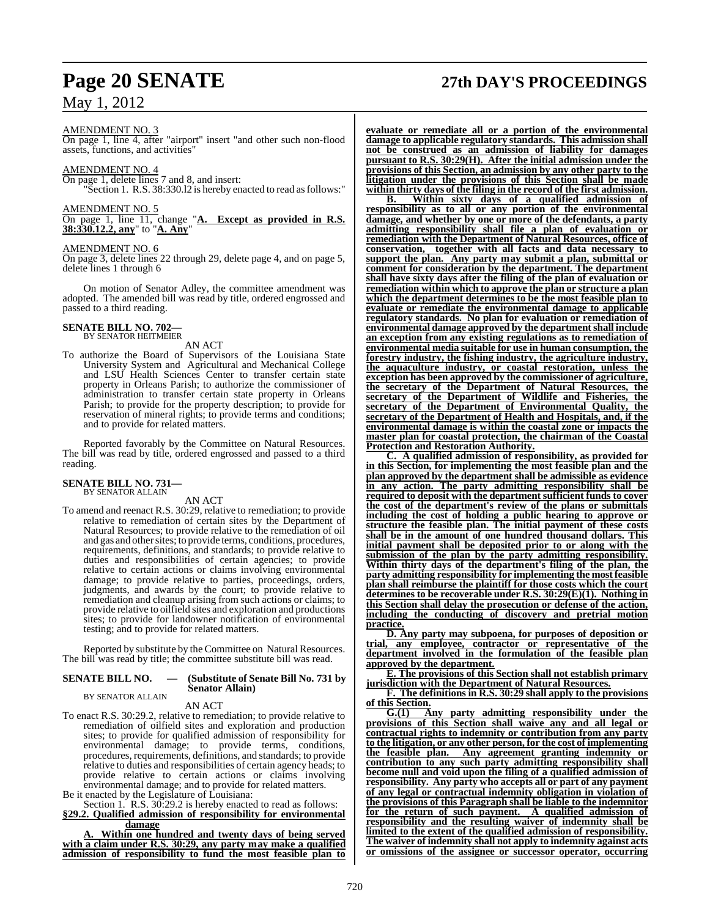AMENDMENT NO. 3

On page 1, line 4, after "airport" insert "and other such non-flood assets, functions, and activities"

AMENDMENT NO. 4

On page 1, delete lines 7 and 8, and insert:

"Section 1. R.S. 38:330.l2 is hereby enacted to read as follows:"

AMENDMENT NO. 5

On page 1, line 11, change "**A. Except as provided in R.S. 38:330.12.2, any**" to "**A. Any**"

AMENDMENT NO. 6

On page 3, delete lines 22 through 29, delete page 4, and on page 5, delete lines 1 through 6

On motion of Senator Adley, the committee amendment was adopted. The amended bill was read by title, ordered engrossed and passed to a third reading.

**SENATE BILL NO. 702—**
BY SENATOR HEITMEIER

AN ACT

To authorize the Board of Supervisors of the Louisiana State University System and Agricultural and Mechanical College and LSU Health Sciences Center to transfer certain state property in Orleans Parish; to authorize the commissioner of administration to transfer certain state property in Orleans Parish; to provide for the property description; to provide for reservation of mineral rights; to provide terms and conditions; and to provide for related matters.

Reported favorably by the Committee on Natural Resources. The bill was read by title, ordered engrossed and passed to a third reading.

**SENATE BILL NO. 731—**
BY SENATOR ALLAIN

AN ACT

To amend and reenact R.S. 30:29, relative to remediation; to provide relative to remediation of certain sites by the Department of Natural Resources; to provide relative to the remediation of oil and gas and other sites; to provide terms, conditions, procedures, requirements, definitions, and standards; to provide relative to duties and responsibilities of certain agencies; to provide relative to certain actions or claims involving environmental damage; to provide relative to parties, proceedings, orders, judgments, and awards by the court; to provide relative to remediation and cleanup arising from such actions or claims; to provide relative to oilfield sites and exploration and productions sites; to provide for landowner notification of environmental testing; and to provide for related matters.

Reported by substitute by the Committee on Natural Resources. The bill was read by title; the committee substitute bill was read.

**SENATE BILL NO. — (Substitute of Senate Bill No. 731 by Senator Allain)**
BY SENATOR ALLAIN

AN ACT

To enact R.S. 30:29.2, relative to remediation; to provide relative to remediation of oilfield sites and exploration and production sites; to provide for qualified admission of responsibility for environmental damage; to provide terms, conditions, procedures, requirements, definitions, and standards; to provide relative to duties and responsibilities of certain agency heads; to provide relative to certain actions or claims involving environmental damage; and to provide for related matters.

Be it enacted by the Legislature of Louisiana:

Section 1. R.S. 30:29.2 is hereby enacted to read as follows:

**§29.2. Qualified admission of responsibility for environmental damage**

**A. Within one hundred and twenty days of being served with a claim under R.S. 30:29, any party may make a qualified admission of responsibility to fund the most feasible plan to evaluate or remediate all or a portion of the environmental damage to applicable regulatory standards. This admission shall not be construed as an admission of liability for damages pursuant to R.S. 30:29(H). After the initial admission under the provisions of this Section, an admission by any other party to the litigation under the provisions of this Section shall be made within thirty days of the filing in the record of the first admission.**

**B. Within sixty days of a qualified admission of responsibility as to all or any portion of the environmental damage, and whether by one or more of the defendants, a party admitting responsibility shall file a plan of evaluation or remediation with the Department of Natural Resources, office of conservation, together with all facts and data necessary to support the plan. Any party may submit a plan, submittal or comment for consideration by the department. The department shall have sixty days after the filing of the plan of evaluation or remediation within which to approve the plan or structure a plan which the department determines to be the most feasible plan to evaluate or remediate the environmental damage to applicable regulatory standards. No plan for evaluation or remediation of environmental damage approved by the department shall include an exception from any existing regulations as to remediation of environmental media suitable for use in human consumption, the forestry industry, the fishing industry, the agriculture industry, the aquaculture industry, or coastal restoration, unless the exception has been approved by the commissioner of agriculture, the secretary of the Department of Natural Resources, the secretary of the Department of Wildlife and Fisheries, the secretary of the Department of Environmental Quality, the secretary of the Department of Health and Hospitals, and, if the environmental damage is within the coastal zone or impacts the master plan for coastal protection, the chairman of the Coastal Protection and Restoration Authority.**

**C. A qualified admission of responsibility, as provided for in this Section, for implementing the most feasible plan and the plan approved by the department shall be admissible as evidence in any action. The party admitting responsibility shall be required to deposit with the department sufficient funds to cover the cost of the department's review of the plans or submittals including the cost of holding a public hearing to approve or structure the feasible plan. The initial payment of these costs shall be in the amount of one hundred thousand dollars. This initial payment shall be deposited prior to or along with the submission of the plan by the party admitting responsibility. Within thirty days of the department's filing of the plan, the party admitting responsibility for implementing the most feasible plan shall reimburse the plaintiff for those costs which the court determines to be recoverable under R.S. 30:29(E)(1). Nothing in this Section shall delay the prosecution or defense of the action, including the conducting of discovery and pretrial motion practice.**

**D. Any party may subpoena, for purposes of deposition or trial, any employee, contractor or representative of the department involved in the formulation of the feasible plan approved by the department.**

**E. The provisions of this Section shall not establish primary jurisdiction with the Department of Natural Resources.**

**F. The definitions in R.S. 30:29 shall apply to the provisions of this Section.**

**G.(1) Any party admitting responsibility under the provisions of this Section shall waive any and all legal or contractual rights to indemnity or contribution from any party to the litigation, or any other person, for the cost of implementing the feasible plan. Any agreement granting indemnity or contribution to any such party admitting responsibility shall become null and void upon the filing of a qualified admission of responsibility. Any party who accepts all or part of any payment of any legal or contractual indemnity obligation in violation of the provisions of this Paragraph shall be liable to the indemnitor for the return of such payment. A qualified admission of responsibility and the resulting waiver of indemnity shall be limited to the extent of the qualified admission of responsibility. The waiver of indemnity shall not apply to indemnity against acts or omissions of the assignee or successor operator, occurring**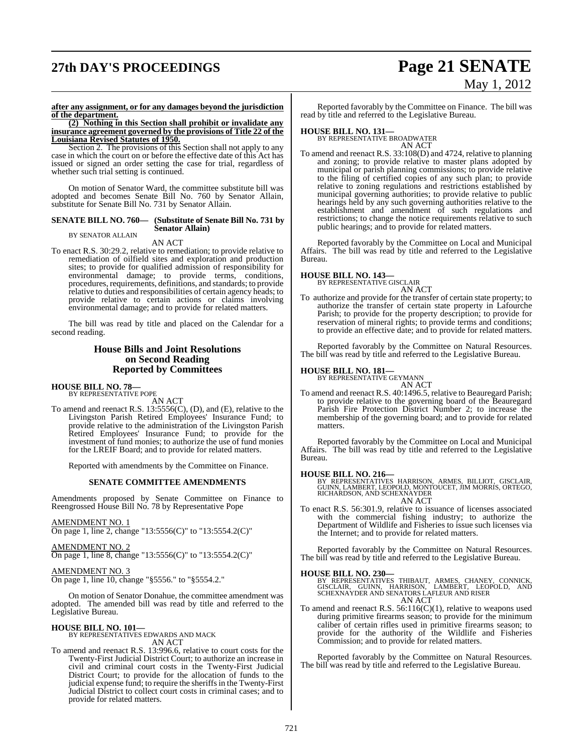**after any assignment, or for any damages beyond the jurisdiction of the department.**

**(2) Nothing in this Section shall prohibit or invalidate any insurance agreement governed by the provisions of Title 22 of the Louisiana Revised Statutes of 1950.**

Section 2. The provisions of this Section shall not apply to any case in which the court on or before the effective date of this Act has issued or signed an order setting the case for trial, regardless of whether such trial setting is continued.

On motion of Senator Ward, the committee substitute bill was adopted and becomes Senate Bill No. 760 by Senator Allain, substitute for Senate Bill No. 731 by Senator Allain.

**SENATE BILL NO. 760— (Substitute of Senate Bill No. 731 by Senator Allain)**
BY SENATOR ALLAIN

AN ACT

To enact R.S. 30:29.2, relative to remediation; to provide relative to remediation of oilfield sites and exploration and production sites; to provide for qualified admission of responsibility for environmental damage; to provide terms, conditions, procedures, requirements, definitions, and standards; to provide relative to duties and responsibilities of certain agency heads; to provide relative to certain actions or claims involving environmental damage; and to provide for related matters.

The bill was read by title and placed on the Calendar for a second reading.

## House Bills and Joint Resolutions on Second Reading Reported by Committees

**HOUSE BILL NO. 78—**
BY REPRESENTATIVE POPE

AN ACT

To amend and reenact R.S. 13:5556(C), (D), and (E), relative to the Livingston Parish Retired Employees' Insurance Fund; to provide relative to the administration of the Livingston Parish Retired Employees' Insurance Fund; to provide for the investment of fund monies; to authorize the use of fund monies for the LREIF Board; and to provide for related matters.

Reported with amendments by the Committee on Finance.

### SENATE COMMITTEE AMENDMENTS

Amendments proposed by Senate Committee on Finance to Reengrossed House Bill No. 78 by Representative Pope

AMENDMENT NO. 1
On page 1, line 2, change "13:5556(C)" to "13:5554.2(C)"

AMENDMENT NO. 2
On page 1, line 8, change "13:5556(C)" to "13:5554.2(C)"

AMENDMENT NO. 3
On page 1, line 10, change "§5556." to "§5554.2."

On motion of Senator Donahue, the committee amendment was adopted. The amended bill was read by title and referred to the Legislative Bureau.

**HOUSE BILL NO. 101—**
BY REPRESENTATIVES EDWARDS AND MACK

AN ACT

To amend and reenact R.S. 13:996.6, relative to court costs for the Twenty-First Judicial District Court; to authorize an increase in civil and criminal court costs in the Twenty-First Judicial District Court; to provide for the allocation of funds to the judicial expense fund; to require the sheriffs in the Twenty-First Judicial District to collect court costs in criminal cases; and to provide for related matters.

Reported favorably by the Committee on Finance. The bill was read by title and referred to the Legislative Bureau.

**HOUSE BILL NO. 131—**
BY REPRESENTATIVE BROADWATER

AN ACT

To amend and reenact R.S. 33:108(D) and 4724, relative to planning and zoning; to provide relative to master plans adopted by municipal or parish planning commissions; to provide relative to the filing of certified copies of any such plan; to provide relative to zoning regulations and restrictions established by municipal governing authorities; to provide relative to public hearings held by any such governing authorities relative to the establishment and amendment of such regulations and restrictions; to change the notice requirements relative to such public hearings; and to provide for related matters.

Reported favorably by the Committee on Local and Municipal Affairs. The bill was read by title and referred to the Legislative Bureau.

**HOUSE BILL NO. 143—**
BY REPRESENTATIVE GISCLAIR

AN ACT

To authorize and provide for the transfer of certain state property; to authorize the transfer of certain state property in Lafourche Parish; to provide for the property description; to provide for reservation of mineral rights; to provide terms and conditions; to provide an effective date; and to provide for related matters.

Reported favorably by the Committee on Natural Resources. The bill was read by title and referred to the Legislative Bureau.

**HOUSE BILL NO. 181—**
BY REPRESENTATIVE GEYMANN

AN ACT

To amend and reenact R.S. 40:1496.5, relative to Beauregard Parish; to provide relative to the governing board of the Beauregard Parish Fire Protection District Number 2; to increase the membership of the governing board; and to provide for related matters.

Reported favorably by the Committee on Local and Municipal Affairs. The bill was read by title and referred to the Legislative Bureau.

**HOUSE BILL NO. 216—**
BY REPRESENTATIVES HARRISON, ARMES, BILLIOT, GISCLAIR, GUINN, LAMBERT, LEOPOLD, MONTOUCET, JIM MORRIS, ORTEGO, RICHARDSON, AND SCHEXNAYDER

AN ACT

To enact R.S. 56:301.9, relative to issuance of licenses associated with the commercial fishing industry; to authorize the Department of Wildlife and Fisheries to issue such licenses via the Internet; and to provide for related matters.

Reported favorably by the Committee on Natural Resources. The bill was read by title and referred to the Legislative Bureau.

**HOUSE BILL NO. 230—**
BY REPRESENTATIVES THIBAUT, ARMES, CHANEY, CONNICK, GISCLAIR, GUINN, HARRISON, LAMBERT, LEOPOLD, AND SCHEXNAYDER AND SENATORS LAFLEUR AND RISER

AN ACT

To amend and reenact R.S. 56:116(C)(1), relative to weapons used during primitive firearms season; to provide for the minimum caliber of certain rifles used in primitive firearms season; to provide for the authority of the Wildlife and Fisheries Commission; and to provide for related matters.

Reported favorably by the Committee on Natural Resources. The bill was read by title and referred to the Legislative Bureau.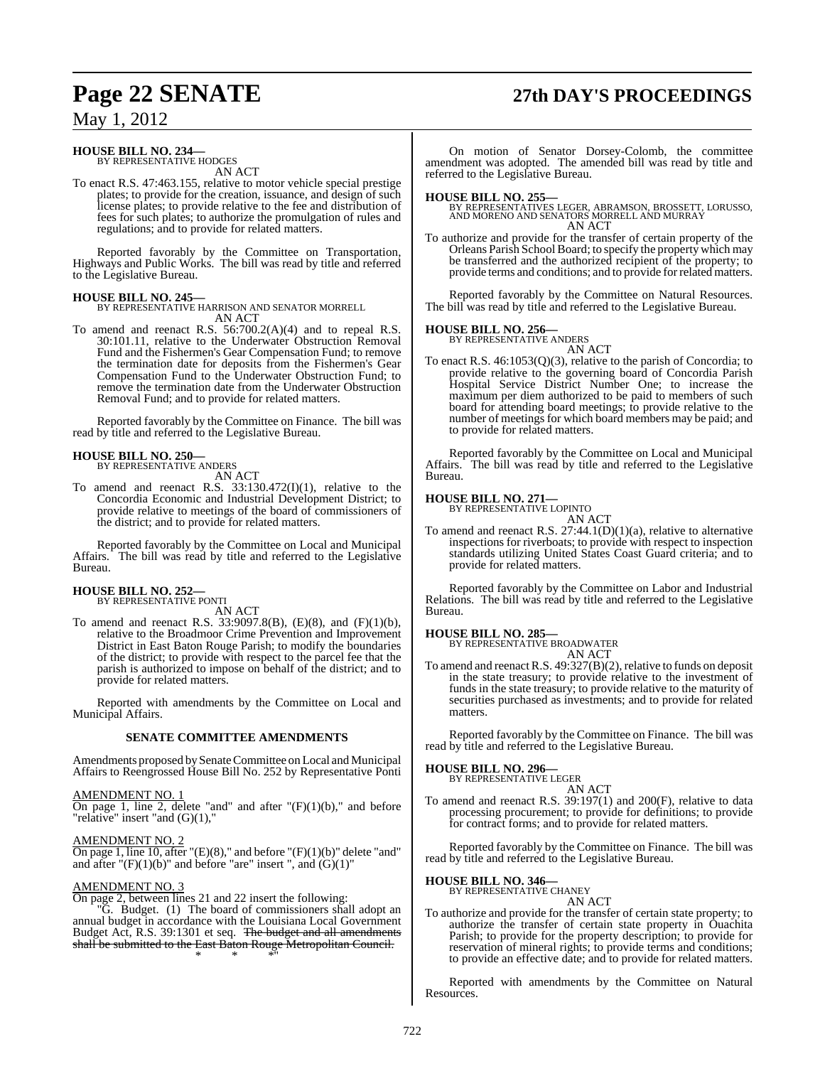**HOUSE BILL NO. 234—**
BY REPRESENTATIVE HODGES
AN ACT

To enact R.S. 47:463.155, relative to motor vehicle special prestige plates; to provide for the creation, issuance, and design of such license plates; to provide relative to the fee and distribution of fees for such plates; to authorize the promulgation of rules and regulations; and to provide for related matters.

Reported favorably by the Committee on Transportation, Highways and Public Works. The bill was read by title and referred to the Legislative Bureau.

**HOUSE BILL NO. 245—**
BY REPRESENTATIVE HARRISON AND SENATOR MORRELL
AN ACT

To amend and reenact R.S. 56:700.2(A)(4) and to repeal R.S. 30:101.11, relative to the Underwater Obstruction Removal Fund and the Fishermen's Gear Compensation Fund; to remove the termination date for deposits from the Fishermen's Gear Compensation Fund to the Underwater Obstruction Fund; to remove the termination date from the Underwater Obstruction Removal Fund; and to provide for related matters.

Reported favorably by the Committee on Finance. The bill was read by title and referred to the Legislative Bureau.

**HOUSE BILL NO. 250—**
BY REPRESENTATIVE ANDERS
AN ACT

To amend and reenact R.S. 33:130.472(I)(1), relative to the Concordia Economic and Industrial Development District; to provide relative to meetings of the board of commissioners of the district; and to provide for related matters.

Reported favorably by the Committee on Local and Municipal Affairs. The bill was read by title and referred to the Legislative Bureau.

**HOUSE BILL NO. 252—**
BY REPRESENTATIVE PONTI
AN ACT

To amend and reenact R.S. 33:9097.8(B), (E)(8), and (F)(1)(b), relative to the Broadmoor Crime Prevention and Improvement District in East Baton Rouge Parish; to modify the boundaries of the district; to provide with respect to the parcel fee that the parish is authorized to impose on behalf of the district; and to provide for related matters.

Reported with amendments by the Committee on Local and Municipal Affairs.

**SENATE COMMITTEE AMENDMENTS**

Amendments proposed by Senate Committee on Local and Municipal Affairs to Reengrossed House Bill No. 252 by Representative Ponti

AMENDMENT NO. 1
On page 1, line 2, delete "and" and after "(F)(1)(b)," and before "relative" insert "and (G)(1),"

AMENDMENT NO. 2
On page 1, line 10, after "(E)(8)," and before "(F)(1)(b)" delete "and" and after "(F)(1)(b)" and before "are" insert ", and (G)(1)"

AMENDMENT NO. 3
On page 2, between lines 21 and 22 insert the following:

"G. Budget. (1) The board of commissioners shall adopt an annual budget in accordance with the Louisiana Local Government Budget Act, R.S. 39:1301 et seq. ~~The budget and all amendments shall be submitted to the East Baton Rouge Metropolitan Council.~~

\* \* \*"

On motion of Senator Dorsey-Colomb, the committee amendment was adopted. The amended bill was read by title and referred to the Legislative Bureau.

**HOUSE BILL NO. 255—**
BY REPRESENTATIVES LEGER, ABRAMSON, BROSSETT, LORUSSO, AND MORENO AND SENATORS MORRELL AND MURRAY
AN ACT

To authorize and provide for the transfer of certain property of the Orleans Parish School Board; to specify the property which may be transferred and the authorized recipient of the property; to provide terms and conditions; and to provide for related matters.

Reported favorably by the Committee on Natural Resources. The bill was read by title and referred to the Legislative Bureau.

**HOUSE BILL NO. 256—**
BY REPRESENTATIVE ANDERS
AN ACT

To enact R.S. 46:1053(Q)(3), relative to the parish of Concordia; to provide relative to the governing board of Concordia Parish Hospital Service District Number One; to increase the maximum per diem authorized to be paid to members of such board for attending board meetings; to provide relative to the number of meetings for which board members may be paid; and to provide for related matters.

Reported favorably by the Committee on Local and Municipal Affairs. The bill was read by title and referred to the Legislative Bureau.

**HOUSE BILL NO. 271—**
BY REPRESENTATIVE LOPINTO
AN ACT

To amend and reenact R.S. 27:44.1(D)(1)(a), relative to alternative inspections for riverboats; to provide with respect to inspection standards utilizing United States Coast Guard criteria; and to provide for related matters.

Reported favorably by the Committee on Labor and Industrial Relations. The bill was read by title and referred to the Legislative Bureau.

**HOUSE BILL NO. 285—**
BY REPRESENTATIVE BROADWATER
AN ACT

To amend and reenact R.S. 49:327(B)(2), relative to funds on deposit in the state treasury; to provide relative to the investment of funds in the state treasury; to provide relative to the maturity of securities purchased as investments; and to provide for related matters.

Reported favorably by the Committee on Finance. The bill was read by title and referred to the Legislative Bureau.

**HOUSE BILL NO. 296—**
BY REPRESENTATIVE LEGER
AN ACT

To amend and reenact R.S. 39:197(1) and 200(F), relative to data processing procurement; to provide for definitions; to provide for contract forms; and to provide for related matters.

Reported favorably by the Committee on Finance. The bill was read by title and referred to the Legislative Bureau.

**HOUSE BILL NO. 346—**
BY REPRESENTATIVE CHANEY
AN ACT

To authorize and provide for the transfer of certain state property; to authorize the transfer of certain state property in Ouachita Parish; to provide for the property description; to provide for reservation of mineral rights; to provide terms and conditions; to provide an effective date; and to provide for related matters.

Reported with amendments by the Committee on Natural Resources.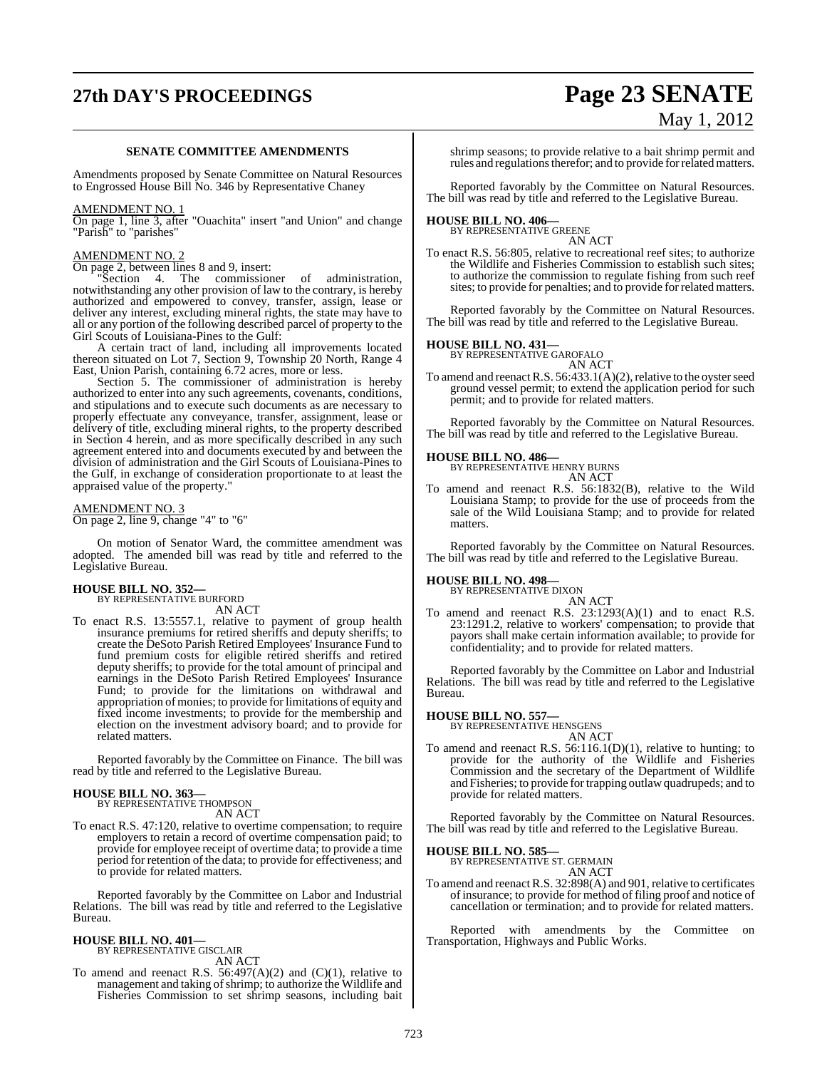**SENATE COMMITTEE AMENDMENTS**

Amendments proposed by Senate Committee on Natural Resources to Engrossed House Bill No. 346 by Representative Chaney

AMENDMENT NO. 1

On page 1, line 3, after "Ouachita" insert "and Union" and change "Parish" to "parishes"

AMENDMENT NO. 2

On page 2, between lines 8 and 9, insert:

"Section 4. The commissioner of administration, notwithstanding any other provision of law to the contrary, is hereby authorized and empowered to convey, transfer, assign, lease or deliver any interest, excluding mineral rights, the state may have to all or any portion of the following described parcel of property to the Girl Scouts of Louisiana-Pines to the Gulf:

A certain tract of land, including all improvements located thereon situated on Lot 7, Section 9, Township 20 North, Range 4 East, Union Parish, containing 6.72 acres, more or less.

Section 5. The commissioner of administration is hereby authorized to enter into any such agreements, covenants, conditions, and stipulations and to execute such documents as are necessary to properly effectuate any conveyance, transfer, assignment, lease or delivery of title, excluding mineral rights, to the property described in Section 4 herein, and as more specifically described in any such agreement entered into and documents executed by and between the division of administration and the Girl Scouts of Louisiana-Pines to the Gulf, in exchange of consideration proportionate to at least the appraised value of the property."

AMENDMENT NO. 3

On page 2, line 9, change "4" to "6"

On motion of Senator Ward, the committee amendment was adopted. The amended bill was read by title and referred to the Legislative Bureau.

**HOUSE BILL NO. 352—**
BY REPRESENTATIVE BURFORD
AN ACT

To enact R.S. 13:5557.1, relative to payment of group health insurance premiums for retired sheriffs and deputy sheriffs; to create the DeSoto Parish Retired Employees' Insurance Fund to fund premium costs for eligible retired sheriffs and retired deputy sheriffs; to provide for the total amount of principal and earnings in the DeSoto Parish Retired Employees' Insurance Fund; to provide for the limitations on withdrawal and appropriation of monies; to provide for limitations of equity and fixed income investments; to provide for the membership and election on the investment advisory board; and to provide for related matters.

Reported favorably by the Committee on Finance. The bill was read by title and referred to the Legislative Bureau.

**HOUSE BILL NO. 363—**
BY REPRESENTATIVE THOMPSON
AN ACT

To enact R.S. 47:120, relative to overtime compensation; to require employers to retain a record of overtime compensation paid; to provide for employee receipt of overtime data; to provide a time period for retention of the data; to provide for effectiveness; and to provide for related matters.

Reported favorably by the Committee on Labor and Industrial Relations. The bill was read by title and referred to the Legislative Bureau.

**HOUSE BILL NO. 401—**
BY REPRESENTATIVE GISCLAIR
AN ACT

To amend and reenact R.S. 56:497(A)(2) and (C)(1), relative to management and taking of shrimp; to authorize the Wildlife and Fisheries Commission to set shrimp seasons, including bait shrimp seasons; to provide relative to a bait shrimp permit and rules and regulations therefor; and to provide for related matters.

Reported favorably by the Committee on Natural Resources. The bill was read by title and referred to the Legislative Bureau.

**HOUSE BILL NO. 406—**
BY REPRESENTATIVE GREENE
AN ACT

To enact R.S. 56:805, relative to recreational reef sites; to authorize the Wildlife and Fisheries Commission to establish such sites; to authorize the commission to regulate fishing from such reef sites; to provide for penalties; and to provide for related matters.

Reported favorably by the Committee on Natural Resources. The bill was read by title and referred to the Legislative Bureau.

**HOUSE BILL NO. 431—**
BY REPRESENTATIVE GAROFALO
AN ACT

To amend and reenact R.S. 56:433.1(A)(2), relative to the oyster seed ground vessel permit; to extend the application period for such permit; and to provide for related matters.

Reported favorably by the Committee on Natural Resources. The bill was read by title and referred to the Legislative Bureau.

**HOUSE BILL NO. 486—**
BY REPRESENTATIVE HENRY BURNS
AN ACT

To amend and reenact R.S. 56:1832(B), relative to the Wild Louisiana Stamp; to provide for the use of proceeds from the sale of the Wild Louisiana Stamp; and to provide for related matters.

Reported favorably by the Committee on Natural Resources. The bill was read by title and referred to the Legislative Bureau.

**HOUSE BILL NO. 498—**
BY REPRESENTATIVE DIXON
AN ACT

To amend and reenact R.S. 23:1293(A)(1) and to enact R.S. 23:1291.2, relative to workers' compensation; to provide that payors shall make certain information available; to provide for confidentiality; and to provide for related matters.

Reported favorably by the Committee on Labor and Industrial Relations. The bill was read by title and referred to the Legislative Bureau.

**HOUSE BILL NO. 557—**
BY REPRESENTATIVE HENSGENS
AN ACT

To amend and reenact R.S. 56:116.1(D)(1), relative to hunting; to provide for the authority of the Wildlife and Fisheries Commission and the secretary of the Department of Wildlife and Fisheries; to provide for trapping outlaw quadrupeds; and to provide for related matters.

Reported favorably by the Committee on Natural Resources. The bill was read by title and referred to the Legislative Bureau.

**HOUSE BILL NO. 585—**
BY REPRESENTATIVE ST. GERMAIN
AN ACT

To amend and reenact R.S. 32:898(A) and 901, relative to certificates of insurance; to provide for method of filing proof and notice of cancellation or termination; and to provide for related matters.

Reported with amendments by the Committee on Transportation, Highways and Public Works.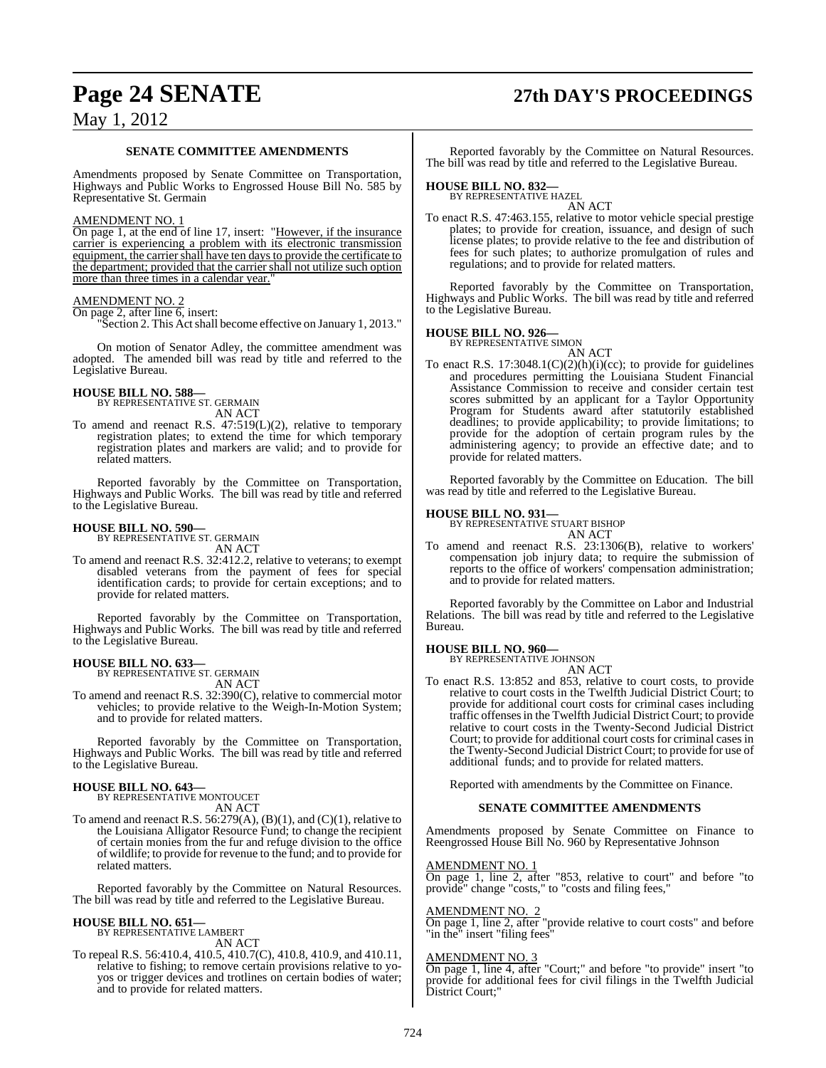**SENATE COMMITTEE AMENDMENTS**

Amendments proposed by Senate Committee on Transportation, Highways and Public Works to Engrossed House Bill No. 585 by Representative St. Germain

AMENDMENT NO. 1

On page 1, at the end of line 17, insert: "However, if the insurance carrier is experiencing a problem with its electronic transmission equipment, the carrier shall have ten days to provide the certificate to the department; provided that the carrier shall not utilize such option more than three times in a calendar year."

AMENDMENT NO. 2

On page 2, after line 6, insert:

"Section 2. This Act shall become effective on January 1, 2013."

On motion of Senator Adley, the committee amendment was adopted. The amended bill was read by title and referred to the Legislative Bureau.

**HOUSE BILL NO. 588—**
BY REPRESENTATIVE ST. GERMAIN
AN ACT

To amend and reenact R.S. 47:519(L)(2), relative to temporary registration plates; to extend the time for which temporary registration plates and markers are valid; and to provide for related matters.

Reported favorably by the Committee on Transportation, Highways and Public Works. The bill was read by title and referred to the Legislative Bureau.

**HOUSE BILL NO. 590—**
BY REPRESENTATIVE ST. GERMAIN
AN ACT

To amend and reenact R.S. 32:412.2, relative to veterans; to exempt disabled veterans from the payment of fees for special identification cards; to provide for certain exceptions; and to provide for related matters.

Reported favorably by the Committee on Transportation, Highways and Public Works. The bill was read by title and referred to the Legislative Bureau.

**HOUSE BILL NO. 633—**
BY REPRESENTATIVE ST. GERMAIN
AN ACT

To amend and reenact R.S. 32:390(C), relative to commercial motor vehicles; to provide relative to the Weigh-In-Motion System; and to provide for related matters.

Reported favorably by the Committee on Transportation, Highways and Public Works. The bill was read by title and referred to the Legislative Bureau.

**HOUSE BILL NO. 643—**
BY REPRESENTATIVE MONTOUCET
AN ACT

To amend and reenact R.S. 56:279(A), (B)(1), and (C)(1), relative to the Louisiana Alligator Resource Fund; to change the recipient of certain monies from the fur and refuge division to the office of wildlife; to provide for revenue to the fund; and to provide for related matters.

Reported favorably by the Committee on Natural Resources. The bill was read by title and referred to the Legislative Bureau.

**HOUSE BILL NO. 651—**
BY REPRESENTATIVE LAMBERT
AN ACT

To repeal R.S. 56:410.4, 410.5, 410.7(C), 410.8, 410.9, and 410.11, relative to fishing; to remove certain provisions relative to yo-yos or trigger devices and trotlines on certain bodies of water; and to provide for related matters.

Reported favorably by the Committee on Natural Resources. The bill was read by title and referred to the Legislative Bureau.

**HOUSE BILL NO. 832—**
BY REPRESENTATIVE HAZEL
AN ACT

To enact R.S. 47:463.155, relative to motor vehicle special prestige plates; to provide for creation, issuance, and design of such license plates; to provide relative to the fee and distribution of fees for such plates; to authorize promulgation of rules and regulations; and to provide for related matters.

Reported favorably by the Committee on Transportation, Highways and Public Works. The bill was read by title and referred to the Legislative Bureau.

**HOUSE BILL NO. 926—**
BY REPRESENTATIVE SIMON
AN ACT

To enact R.S. 17:3048.1(C)(2)(h)(i)(cc); to provide for guidelines and procedures permitting the Louisiana Student Financial Assistance Commission to receive and consider certain test scores submitted by an applicant for a Taylor Opportunity Program for Students award after statutorily established deadlines; to provide applicability; to provide limitations; to provide for the adoption of certain program rules by the administering agency; to provide an effective date; and to provide for related matters.

Reported favorably by the Committee on Education. The bill was read by title and referred to the Legislative Bureau.

**HOUSE BILL NO. 931—**
BY REPRESENTATIVE STUART BISHOP
AN ACT

To amend and reenact R.S. 23:1306(B), relative to workers' compensation job injury data; to require the submission of reports to the office of workers' compensation administration; and to provide for related matters.

Reported favorably by the Committee on Labor and Industrial Relations. The bill was read by title and referred to the Legislative Bureau.

**HOUSE BILL NO. 960—**
BY REPRESENTATIVE JOHNSON
AN ACT

To enact R.S. 13:852 and 853, relative to court costs, to provide relative to court costs in the Twelfth Judicial District Court; to provide for additional court costs for criminal cases including traffic offenses in the Twelfth Judicial District Court; to provide relative to court costs in the Twenty-Second Judicial District Court; to provide for additional court costs for criminal cases in the Twenty-Second Judicial District Court; to provide for use of additional funds; and to provide for related matters.

Reported with amendments by the Committee on Finance.

**SENATE COMMITTEE AMENDMENTS**

Amendments proposed by Senate Committee on Finance to Reengrossed House Bill No. 960 by Representative Johnson

AMENDMENT NO. 1

On page 1, line 2, after "853, relative to court" and before "to provide" change "costs," to "costs and filing fees,"

AMENDMENT NO. 2

On page 1, line 2, after "provide relative to court costs" and before "in the" insert "filing fees"

AMENDMENT NO. 3

On page 1, line 4, after "Court;" and before "to provide" insert "to provide for additional fees for civil filings in the Twelfth Judicial District Court;"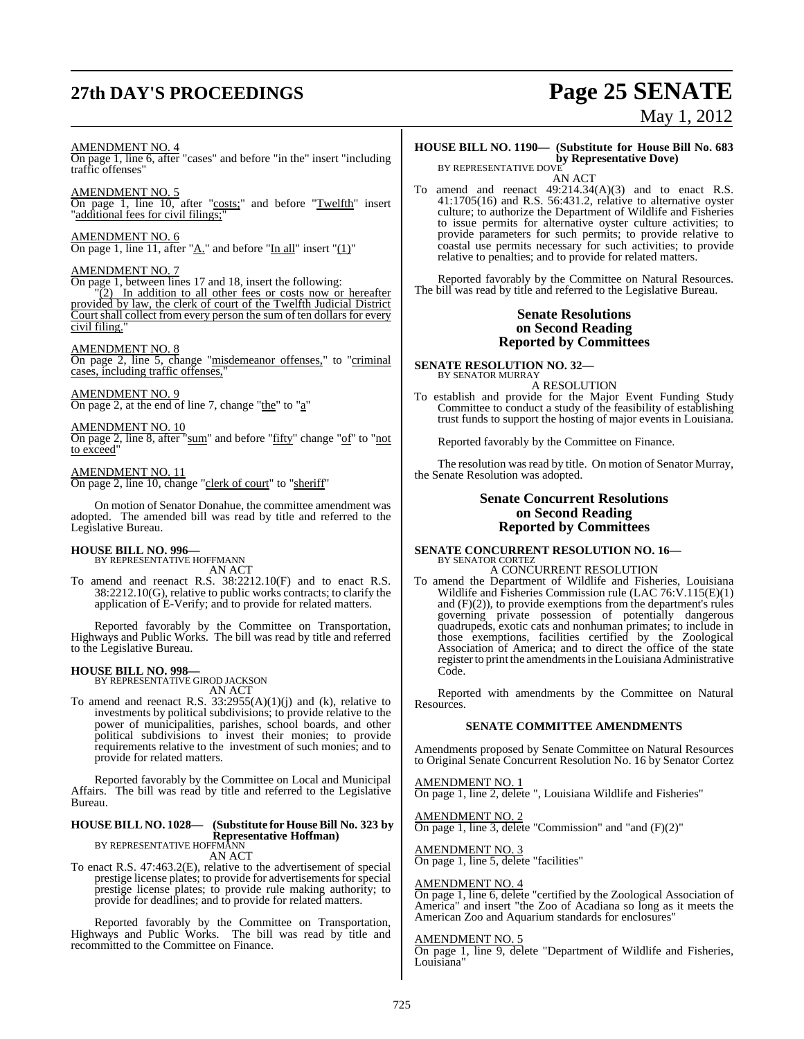AMENDMENT NO. 4
On page 1, line 6, after "cases" and before "in the" insert "including traffic offenses"

AMENDMENT NO. 5
On page 1, line 10, after "costs;" and before "Twelfth" insert "additional fees for civil filings;"

AMENDMENT NO. 6
On page 1, line 11, after "A." and before "In all" insert "(1)"

AMENDMENT NO. 7
On page 1, between lines 17 and 18, insert the following:

"(2) In addition to all other fees or costs now or hereafter provided by law, the clerk of court of the Twelfth Judicial District Court shall collect from every person the sum of ten dollars for every civil filing."

AMENDMENT NO. 8
On page 2, line 5, change "misdemeanor offenses," to "criminal cases, including traffic offenses,"

AMENDMENT NO. 9
On page 2, at the end of line 7, change "the" to "a"

AMENDMENT NO. 10
On page 2, line 8, after "sum" and before "fifty" change "of" to "not to exceed"

AMENDMENT NO. 11
On page 2, line 10, change "clerk of court" to "sheriff"

On motion of Senator Donahue, the committee amendment was adopted. The amended bill was read by title and referred to the Legislative Bureau.

**HOUSE BILL NO. 996—**
BY REPRESENTATIVE HOFFMANN
AN ACT

To amend and reenact R.S. 38:2212.10(F) and to enact R.S. 38:2212.10(G), relative to public works contracts; to clarify the application of E-Verify; and to provide for related matters.

Reported favorably by the Committee on Transportation, Highways and Public Works. The bill was read by title and referred to the Legislative Bureau.

**HOUSE BILL NO. 998—**
BY REPRESENTATIVE GIROD JACKSON
AN ACT

To amend and reenact R.S. 33:2955(A)(1)(j) and (k), relative to investments by political subdivisions; to provide relative to the power of municipalities, parishes, school boards, and other political subdivisions to invest their monies; to provide requirements relative to the investment of such monies; and to provide for related matters.

Reported favorably by the Committee on Local and Municipal Affairs. The bill was read by title and referred to the Legislative Bureau.

**HOUSE BILL NO. 1028— (Substitute for House Bill No. 323 by Representative Hoffman)**
BY REPRESENTATIVE HOFFMANN
AN ACT

To enact R.S. 47:463.2(E), relative to the advertisement of special prestige license plates; to provide for advertisements for special prestige license plates; to provide rule making authority; to provide for deadlines; and to provide for related matters.

Reported favorably by the Committee on Transportation, Highways and Public Works. The bill was read by title and recommitted to the Committee on Finance.

**HOUSE BILL NO. 1190— (Substitute for House Bill No. 683 by Representative Dove)**
BY REPRESENTATIVE DOVE
AN ACT

To amend and reenact 49:214.34(A)(3) and to enact R.S. 41:1705(16) and R.S. 56:431.2, relative to alternative oyster culture; to authorize the Department of Wildlife and Fisheries to issue permits for alternative oyster culture activities; to provide parameters for such permits; to provide relative to coastal use permits necessary for such activities; to provide relative to penalties; and to provide for related matters.

Reported favorably by the Committee on Natural Resources. The bill was read by title and referred to the Legislative Bureau.

## Senate Resolutions on Second Reading Reported by Committees

**SENATE RESOLUTION NO. 32—**
BY SENATOR MURRAY
A RESOLUTION

To establish and provide for the Major Event Funding Study Committee to conduct a study of the feasibility of establishing trust funds to support the hosting of major events in Louisiana.

Reported favorably by the Committee on Finance.

The resolution was read by title. On motion of Senator Murray, the Senate Resolution was adopted.

## Senate Concurrent Resolutions on Second Reading Reported by Committees

**SENATE CONCURRENT RESOLUTION NO. 16—**
BY SENATOR CORTEZ
A CONCURRENT RESOLUTION

To amend the Department of Wildlife and Fisheries, Louisiana Wildlife and Fisheries Commission rule (LAC 76:V.115(E)(1) and (F)(2)), to provide exemptions from the department's rules governing private possession of potentially dangerous quadrupeds, exotic cats and nonhuman primates; to include in those exemptions, facilities certified by the Zoological Association of America; and to direct the office of the state register to print the amendments in the Louisiana Administrative Code.

Reported with amendments by the Committee on Natural Resources.

### SENATE COMMITTEE AMENDMENTS

Amendments proposed by Senate Committee on Natural Resources to Original Senate Concurrent Resolution No. 16 by Senator Cortez

AMENDMENT NO. 1
On page 1, line 2, delete ", Louisiana Wildlife and Fisheries"

AMENDMENT NO. 2
On page 1, line 3, delete "Commission" and "and (F)(2)"

AMENDMENT NO. 3
On page 1, line 5, delete "facilities"

AMENDMENT NO. 4
On page 1, line 6, delete "certified by the Zoological Association of America" and insert "the Zoo of Acadiana so long as it meets the American Zoo and Aquarium standards for enclosures"

AMENDMENT NO. 5
On page 1, line 9, delete "Department of Wildlife and Fisheries, Louisiana"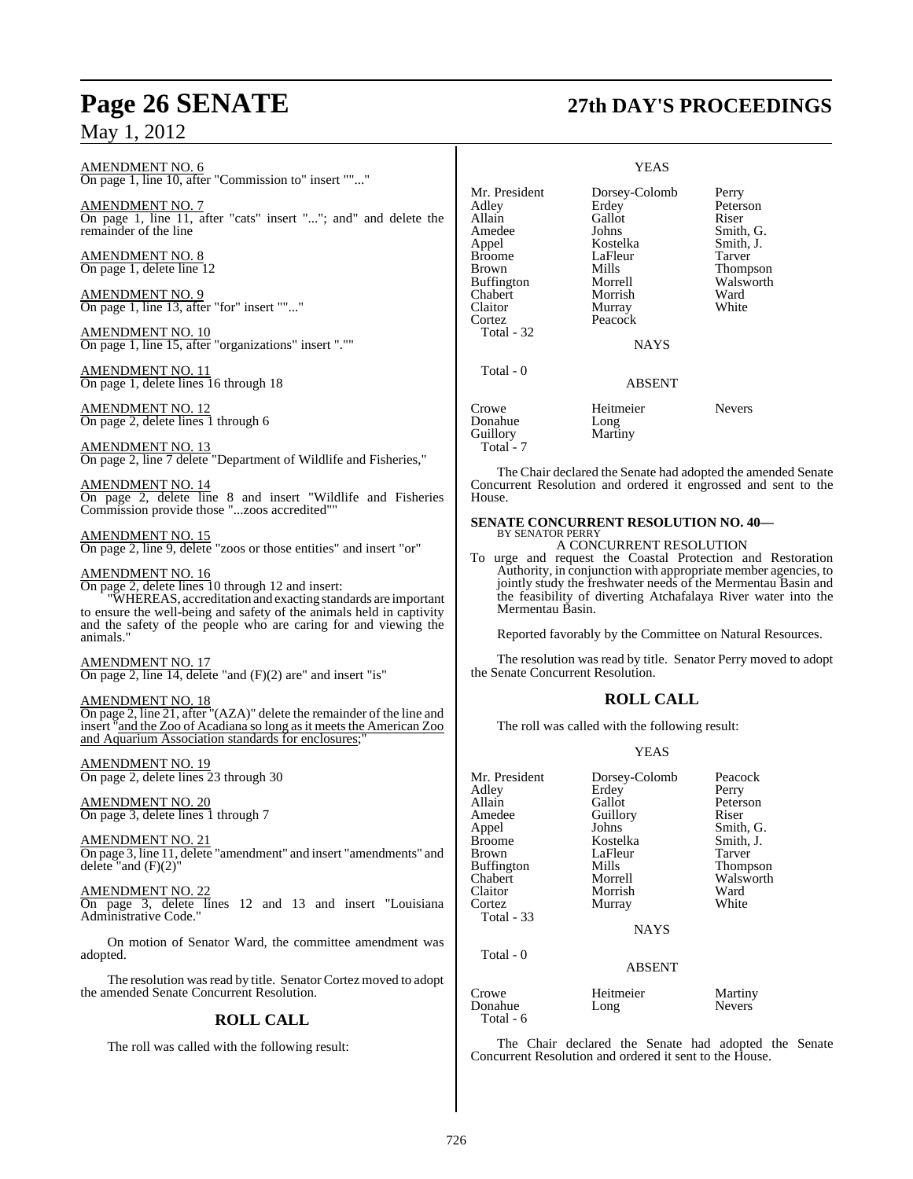AMENDMENT NO. 6
On page 1, line 10, after "Commission to" insert """..."

AMENDMENT NO. 7
On page 1, line 11, after "cats" insert "..."; and" and delete the remainder of the line

AMENDMENT NO. 8
On page 1, delete line 12

AMENDMENT NO. 9
On page 1, line 13, after "for" insert """..."

AMENDMENT NO. 10
On page 1, line 15, after "organizations" insert "."""

AMENDMENT NO. 11
On page 1, delete lines 16 through 18

AMENDMENT NO. 12
On page 2, delete lines 1 through 6

AMENDMENT NO. 13
On page 2, line 7 delete "Department of Wildlife and Fisheries,"

AMENDMENT NO. 14
On page 2, delete line 8 and insert "Wildlife and Fisheries Commission provide those "...zoos accredited""

AMENDMENT NO. 15
On page 2, line 9, delete "zoos or those entities" and insert "or"

AMENDMENT NO. 16
On page 2, delete lines 10 through 12 and insert:

"WHEREAS, accreditation and exacting standards are important to ensure the well-being and safety of the animals held in captivity and the safety of the people who are caring for and viewing the animals."

AMENDMENT NO. 17
On page 2, line 14, delete "and (F)(2) are" and insert "is"

AMENDMENT NO. 18
On page 2, line 21, after "(AZA)" delete the remainder of the line and insert "and the Zoo of Acadiana so long as it meets the American Zoo and Aquarium Association standards for enclosures;"

AMENDMENT NO. 19
On page 2, delete lines 23 through 30

AMENDMENT NO. 20
On page 3, delete lines 1 through 7

AMENDMENT NO. 21
On page 3, line 11, delete "amendment" and insert "amendments" and delete "and (F)(2)"

AMENDMENT NO. 22
On page 3, delete lines 12 and 13 and insert "Louisiana Administrative Code."

On motion of Senator Ward, the committee amendment was adopted.

The resolution was read by title. Senator Cortez moved to adopt the amended Senate Concurrent Resolution.

## ROLL CALL

The roll was called with the following result:

YEAS

| | | |
|---|---|---|
| Mr. President | Dorsey-Colomb | Perry |
| Adley | Erdey | Peterson |
| Allain | Gallot | Riser |
| Amedee | Johns | Smith, G. |
| Appel | Kostelka | Smith, J. |
| Broome | LaFleur | Tarver |
| Brown | Mills | Thompson |
| Buffington | Morrell | Walsworth |
| Chabert | Morrish | Ward |
| Claitor | Murray | White |
| Cortez | Peacock | |

Total - 32

NAYS

Total - 0

ABSENT

| | | |
|---|---|---|
| Crowe | Heitmeier | Nevers |
| Donahue | Long | |
| Guillory | Martiny | |

Total - 7

The Chair declared the Senate had adopted the amended Senate Concurrent Resolution and ordered it engrossed and sent to the House.

### SENATE CONCURRENT RESOLUTION NO. 40—
BY SENATOR PERRY

A CONCURRENT RESOLUTION

To urge and request the Coastal Protection and Restoration Authority, in conjunction with appropriate member agencies, to jointly study the freshwater needs of the Mermentau Basin and the feasibility of diverting Atchafalaya River water into the Mermentau Basin.

Reported favorably by the Committee on Natural Resources.

The resolution was read by title. Senator Perry moved to adopt the Senate Concurrent Resolution.

## ROLL CALL

The roll was called with the following result:

YEAS

| | | |
|---|---|---|
| Mr. President | Dorsey-Colomb | Peacock |
| Adley | Erdey | Perry |
| Allain | Gallot | Peterson |
| Amedee | Guillory | Riser |
| Appel | Johns | Smith, G. |
| Broome | Kostelka | Smith, J. |
| Brown | LaFleur | Tarver |
| Buffington | Mills | Thompson |
| Chabert | Morrell | Walsworth |
| Claitor | Morrish | Ward |
| Cortez | Murray | White |

Total - 33

NAYS

Total - 0

ABSENT

| | | |
|---|---|---|
| Crowe | Heitmeier | Martiny |
| Donahue | Long | Nevers |

Total - 6

The Chair declared the Senate had adopted the Senate Concurrent Resolution and ordered it sent to the House.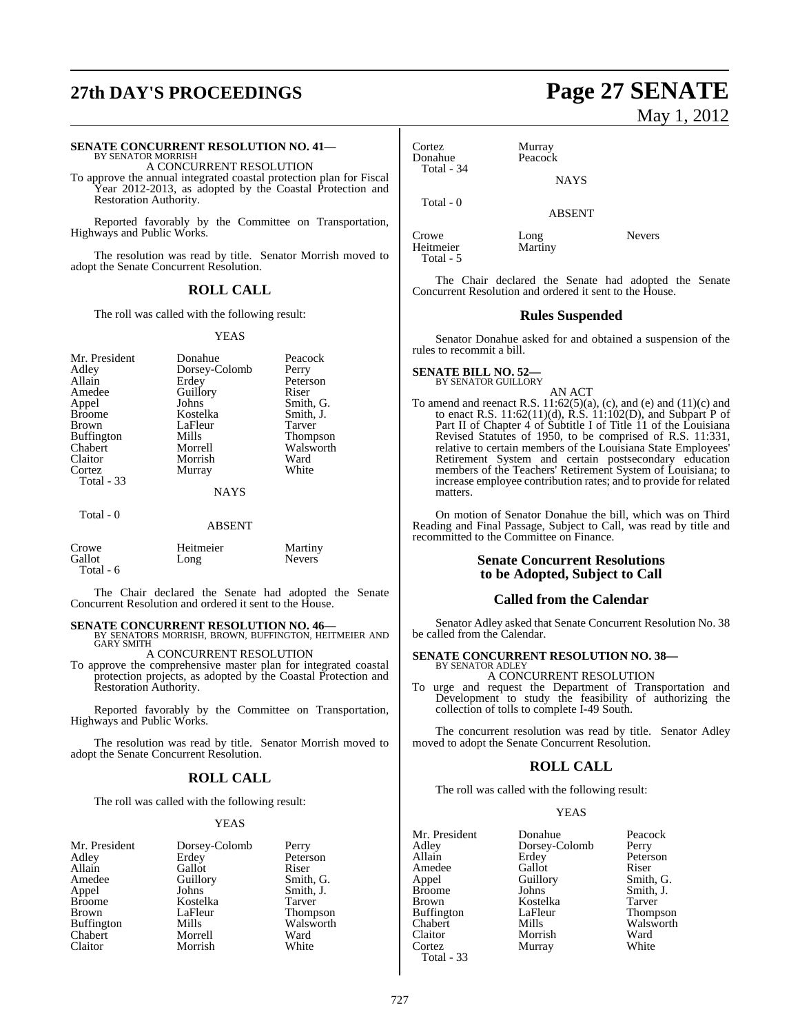**SENATE CONCURRENT RESOLUTION NO. 41—**
BY SENATOR MORRISH

A CONCURRENT RESOLUTION

To approve the annual integrated coastal protection plan for Fiscal Year 2012-2013, as adopted by the Coastal Protection and Restoration Authority.

Reported favorably by the Committee on Transportation, Highways and Public Works.

The resolution was read by title. Senator Morrish moved to adopt the Senate Concurrent Resolution.

## ROLL CALL

The roll was called with the following result:

YEAS

| | | |
|---|---|---|
| Mr. President | Donahue | Peacock |
| Adley | Dorsey-Colomb | Perry |
| Allain | Erdey | Peterson |
| Amedee | Guillory | Riser |
| Appel | Johns | Smith, G. |
| Broome | Kostelka | Smith, J. |
| Brown | LaFleur | Tarver |
| Buffington | Mills | Thompson |
| Chabert | Morrell | Walsworth |
| Claitor | Morrish | Ward |
| Cortez | Murray | White |
| Total - 33 | | |

NAYS

Total - 0

ABSENT

| | | |
|---|---|---|
| Crowe | Heitmeier | Martiny |
| Gallot | Long | Nevers |
| Total - 6 | | |

The Chair declared the Senate had adopted the Senate Concurrent Resolution and ordered it sent to the House.

**SENATE CONCURRENT RESOLUTION NO. 46—**
BY SENATORS MORRISH, BROWN, BUFFINGTON, HEITMEIER AND GARY SMITH

A CONCURRENT RESOLUTION

To approve the comprehensive master plan for integrated coastal protection projects, as adopted by the Coastal Protection and Restoration Authority.

Reported favorably by the Committee on Transportation, Highways and Public Works.

The resolution was read by title. Senator Morrish moved to adopt the Senate Concurrent Resolution.

## ROLL CALL

The roll was called with the following result:

YEAS

| | | |
|---|---|---|
| Mr. President | Dorsey-Colomb | Perry |
| Adley | Erdey | Peterson |
| Allain | Gallot | Riser |
| Amedee | Guillory | Smith, G. |
| Appel | Johns | Smith, J. |
| Broome | Kostelka | Tarver |
| Brown | LaFleur | Thompson |
| Buffington | Mills | Walsworth |
| Chabert | Morrell | Ward |
| Claitor | Morrish | White |
| Cortez | Murray | |
| Donahue | Peacock | |
| Total - 34 | | |

NAYS

Total - 0

ABSENT

| | | |
|---|---|---|
| Crowe | Long | Nevers |
| Heitmeier | Martiny | |
| Total - 5 | | |

The Chair declared the Senate had adopted the Senate Concurrent Resolution and ordered it sent to the House.

## Rules Suspended

Senator Donahue asked for and obtained a suspension of the rules to recommit a bill.

**SENATE BILL NO. 52—**
BY SENATOR GUILLORY

AN ACT

To amend and reenact R.S. 11:62(5)(a), (c), and (e) and (11)(c) and to enact R.S. 11:62(11)(d), R.S. 11:102(D), and Subpart P of Part II of Chapter 4 of Subtitle I of Title 11 of the Louisiana Revised Statutes of 1950, to be comprised of R.S. 11:331, relative to certain members of the Louisiana State Employees' Retirement System and certain postsecondary education members of the Teachers' Retirement System of Louisiana; to increase employee contribution rates; and to provide for related matters.

On motion of Senator Donahue the bill, which was on Third Reading and Final Passage, Subject to Call, was read by title and recommitted to the Committee on Finance.

## Senate Concurrent Resolutions to be Adopted, Subject to Call

## Called from the Calendar

Senator Adley asked that Senate Concurrent Resolution No. 38 be called from the Calendar.

**SENATE CONCURRENT RESOLUTION NO. 38—**
BY SENATOR ADLEY

A CONCURRENT RESOLUTION

To urge and request the Department of Transportation and Development to study the feasibility of authorizing the collection of tolls to complete I-49 South.

The concurrent resolution was read by title. Senator Adley moved to adopt the Senate Concurrent Resolution.

## ROLL CALL

The roll was called with the following result:

YEAS

| | | |
|---|---|---|
| Mr. President | Donahue | Peacock |
| Adley | Dorsey-Colomb | Perry |
| Allain | Erdey | Peterson |
| Amedee | Gallot | Riser |
| Appel | Guillory | Smith, G. |
| Broome | Johns | Smith, J. |
| Brown | Kostelka | Tarver |
| Buffington | LaFleur | Thompson |
| Chabert | Mills | Walsworth |
| Claitor | Morrish | Ward |
| Cortez | Murray | White |
| Total - 33 | | |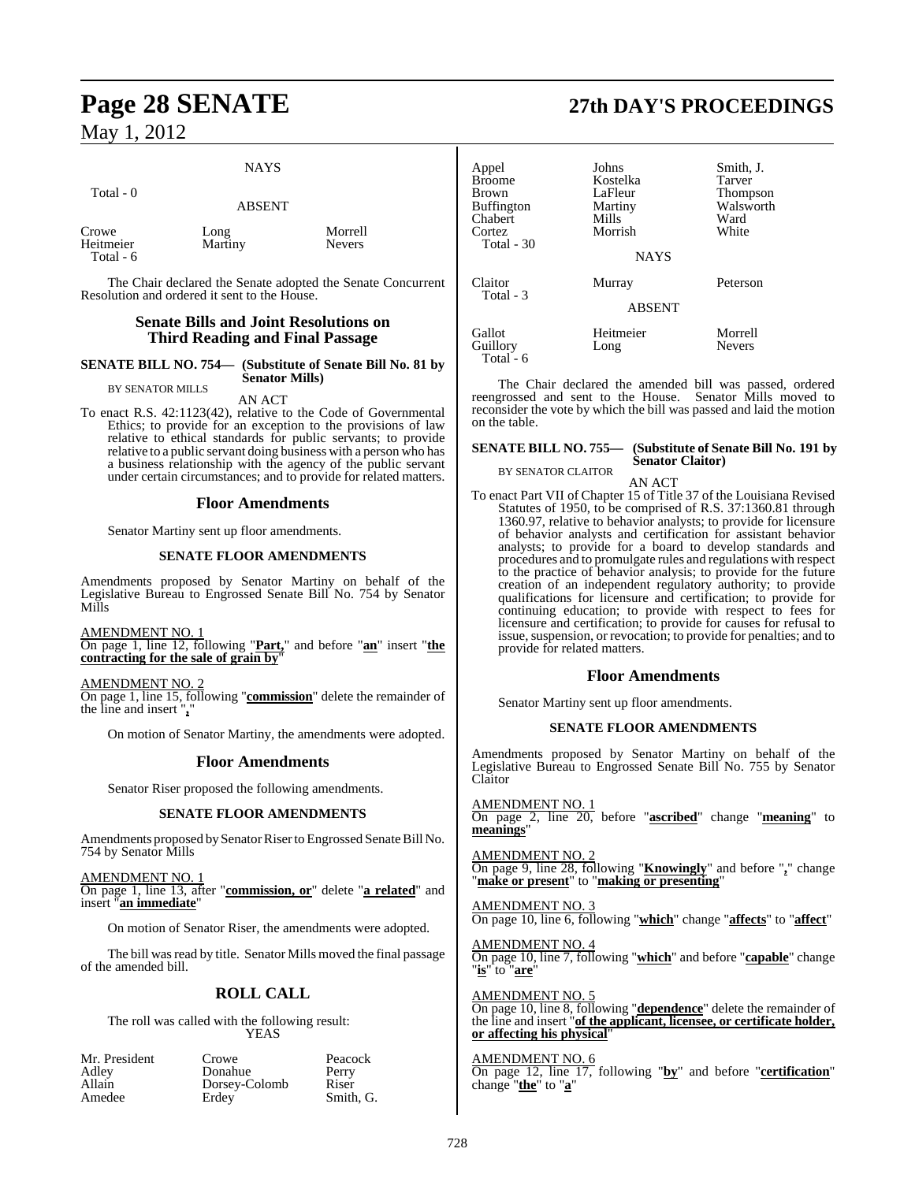NAYS

Total - 0

ABSENT

| | | |
|---|---|---|
| Crowe | Long | Morrell |
| Heitmeier | Martiny | Nevers |
| Total - 6 | | |

The Chair declared the Senate adopted the Senate Concurrent Resolution and ordered it sent to the House.

## Senate Bills and Joint Resolutions on Third Reading and Final Passage

**SENATE BILL NO. 754— (Substitute of Senate Bill No. 81 by Senator Mills)**

BY SENATOR MILLS

AN ACT

To enact R.S. 42:1123(42), relative to the Code of Governmental Ethics; to provide for an exception to the provisions of law relative to ethical standards for public servants; to provide relative to a public servant doing business with a person who has a business relationship with the agency of the public servant under certain circumstances; and to provide for related matters.

### Floor Amendments

Senator Martiny sent up floor amendments.

**SENATE FLOOR AMENDMENTS**

Amendments proposed by Senator Martiny on behalf of the Legislative Bureau to Engrossed Senate Bill No. 754 by Senator Mills

AMENDMENT NO. 1

On page 1, line 12, following "**Part,**" and before "**an**" insert "**the contracting for the sale of grain by**"

AMENDMENT NO. 2

On page 1, line 15, following "**commission**" delete the remainder of the line and insert "**,**"

On motion of Senator Martiny, the amendments were adopted.

### Floor Amendments

Senator Riser proposed the following amendments.

**SENATE FLOOR AMENDMENTS**

Amendments proposed by Senator Riser to Engrossed Senate Bill No. 754 by Senator Mills

AMENDMENT NO. 1

On page 1, line 13, after "**commission, or**" delete "**a related**" and insert "**an immediate**"

On motion of Senator Riser, the amendments were adopted.

The bill was read by title. Senator Mills moved the final passage of the amended bill.

## ROLL CALL

The roll was called with the following result:

YEAS

| | | |
|---|---|---|
| Mr. President | Crowe | Peacock |
| Adley | Donahue | Perry |
| Allain | Dorsey-Colomb | Riser |
| Amedee | Erdey | Smith, G. |
| Appel | Johns | Smith, J. |
| Broome | Kostelka | Tarver |
| Brown | LaFleur | Thompson |
| Buffington | Martiny | Walsworth |
| Chabert | Mills | Ward |
| Cortez | Morrish | White |
| Total - 30 | | |

NAYS

| | | |
|---|---|---|
| Claitor | Murray | Peterson |
| Total - 3 | | |

ABSENT

| | | |
|---|---|---|
| Gallot | Heitmeier | Morrell |
| Guillory | Long | Nevers |
| Total - 6 | | |

The Chair declared the amended bill was passed, ordered reengrossed and sent to the House. Senator Mills moved to reconsider the vote by which the bill was passed and laid the motion on the table.

**SENATE BILL NO. 755— (Substitute of Senate Bill No. 191 by Senator Claitor)**

BY SENATOR CLAITOR

AN ACT

To enact Part VII of Chapter 15 of Title 37 of the Louisiana Revised Statutes of 1950, to be comprised of R.S. 37:1360.81 through 1360.97, relative to behavior analysts; to provide for licensure of behavior analysts and certification for assistant behavior analysts; to provide for a board to develop standards and procedures and to promulgate rules and regulations with respect to the practice of behavior analysis; to provide for the future creation of an independent regulatory authority; to provide qualifications for licensure and certification; to provide for continuing education; to provide with respect to fees for licensure and certification; to provide for causes for refusal to issue, suspension, or revocation; to provide for penalties; and to provide for related matters.

### Floor Amendments

Senator Martiny sent up floor amendments.

**SENATE FLOOR AMENDMENTS**

Amendments proposed by Senator Martiny on behalf of the Legislative Bureau to Engrossed Senate Bill No. 755 by Senator Claitor

AMENDMENT NO. 1

On page 2, line 20, before "**ascribed**" change "**meaning**" to "**meanings**"

AMENDMENT NO. 2

On page 9, line 28, following "**Knowingly**" and before "**,**" change "**make or present**" to "**making or presenting**"

AMENDMENT NO. 3

On page 10, line 6, following "**which**" change "**affects**" to "**affect**"

AMENDMENT NO. 4

On page 10, line 7, following "**which**" and before "**capable**" change "**is**" to "**are**"

AMENDMENT NO. 5

On page 10, line 8, following "**dependence**" delete the remainder of the line and insert "**of the applicant, licensee, or certificate holder, or affecting his physical**"

AMENDMENT NO. 6

On page 12, line 17, following "**by**" and before "**certification**" change "**the**" to "**a**"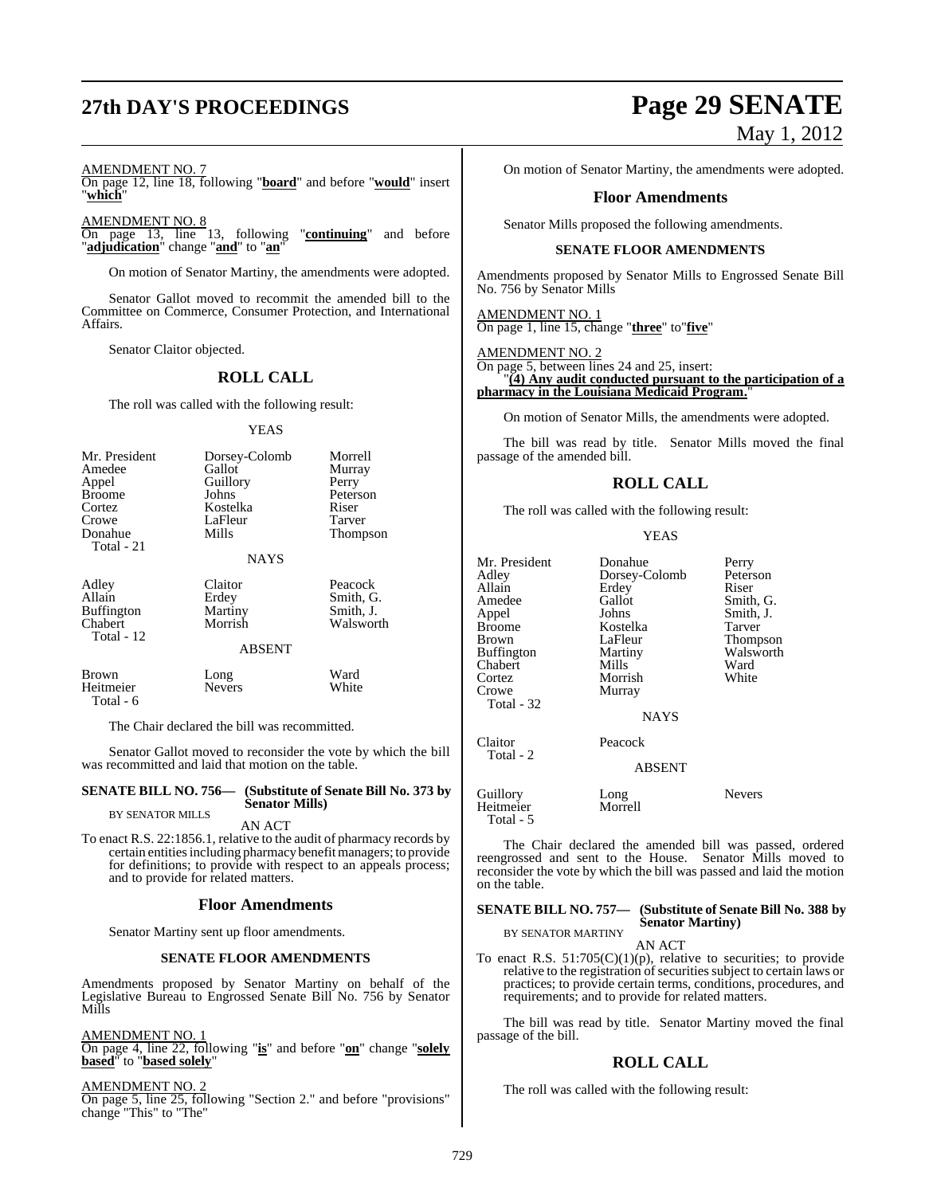AMENDMENT NO. 7
On page 12, line 18, following "**board**" and before "**would**" insert "**which**"

AMENDMENT NO. 8
On page 13, line 13, following "**continuing**" and before "**adjudication**" change "**and**" to "**an**"

On motion of Senator Martiny, the amendments were adopted.

Senator Gallot moved to recommit the amended bill to the Committee on Commerce, Consumer Protection, and International Affairs.

Senator Claitor objected.

## ROLL CALL

The roll was called with the following result:

YEAS

| | | |
|---|---|---|
| Mr. President | Dorsey-Colomb | Morrell |
| Amedee | Gallot | Murray |
| Appel | Guillory | Perry |
| Broome | Johns | Peterson |
| Cortez | Kostelka | Riser |
| Crowe | LaFleur | Tarver |
| Donahue | Mills | Thompson |
| Total - 21 | | |

NAYS

| | | |
|---|---|---|
| Adley | Claitor | Peacock |
| Allain | Erdey | Smith, G. |
| Buffington | Martiny | Smith, J. |
| Chabert | Morrish | Walsworth |
| Total - 12 | | |

ABSENT

| | | |
|---|---|---|
| Brown | Long | Ward |
| Heitmeier | Nevers | White |
| Total - 6 | | |

The Chair declared the bill was recommitted.

Senator Gallot moved to reconsider the vote by which the bill was recommitted and laid that motion on the table.

**SENATE BILL NO. 756— (Substitute of Senate Bill No. 373 by Senator Mills)**
BY SENATOR MILLS

AN ACT

To enact R.S. 22:1856.1, relative to the audit of pharmacy records by certain entities including pharmacy benefit managers; to provide for definitions; to provide with respect to an appeals process; and to provide for related matters.

## Floor Amendments

Senator Martiny sent up floor amendments.

### SENATE FLOOR AMENDMENTS

Amendments proposed by Senator Martiny on behalf of the Legislative Bureau to Engrossed Senate Bill No. 756 by Senator Mills

AMENDMENT NO. 1
On page 4, line 22, following "**is**" and before "**on**" change "**solely based**" to "**based solely**"

AMENDMENT NO. 2
On page 5, line 25, following "Section 2." and before "provisions" change "This" to "The"

On motion of Senator Martiny, the amendments were adopted.

## Floor Amendments

Senator Mills proposed the following amendments.

### SENATE FLOOR AMENDMENTS

Amendments proposed by Senator Mills to Engrossed Senate Bill No. 756 by Senator Mills

AMENDMENT NO. 1
On page 1, line 15, change "**three**" to "**five**"

AMENDMENT NO. 2
On page 5, between lines 24 and 25, insert:
"**(4) Any audit conducted pursuant to the participation of a pharmacy in the Louisiana Medicaid Program.**"

On motion of Senator Mills, the amendments were adopted.

The bill was read by title. Senator Mills moved the final passage of the amended bill.

## ROLL CALL

The roll was called with the following result:

YEAS

| | | |
|---|---|---|
| Mr. President | Donahue | Perry |
| Adley | Dorsey-Colomb | Peterson |
| Allain | Erdey | Riser |
| Amedee | Gallot | Smith, G. |
| Appel | Johns | Smith, J. |
| Broome | Kostelka | Tarver |
| Brown | LaFleur | Thompson |
| Buffington | Martiny | Walsworth |
| Chabert | Mills | Ward |
| Cortez | Morrish | White |
| Crowe | Murray | |
| Total - 32 | | |

NAYS

| | |
|---|---|
| Claitor | Peacock |
| Total - 2 | |

ABSENT

| | | |
|---|---|---|
| Guillory | Long | Nevers |
| Heitmeier | Morrell | |
| Total - 5 | | |

The Chair declared the amended bill was passed, ordered reengrossed and sent to the House. Senator Mills moved to reconsider the vote by which the bill was passed and laid the motion on the table.

**SENATE BILL NO. 757— (Substitute of Senate Bill No. 388 by Senator Martiny)**
BY SENATOR MARTINY

AN ACT

To enact R.S. 51:705(C)(1)(p), relative to securities; to provide relative to the registration of securities subject to certain laws or practices; to provide certain terms, conditions, procedures, and requirements; and to provide for related matters.

The bill was read by title. Senator Martiny moved the final passage of the bill.

## ROLL CALL

The roll was called with the following result: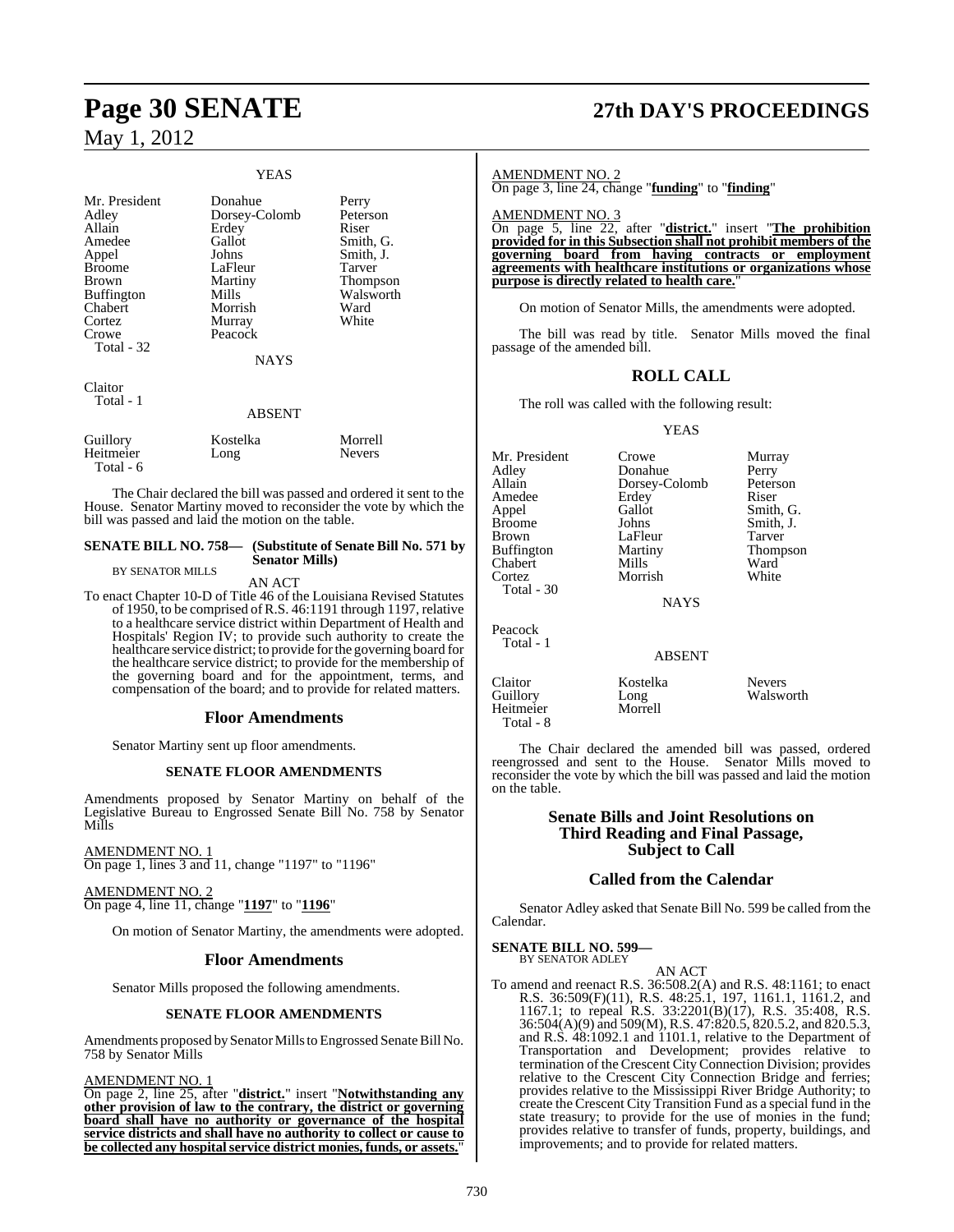YEAS

| | | |
|---|---|---|
| Mr. President | Donahue | Perry |
| Adley | Dorsey-Colomb | Peterson |
| Allain | Erdey | Riser |
| Amedee | Gallot | Smith, G. |
| Appel | Johns | Smith, J. |
| Broome | LaFleur | Tarver |
| Brown | Martiny | Thompson |
| Buffington | Mills | Walsworth |
| Chabert | Morrish | Ward |
| Cortez | Murray | White |
| Crowe | Peacock | |
| Total - 32 | | |

NAYS

Claitor
Total - 1

ABSENT

| | | |
|---|---|---|
| Guillory | Kostelka | Morrell |
| Heitmeier | Long | Nevers |
| Total - 6 | | |

The Chair declared the bill was passed and ordered it sent to the House. Senator Martiny moved to reconsider the vote by which the bill was passed and laid the motion on the table.

**SENATE BILL NO. 758— (Substitute of Senate Bill No. 571 by Senator Mills)**
BY SENATOR MILLS

AN ACT

To enact Chapter 10-D of Title 46 of the Louisiana Revised Statutes of 1950, to be comprised of R.S. 46:1191 through 1197, relative to a healthcare service district within Department of Health and Hospitals' Region IV; to provide such authority to create the healthcare service district; to provide for the governing board for the healthcare service district; to provide for the membership of the governing board and for the appointment, terms, and compensation of the board; and to provide for related matters.

## Floor Amendments

Senator Martiny sent up floor amendments.

### SENATE FLOOR AMENDMENTS

Amendments proposed by Senator Martiny on behalf of the Legislative Bureau to Engrossed Senate Bill No. 758 by Senator Mills

AMENDMENT NO. 1
On page 1, lines 3 and 11, change "1197" to "1196"

AMENDMENT NO. 2
On page 4, line 11, change "**1197**" to "**1196**"

On motion of Senator Martiny, the amendments were adopted.

## Floor Amendments

Senator Mills proposed the following amendments.

### SENATE FLOOR AMENDMENTS

Amendments proposed by Senator Mills to Engrossed Senate Bill No. 758 by Senator Mills

AMENDMENT NO. 1
On page 2, line 25, after "**district.**" insert "**Notwithstanding any other provision of law to the contrary, the district or governing board shall have no authority or governance of the hospital service districts and shall have no authority to collect or cause to be collected any hospital service district monies, funds, or assets.**"

AMENDMENT NO. 2
On page 3, line 24, change "**funding**" to "**finding**"

AMENDMENT NO. 3
On page 5, line 22, after "**district.**" insert "**The prohibition provided for in this Subsection shall not prohibit members of the governing board from having contracts or employment agreements with healthcare institutions or organizations whose purpose is directly related to health care.**"

On motion of Senator Mills, the amendments were adopted.

The bill was read by title. Senator Mills moved the final passage of the amended bill.

## ROLL CALL

The roll was called with the following result:

YEAS

| | | |
|---|---|---|
| Mr. President | Crowe | Murray |
| Adley | Donahue | Perry |
| Allain | Dorsey-Colomb | Peterson |
| Amedee | Erdey | Riser |
| Appel | Gallot | Smith, G. |
| Broome | Johns | Smith, J. |
| Brown | LaFleur | Tarver |
| Buffington | Martiny | Thompson |
| Chabert | Mills | Ward |
| Cortez | Morrish | White |
| Total - 30 | | |

NAYS

Peacock
Total - 1

ABSENT

| | | |
|---|---|---|
| Claitor | Kostelka | Nevers |
| Guillory | Long | Walsworth |
| Heitmeier | Morrell | |
| Total - 8 | | |

The Chair declared the amended bill was passed, ordered reengrossed and sent to the House. Senator Mills moved to reconsider the vote by which the bill was passed and laid the motion on the table.

## Senate Bills and Joint Resolutions on Third Reading and Final Passage, Subject to Call

## Called from the Calendar

Senator Adley asked that Senate Bill No. 599 be called from the Calendar.

**SENATE BILL NO. 599—**
BY SENATOR ADLEY

AN ACT

To amend and reenact R.S. 36:508.2(A) and R.S. 48:1161; to enact R.S. 36:509(F)(11), R.S. 48:25.1, 197, 1161.1, 1161.2, and 1167.1; to repeal R.S. 33:2201(B)(17), R.S. 35:408, R.S. 36:504(A)(9) and 509(M), R.S. 47:820.5, 820.5.2, and 820.5.3, and R.S. 48:1092.1 and 1101.1, relative to the Department of Transportation and Development; provides relative to termination of the Crescent City Connection Division; provides relative to the Crescent City Connection Bridge and ferries; provides relative to the Mississippi River Bridge Authority; to create the Crescent City Transition Fund as a special fund in the state treasury; to provide for the use of monies in the fund; provides relative to transfer of funds, property, buildings, and improvements; and to provide for related matters.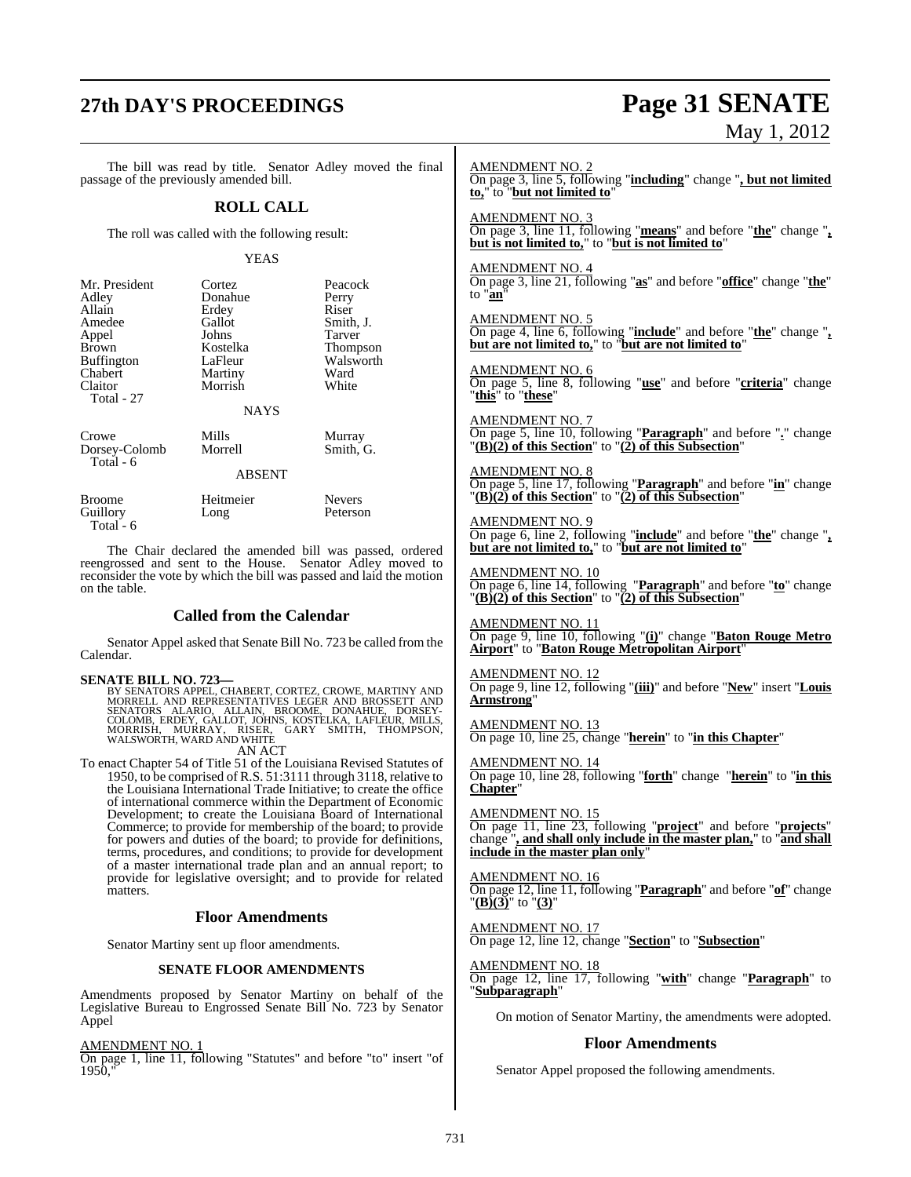The bill was read by title. Senator Adley moved the final passage of the previously amended bill.

## ROLL CALL

The roll was called with the following result:

YEAS

| | | |
|---|---|---|
| Mr. President | Cortez | Peacock |
| Adley | Donahue | Perry |
| Allain | Erdey | Riser |
| Amedee | Gallot | Smith, J. |
| Appel | Johns | Tarver |
| Brown | Kostelka | Thompson |
| Buffington | LaFleur | Walsworth |
| Chabert | Martiny | Ward |
| Claitor | Morrish | White |
| Total - 27 | | |

NAYS

| | | |
|---|---|---|
| Crowe | Mills | Murray |
| Dorsey-Colomb | Morrell | Smith, G. |
| Total - 6 | | |

ABSENT

| | | |
|---|---|---|
| Broome | Heitmeier | Nevers |
| Guillory | Long | Peterson |
| Total - 6 | | |

The Chair declared the amended bill was passed, ordered reengrossed and sent to the House. Senator Adley moved to reconsider the vote by which the bill was passed and laid the motion on the table.

## Called from the Calendar

Senator Appel asked that Senate Bill No. 723 be called from the Calendar.

**SENATE BILL NO. 723—**
BY SENATORS APPEL, CHABERT, CORTEZ, CROWE, MARTINY AND MORRELL AND REPRESENTATIVES LEGER AND BROSSETT AND SENATORS ALARIO, ALLAIN, BROOME, DONAHUE, DORSEY-COLOMB, ERDEY, GALLOT, JOHNS, KOSTELKA, LAFLEUR, MILLS, MORRISH, MURRAY, RISER, GARY SMITH, THOMPSON, WALSWORTH, WARD AND WHITE

AN ACT

To enact Chapter 54 of Title 51 of the Louisiana Revised Statutes of 1950, to be comprised of R.S. 51:3111 through 3118, relative to the Louisiana International Trade Initiative; to create the office of international commerce within the Department of Economic Development; to create the Louisiana Board of International Commerce; to provide for membership of the board; to provide for powers and duties of the board; to provide for definitions, terms, procedures, and conditions; to provide for development of a master international trade plan and an annual report; to provide for legislative oversight; and to provide for related matters.

## Floor Amendments

Senator Martiny sent up floor amendments.

### SENATE FLOOR AMENDMENTS

Amendments proposed by Senator Martiny on behalf of the Legislative Bureau to Engrossed Senate Bill No. 723 by Senator Appel

AMENDMENT NO. 1
On page 1, line 11, following "Statutes" and before "to" insert "of 1950,"

AMENDMENT NO. 2
On page 3, line 5, following "**including**" change "**, but not limited to,**" to "**but not limited to**"

AMENDMENT NO. 3
On page 3, line 11, following "**means**" and before "**the**" change "**, but is not limited to,**" to "**but is not limited to**"

AMENDMENT NO. 4
On page 3, line 21, following "**as**" and before "**office**" change "**the**" to "**an**"

AMENDMENT NO. 5
On page 4, line 6, following "**include**" and before "**the**" change "**, but are not limited to,**" to "**but are not limited to**"

AMENDMENT NO. 6
On page 5, line 8, following "**use**" and before "**criteria**" change "**this**" to "**these**"

AMENDMENT NO. 7
On page 5, line 10, following "**Paragraph**" and before "**.**" change "**(B)(2) of this Section**" to "**(2) of this Subsection**"

AMENDMENT NO. 8
On page 5, line 17, following "**Paragraph**" and before "**in**" change "**(B)(2) of this Section**" to "**(2) of this Subsection**"

AMENDMENT NO. 9
On page 6, line 2, following "**include**" and before "**the**" change "**, but are not limited to,**" to "**but are not limited to**"

AMENDMENT NO. 10
On page 6, line 14, following "**Paragraph**" and before "**to**" change "**(B)(2) of this Section**" to "**(2) of this Subsection**"

AMENDMENT NO. 11
On page 9, line 10, following "**(i)**" change "**Baton Rouge Metro Airport**" to "**Baton Rouge Metropolitan Airport**"

AMENDMENT NO. 12
On page 9, line 12, following "**(iii)**" and before "**New**" insert "**Louis Armstrong**"

AMENDMENT NO. 13
On page 10, line 25, change "**herein**" to "**in this Chapter**"

AMENDMENT NO. 14
On page 10, line 28, following "**forth**" change "**herein**" to "**in this Chapter**"

AMENDMENT NO. 15
On page 11, line 23, following "**project**" and before "**projects**" change "**, and shall only include in the master plan,**" to "**and shall include in the master plan only**"

AMENDMENT NO. 16
On page 12, line 11, following "**Paragraph**" and before "**of**" change "**(B)(3)**" to "**(3)**"

AMENDMENT NO. 17
On page 12, line 12, change "**Section**" to "**Subsection**"

AMENDMENT NO. 18
On page 12, line 17, following "**with**" change "**Paragraph**" to "**Subparagraph**"

On motion of Senator Martiny, the amendments were adopted.

## Floor Amendments

Senator Appel proposed the following amendments.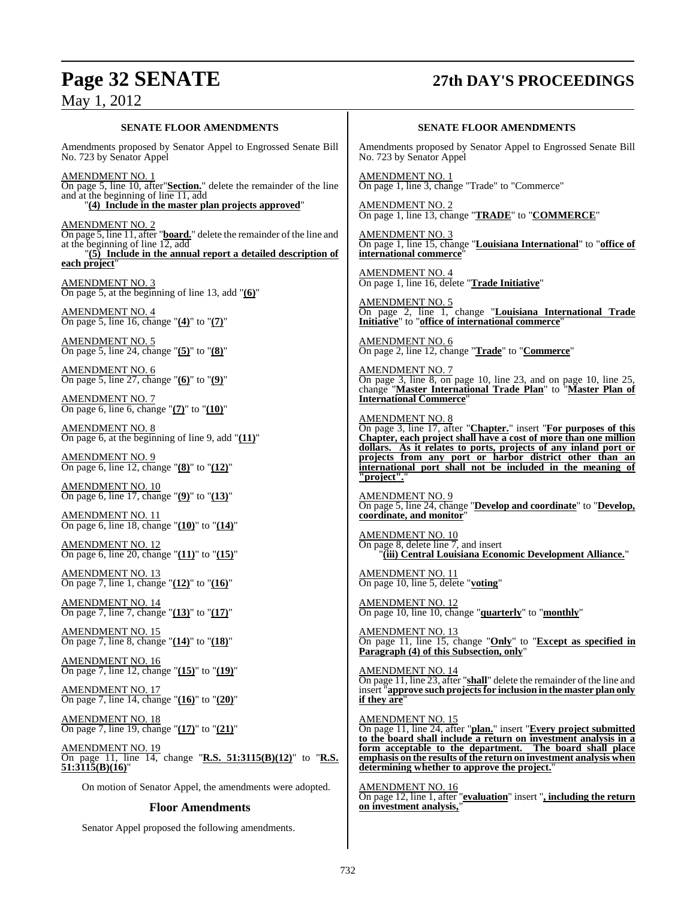## SENATE FLOOR AMENDMENTS

Amendments proposed by Senator Appel to Engrossed Senate Bill No. 723 by Senator Appel

AMENDMENT NO. 1
On page 5, line 10, after "**Section.**" delete the remainder of the line and at the beginning of line 11, add
"**(4) Include in the master plan projects approved**"

AMENDMENT NO. 2
On page 5, line 11, after "**board.**" delete the remainder of the line and at the beginning of line 12, add
"**(5) Include in the annual report a detailed description of each project**"

AMENDMENT NO. 3
On page 5, at the beginning of line 13, add "**(6)**"

AMENDMENT NO. 4
On page 5, line 16, change "**(4)**" to "**(7)**"

AMENDMENT NO. 5
On page 5, line 24, change "**(5)**" to "**(8)**"

AMENDMENT NO. 6
On page 5, line 27, change "**(6)**" to "**(9)**"

AMENDMENT NO. 7
On page 6, line 6, change "**(7)**" to "**(10)**"

AMENDMENT NO. 8
On page 6, at the beginning of line 9, add "**(11)**"

AMENDMENT NO. 9
On page 6, line 12, change "**(8)**" to "**(12)**"

AMENDMENT NO. 10
On page 6, line 17, change "**(9)**" to "**(13)**"

AMENDMENT NO. 11
On page 6, line 18, change "**(10)**" to "**(14)**"

AMENDMENT NO. 12
On page 6, line 20, change "**(11)**" to "**(15)**"

AMENDMENT NO. 13
On page 7, line 1, change "**(12)**" to "**(16)**"

AMENDMENT NO. 14
On page 7, line 7, change "**(13)**" to "**(17)**"

AMENDMENT NO. 15
On page 7, line 8, change "**(14)**" to "**(18)**"

AMENDMENT NO. 16
On page 7, line 12, change "**(15)**" to "**(19)**"

AMENDMENT NO. 17
On page 7, line 14, change "**(16)**" to "**(20)**"

AMENDMENT NO. 18
On page 7, line 19, change "**(17)**" to "**(21)**"

AMENDMENT NO. 19
On page 11, line 14, change "**R.S. 51:3115(B)(12)**" to "**R.S. 51:3115(B)(16)**"

On motion of Senator Appel, the amendments were adopted.

## Floor Amendments

Senator Appel proposed the following amendments.

## SENATE FLOOR AMENDMENTS

Amendments proposed by Senator Appel to Engrossed Senate Bill No. 723 by Senator Appel

AMENDMENT NO. 1
On page 1, line 3, change "Trade" to "Commerce"

AMENDMENT NO. 2
On page 1, line 13, change "**TRADE**" to "**COMMERCE**"

AMENDMENT NO. 3
On page 1, line 15, change "**Louisiana International**" to "**office of international commerce**"

AMENDMENT NO. 4
On page 1, line 16, delete "**Trade Initiative**"

AMENDMENT NO. 5
On page 2, line 1, change "**Louisiana International Trade Initiative**" to "**office of international commerce**"

AMENDMENT NO. 6
On page 2, line 12, change "**Trade**" to "**Commerce**"

AMENDMENT NO. 7
On page 3, line 8, on page 10, line 23, and on page 10, line 25, change "**Master International Trade Plan**" to "**Master Plan of International Commerce**"

AMENDMENT NO. 8
On page 3, line 17, after "**Chapter.**" insert "**For purposes of this Chapter, each project shall have a cost of more than one million dollars. As it relates to ports, projects of any inland port or projects from any port or harbor district other than an international port shall not be included in the meaning of "project".**"

AMENDMENT NO. 9
On page 5, line 24, change "**Develop and coordinate**" to "**Develop, coordinate, and monitor**"

AMENDMENT NO. 10
On page 8, delete line 7, and insert
"**(iii) Central Louisiana Economic Development Alliance.**"

AMENDMENT NO. 11
On page 10, line 5, delete "**voting**"

AMENDMENT NO. 12
On page 10, line 10, change "**quarterly**" to "**monthly**"

AMENDMENT NO. 13
On page 11, line 15, change "**Only**" to "**Except as specified in Paragraph (4) of this Subsection, only**"

AMENDMENT NO. 14
On page 11, line 23, after "**shall**" delete the remainder of the line and insert "**approve such projects for inclusion in the master plan only if they are**"

AMENDMENT NO. 15
On page 11, line 24, after "**plan.**" insert "**Every project submitted to the board shall include a return on investment analysis in a form acceptable to the department. The board shall place emphasis on the results of the return on investment analysis when determining whether to approve the project.**"

AMENDMENT NO. 16
On page 12, line 1, after "**evaluation**" insert "**, including the return on investment analysis,**"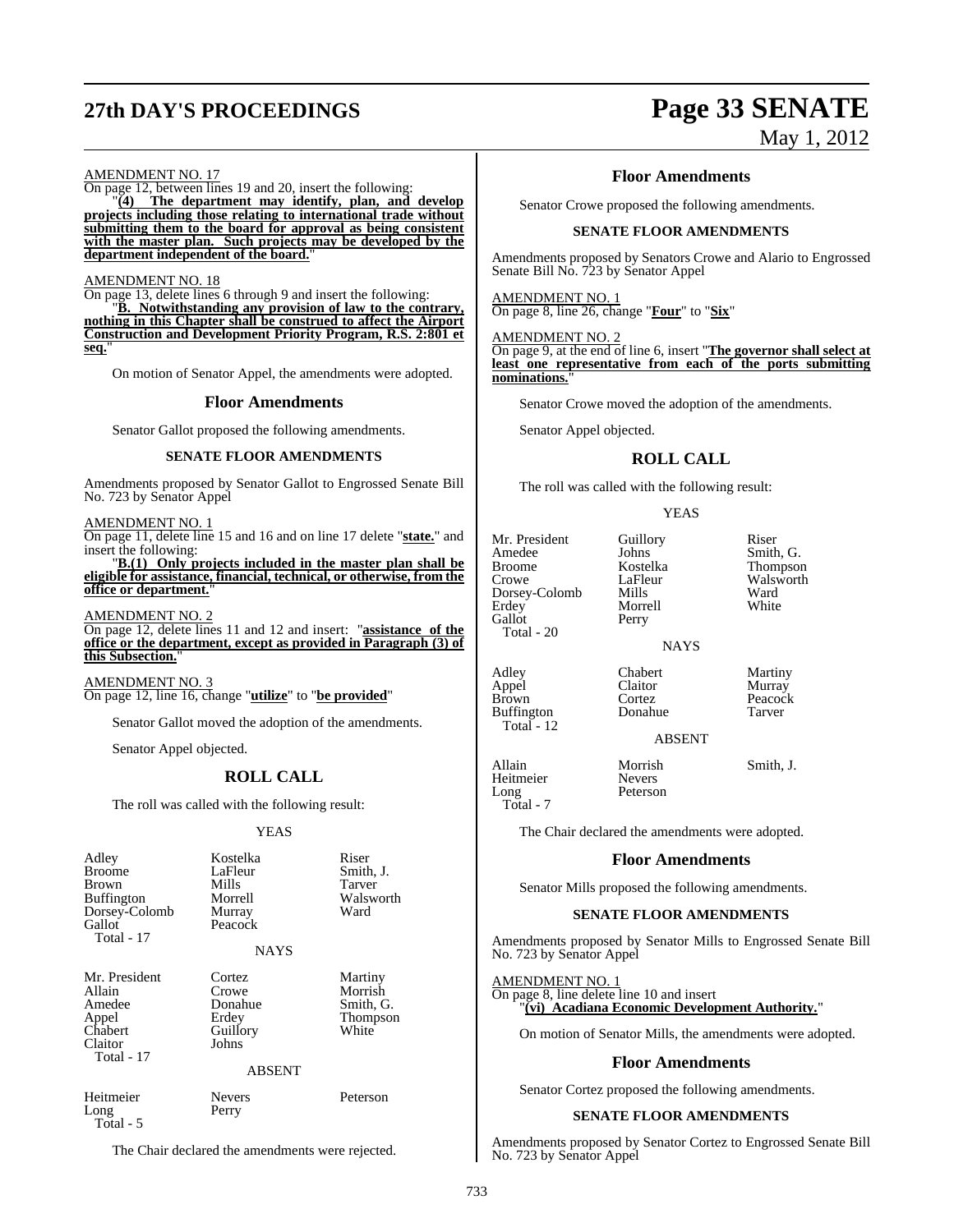AMENDMENT NO. 17

On page 12, between lines 19 and 20, insert the following:

"**(4) The department may identify, plan, and develop projects including those relating to international trade without submitting them to the board for approval as being consistent with the master plan. Such projects may be developed by the department independent of the board.**"

AMENDMENT NO. 18

On page 13, delete lines 6 through 9 and insert the following:

"**B. Notwithstanding any provision of law to the contrary, nothing in this Chapter shall be construed to affect the Airport Construction and Development Priority Program, R.S. 2:801 et seq.**"

On motion of Senator Appel, the amendments were adopted.

## Floor Amendments

Senator Gallot proposed the following amendments.

### SENATE FLOOR AMENDMENTS

Amendments proposed by Senator Gallot to Engrossed Senate Bill No. 723 by Senator Appel

AMENDMENT NO. 1

On page 11, delete line 15 and 16 and on line 17 delete "**state.**" and insert the following:

"**B.(1) Only projects included in the master plan shall be eligible for assistance, financial, technical, or otherwise, from the office or department.**"

AMENDMENT NO. 2

On page 12, delete lines 11 and 12 and insert: "**assistance of the office or the department, except as provided in Paragraph (3) of this Subsection.**"

AMENDMENT NO. 3

On page 12, line 16, change "**utilize**" to "**be provided**"

Senator Gallot moved the adoption of the amendments.

Senator Appel objected.

## ROLL CALL

The roll was called with the following result:

YEAS

| | | |
|---|---|---|
| Adley | Kostelka | Riser |
| Broome | LaFleur | Smith, J. |
| Brown | Mills | Tarver |
| Buffington | Morrell | Walsworth |
| Dorsey-Colomb | Murray | Ward |
| Gallot | Peacock | |
| Total - 17 | | |

NAYS

| | | |
|---|---|---|
| Mr. President | Cortez | Martiny |
| Allain | Crowe | Morrish |
| Amedee | Donahue | Smith, G. |
| Appel | Erdey | Thompson |
| Chabert | Guillory | White |
| Claitor | Johns | |
| Total - 17 | | |

ABSENT

| | | |
|---|---|---|
| Heitmeier | Nevers | Peterson |
| Long | Perry | |
| Total - 5 | | |

The Chair declared the amendments were rejected.

## Floor Amendments

Senator Crowe proposed the following amendments.

### SENATE FLOOR AMENDMENTS

Amendments proposed by Senators Crowe and Alario to Engrossed Senate Bill No. 723 by Senator Appel

AMENDMENT NO. 1

On page 8, line 26, change "**Four**" to "**Six**"

AMENDMENT NO. 2

On page 9, at the end of line 6, insert "**The governor shall select at least one representative from each of the ports submitting nominations.**"

Senator Crowe moved the adoption of the amendments.

Senator Appel objected.

## ROLL CALL

The roll was called with the following result:

YEAS

| | | |
|---|---|---|
| Mr. President | Guillory | Riser |
| Amedee | Johns | Smith, G. |
| Broome | Kostelka | Thompson |
| Crowe | LaFleur | Walsworth |
| Dorsey-Colomb | Mills | Ward |
| Erdey | Morrell | White |
| Gallot | Perry | |
| Total - 20 | | |

NAYS

| | | |
|---|---|---|
| Adley | Chabert | Martiny |
| Appel | Claitor | Murray |
| Brown | Cortez | Peacock |
| Buffington | Donahue | Tarver |
| Total - 12 | | |

ABSENT

| | | |
|---|---|---|
| Allain | Morrish | Smith, J. |
| Heitmeier | Nevers | |
| Long | Peterson | |
| Total - 7 | | |

The Chair declared the amendments were adopted.

## Floor Amendments

Senator Mills proposed the following amendments.

### SENATE FLOOR AMENDMENTS

Amendments proposed by Senator Mills to Engrossed Senate Bill No. 723 by Senator Appel

AMENDMENT NO. 1

On page 8, line delete line 10 and insert

"**(vi) Acadiana Economic Development Authority.**"

On motion of Senator Mills, the amendments were adopted.

## Floor Amendments

Senator Cortez proposed the following amendments.

### SENATE FLOOR AMENDMENTS

Amendments proposed by Senator Cortez to Engrossed Senate Bill No. 723 by Senator Appel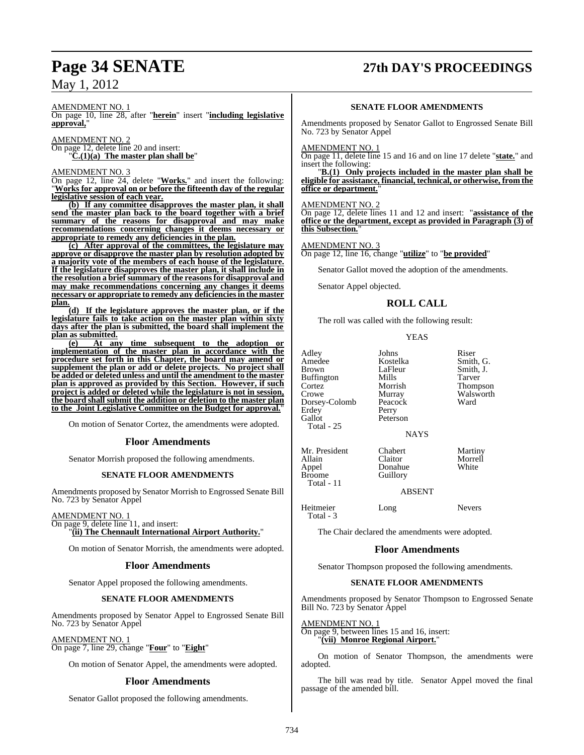AMENDMENT NO. 1
On page 10, line 28, after "**herein**" insert "**including legislative approval,**"

AMENDMENT NO. 2
On page 12, delete line 20 and insert:
"**C.(1)(a) The master plan shall be**"

AMENDMENT NO. 3
On page 12, line 24, delete "**Works.**" and insert the following: "**Works for approval on or before the fifteenth day of the regular legislative session of each year.**

**(b) If any committee disapproves the master plan, it shall send the master plan back to the board together with a brief summary of the reasons for disapproval and may make recommendations concerning changes it deems necessary or appropriate to remedy any deficiencies in the plan.**

**(c) After approval of the committees, the legislature may approve or disapprove the master plan by resolution adopted by a majority vote of the members of each house of the legislature. If the legislature disapproves the master plan, it shall include in the resolution a brief summary of the reasons for disapproval and may make recommendations concerning any changes it deems necessary or appropriate to remedy any deficiencies in the master plan.**

**(d) If the legislature approves the master plan, or if the legislature fails to take action on the master plan within sixty days after the plan is submitted, the board shall implement the plan as submitted.**

**(e) At any time subsequent to the adoption or implementation of the master plan in accordance with the procedure set forth in this Chapter, the board may amend or supplement the plan or add or delete projects. No project shall be added or deleted unless and until the amendment to the master plan is approved as provided by this Section. However, if such project is added or deleted while the legislature is not in session, the board shall submit the addition or deletion to the master plan to the Joint Legislative Committee on the Budget for approval.**"

On motion of Senator Cortez, the amendments were adopted.

## Floor Amendments

Senator Morrish proposed the following amendments.

### SENATE FLOOR AMENDMENTS

Amendments proposed by Senator Morrish to Engrossed Senate Bill No. 723 by Senator Appel

AMENDMENT NO. 1
On page 9, delete line 11, and insert:
"**(ii) The Chennault International Airport Authority.**"

On motion of Senator Morrish, the amendments were adopted.

## Floor Amendments

Senator Appel proposed the following amendments.

### SENATE FLOOR AMENDMENTS

Amendments proposed by Senator Appel to Engrossed Senate Bill No. 723 by Senator Appel

AMENDMENT NO. 1
On page 7, line 29, change "**Four**" to "**Eight**"

On motion of Senator Appel, the amendments were adopted.

## Floor Amendments

Senator Gallot proposed the following amendments.

### SENATE FLOOR AMENDMENTS

Amendments proposed by Senator Gallot to Engrossed Senate Bill No. 723 by Senator Appel

AMENDMENT NO. 1
On page 11, delete line 15 and 16 and on line 17 delete "**state.**" and insert the following:
"**B.(1) Only projects included in the master plan shall be eligible for assistance, financial, technical, or otherwise, from the office or department.**"

AMENDMENT NO. 2
On page 12, delete lines 11 and 12 and insert: "**assistance of the office or the department, except as provided in Paragraph (3) of this Subsection.**"

AMENDMENT NO. 3
On page 12, line 16, change "**utilize**" to "**be provided**"

Senator Gallot moved the adoption of the amendments.

Senator Appel objected.

## ROLL CALL

The roll was called with the following result:

YEAS

| | | |
|---|---|---|
| Adley | Johns | Riser |
| Amedee | Kostelka | Smith, G. |
| Brown | LaFleur | Smith, J. |
| Buffington | Mills | Tarver |
| Cortez | Morrish | Thompson |
| Crowe | Murray | Walsworth |
| Dorsey-Colomb | Peacock | Ward |
| Erdey | Perry | |
| Gallot | Peterson | |

Total - 25

NAYS

| | | |
|---|---|---|
| Mr. President | Chabert | Martiny |
| Allain | Claitor | Morrell |
| Appel | Donahue | White |
| Broome | Guillory | |

Total - 11

ABSENT

| | | |
|---|---|---|
| Heitmeier | Long | Nevers |

Total - 3

The Chair declared the amendments were adopted.

## Floor Amendments

Senator Thompson proposed the following amendments.

### SENATE FLOOR AMENDMENTS

Amendments proposed by Senator Thompson to Engrossed Senate Bill No. 723 by Senator Appel

AMENDMENT NO. 1
On page 9, between lines 15 and 16, insert:
"**(vii) Monroe Regional Airport.**"

On motion of Senator Thompson, the amendments were adopted.

The bill was read by title. Senator Appel moved the final passage of the amended bill.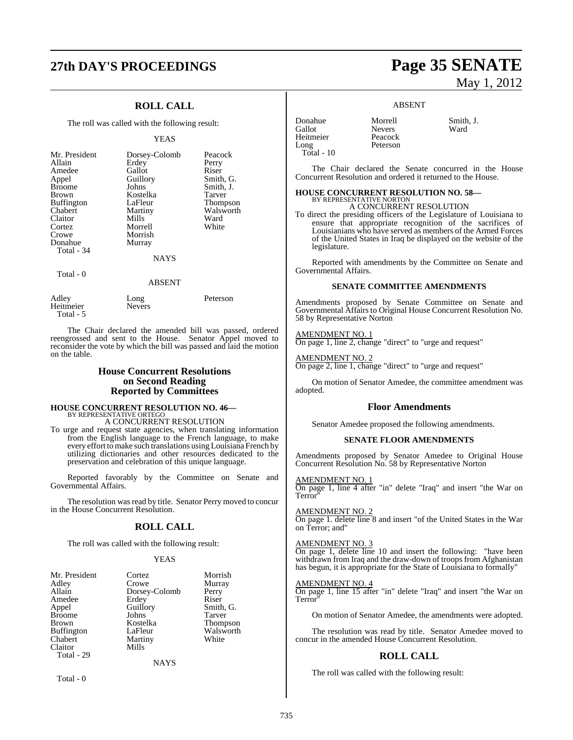## ROLL CALL

The roll was called with the following result:

YEAS

| | | |
|---|---|---|
| Mr. President | Dorsey-Colomb | Peacock |
| Allain | Erdey | Perry |
| Amedee | Gallot | Riser |
| Appel | Guillory | Smith, G. |
| Broome | Johns | Smith, J. |
| Brown | Kostelka | Tarver |
| Buffington | LaFleur | Thompson |
| Chabert | Martiny | Walsworth |
| Claitor | Mills | Ward |
| Cortez | Morrell | White |
| Crowe | Morrish | |
| Donahue | Murray | |
| Total - 34 | | |

NAYS

Total - 0

ABSENT

| | | |
|---|---|---|
| Adley | Long | Peterson |
| Heitmeier | Nevers | |
| Total - 5 | | |

The Chair declared the amended bill was passed, ordered reengrossed and sent to the House. Senator Appel moved to reconsider the vote by which the bill was passed and laid the motion on the table.

## House Concurrent Resolutions on Second Reading Reported by Committees

**HOUSE CONCURRENT RESOLUTION NO. 46—**
BY REPRESENTATIVE ORTEGO
A CONCURRENT RESOLUTION

To urge and request state agencies, when translating information from the English language to the French language, to make every effort to make such translations using Louisiana French by utilizing dictionaries and other resources dedicated to the preservation and celebration of this unique language.

Reported favorably by the Committee on Senate and Governmental Affairs.

The resolution was read by title. Senator Perry moved to concur in the House Concurrent Resolution.

## ROLL CALL

The roll was called with the following result:

YEAS

| | | |
|---|---|---|
| Mr. President | Cortez | Morrish |
| Adley | Crowe | Murray |
| Allain | Dorsey-Colomb | Perry |
| Amedee | Erdey | Riser |
| Appel | Guillory | Smith, G. |
| Broome | Johns | Tarver |
| Brown | Kostelka | Thompson |
| Buffington | LaFleur | Walsworth |
| Chabert | Martiny | White |
| Claitor | Mills | |
| Total - 29 | | |

NAYS

Total - 0

ABSENT

| | | |
|---|---|---|
| Donahue | Morrell | Smith, J. |
| Gallot | Nevers | Ward |
| Heitmeier | Peacock | |
| Long | Peterson | |
| Total - 10 | | |

The Chair declared the Senate concurred in the House Concurrent Resolution and ordered it returned to the House.

**HOUSE CONCURRENT RESOLUTION NO. 58—**
BY REPRESENTATIVE NORTON
A CONCURRENT RESOLUTION

To direct the presiding officers of the Legislature of Louisiana to ensure that appropriate recognition of the sacrifices of Louisianians who have served as members of the Armed Forces of the United States in Iraq be displayed on the website of the legislature.

Reported with amendments by the Committee on Senate and Governmental Affairs.

### SENATE COMMITTEE AMENDMENTS

Amendments proposed by Senate Committee on Senate and Governmental Affairs to Original House Concurrent Resolution No. 58 by Representative Norton

AMENDMENT NO. 1
On page 1, line 2, change "direct" to "urge and request"

AMENDMENT NO. 2
On page 2, line 1, change "direct" to "urge and request"

On motion of Senator Amedee, the committee amendment was adopted.

## Floor Amendments

Senator Amedee proposed the following amendments.

### SENATE FLOOR AMENDMENTS

Amendments proposed by Senator Amedee to Original House Concurrent Resolution No. 58 by Representative Norton

AMENDMENT NO. 1
On page 1, line 4 after "in" delete "Iraq" and insert "the War on Terror"

AMENDMENT NO. 2
On page 1. delete line 8 and insert "of the United States in the War on Terror; and"

AMENDMENT NO. 3
On page 1, delete line 10 and insert the following: "have been withdrawn from Iraq and the draw-down of troops from Afghanistan has begun, it is appropriate for the State of Louisiana to formally"

AMENDMENT NO. 4
On page 1, line 15 after "in" delete "Iraq" and insert "the War on Terror"

On motion of Senator Amedee, the amendments were adopted.

The resolution was read by title. Senator Amedee moved to concur in the amended House Concurrent Resolution.

## ROLL CALL

The roll was called with the following result: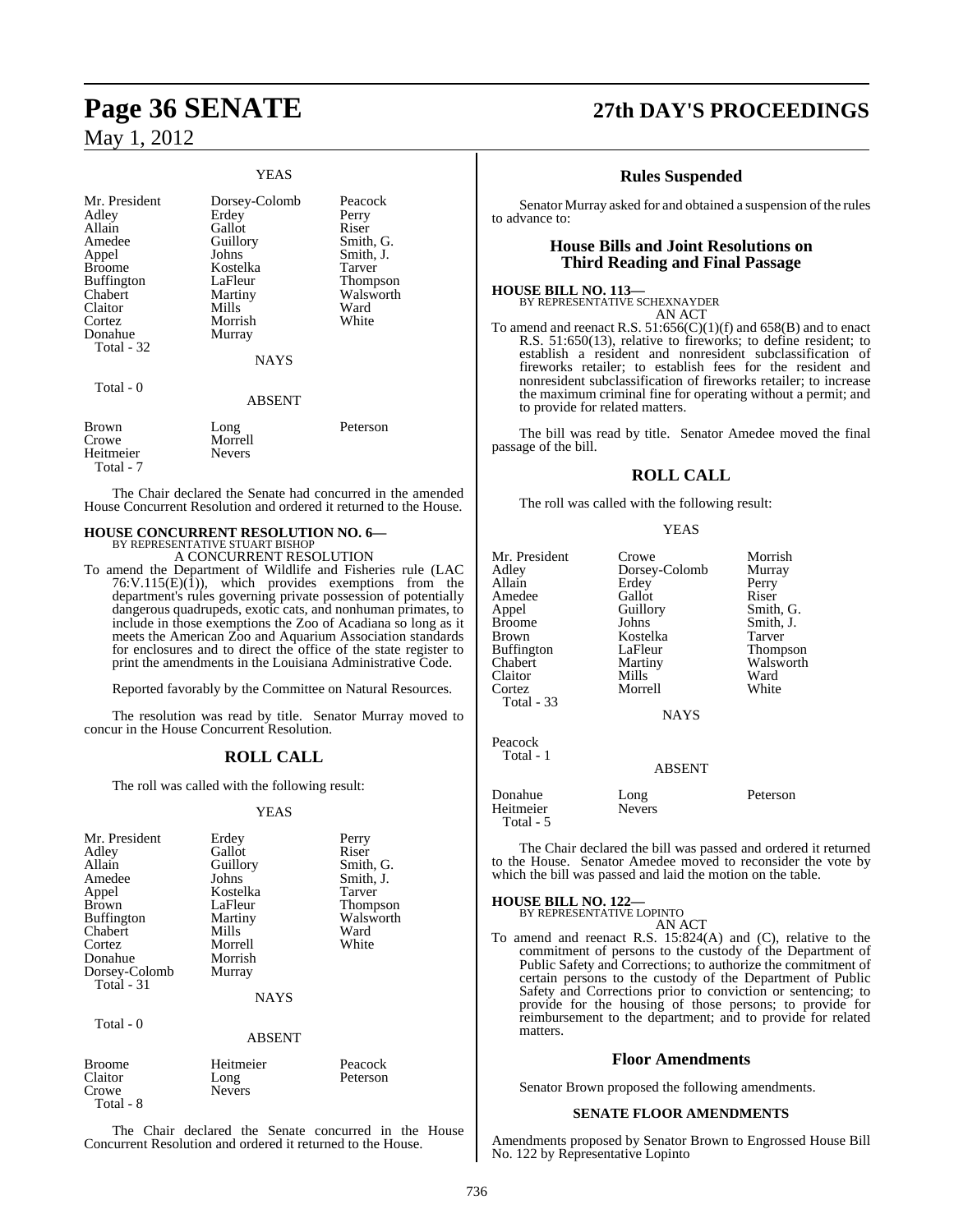YEAS

| | | |
|---|---|---|
| Mr. President | Dorsey-Colomb | Peacock |
| Adley | Erdey | Perry |
| Allain | Gallot | Riser |
| Amedee | Guillory | Smith, G. |
| Appel | Johns | Smith, J. |
| Broome | Kostelka | Tarver |
| Buffington | LaFleur | Thompson |
| Chabert | Martiny | Walsworth |
| Claitor | Mills | Ward |
| Cortez | Morrish | White |
| Donahue | Murray | |

Total - 32

NAYS

Total - 0

ABSENT

| | | |
|---|---|---|
| Brown | Long | Peterson |
| Crowe | Morrell | |
| Heitmeier | Nevers | |

Total - 7

The Chair declared the Senate had concurred in the amended House Concurrent Resolution and ordered it returned to the House.

**HOUSE CONCURRENT RESOLUTION NO. 6—**
BY REPRESENTATIVE STUART BISHOP
A CONCURRENT RESOLUTION

To amend the Department of Wildlife and Fisheries rule (LAC 76:V.115(E)(1)), which provides exemptions from the department's rules governing private possession of potentially dangerous quadrupeds, exotic cats, and nonhuman primates, to include in those exemptions the Zoo of Acadiana so long as it meets the American Zoo and Aquarium Association standards for enclosures and to direct the office of the state register to print the amendments in the Louisiana Administrative Code.

Reported favorably by the Committee on Natural Resources.

The resolution was read by title. Senator Murray moved to concur in the House Concurrent Resolution.

## ROLL CALL

The roll was called with the following result:

YEAS

| | | |
|---|---|---|
| Mr. President | Erdey | Perry |
| Adley | Gallot | Riser |
| Allain | Guillory | Smith, G. |
| Amedee | Johns | Smith, J. |
| Appel | Kostelka | Tarver |
| Brown | LaFleur | Thompson |
| Buffington | Martiny | Walsworth |
| Chabert | Mills | Ward |
| Cortez | Morrell | White |
| Donahue | Morrish | |
| Dorsey-Colomb | Murray | |

Total - 31

NAYS

Total - 0

ABSENT

| | | |
|---|---|---|
| Broome | Heitmeier | Peacock |
| Claitor | Long | Peterson |
| Crowe | Nevers | |

Total - 8

The Chair declared the Senate concurred in the House Concurrent Resolution and ordered it returned to the House.

## Rules Suspended

Senator Murray asked for and obtained a suspension of the rules to advance to:

## House Bills and Joint Resolutions on Third Reading and Final Passage

**HOUSE BILL NO. 113—**
BY REPRESENTATIVE SCHEXNAYDER
AN ACT

To amend and reenact R.S. 51:656(C)(1)(f) and 658(B) and to enact R.S. 51:650(13), relative to fireworks; to define resident; to establish a resident and nonresident subclassification of fireworks retailer; to establish fees for the resident and nonresident subclassification of fireworks retailer; to increase the maximum criminal fine for operating without a permit; and to provide for related matters.

The bill was read by title. Senator Amedee moved the final passage of the bill.

## ROLL CALL

The roll was called with the following result:

YEAS

| | | |
|---|---|---|
| Mr. President | Crowe | Morrish |
| Adley | Dorsey-Colomb | Murray |
| Allain | Erdey | Perry |
| Amedee | Gallot | Riser |
| Appel | Guillory | Smith, G. |
| Broome | Johns | Smith, J. |
| Brown | Kostelka | Tarver |
| Buffington | LaFleur | Thompson |
| Chabert | Martiny | Walsworth |
| Claitor | Mills | Ward |
| Cortez | Morrell | White |

Total - 33

NAYS

Peacock

Total - 1

ABSENT

| | | |
|---|---|---|
| Donahue | Long | Peterson |
| Heitmeier | Nevers | |

Total - 5

The Chair declared the bill was passed and ordered it returned to the House. Senator Amedee moved to reconsider the vote by which the bill was passed and laid the motion on the table.

**HOUSE BILL NO. 122—**
BY REPRESENTATIVE LOPINTO
AN ACT

To amend and reenact R.S. 15:824(A) and (C), relative to the commitment of persons to the custody of the Department of Public Safety and Corrections; to authorize the commitment of certain persons to the custody of the Department of Public Safety and Corrections prior to conviction or sentencing; to provide for the housing of those persons; to provide for reimbursement to the department; and to provide for related matters.

## Floor Amendments

Senator Brown proposed the following amendments.

### SENATE FLOOR AMENDMENTS

Amendments proposed by Senator Brown to Engrossed House Bill No. 122 by Representative Lopinto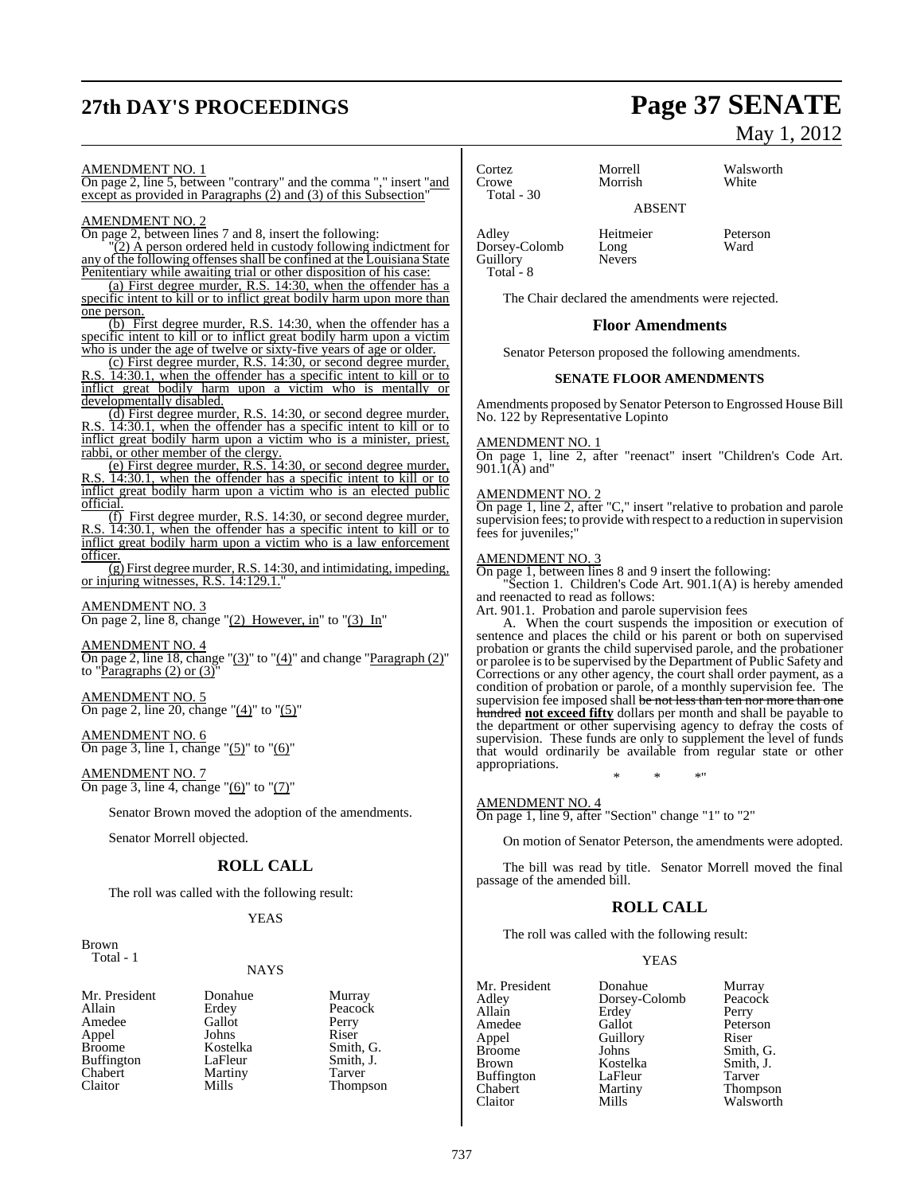AMENDMENT NO. 1

On page 2, line 5, between "contrary" and the comma "," insert "and except as provided in Paragraphs (2) and (3) of this Subsection"

AMENDMENT NO. 2

On page 2, between lines 7 and 8, insert the following:

"(2) A person ordered held in custody following indictment for any of the following offenses shall be confined at the Louisiana State Penitentiary while awaiting trial or other disposition of his case:

(a) First degree murder, R.S. 14:30, when the offender has a specific intent to kill or to inflict great bodily harm upon more than one person.

(b) First degree murder, R.S. 14:30, when the offender has a specific intent to kill or to inflict great bodily harm upon a victim who is under the age of twelve or sixty-five years of age or older.

(c) First degree murder, R.S. 14:30, or second degree murder, R.S. 14:30.1, when the offender has a specific intent to kill or to inflict great bodily harm upon a victim who is mentally or developmentally disabled.

(d) First degree murder, R.S. 14:30, or second degree murder, R.S. 14:30.1, when the offender has a specific intent to kill or to inflict great bodily harm upon a victim who is a minister, priest, rabbi, or other member of the clergy.

(e) First degree murder, R.S. 14:30, or second degree murder, R.S. 14:30.1, when the offender has a specific intent to kill or to inflict great bodily harm upon a victim who is an elected public official.

(f) First degree murder, R.S. 14:30, or second degree murder, R.S. 14:30.1, when the offender has a specific intent to kill or to inflict great bodily harm upon a victim who is a law enforcement officer.

(g) First degree murder, R.S. 14:30, and intimidating, impeding, or injuring witnesses, R.S. 14:129.1."

AMENDMENT NO. 3

On page 2, line 8, change "(2) However, in" to "(3) In"

AMENDMENT NO. 4

On page 2, line 18, change "(3)" to "(4)" and change "Paragraph (2)" to "Paragraphs (2) or (3)"

AMENDMENT NO. 5

On page 2, line 20, change "(4)" to "(5)"

AMENDMENT NO. 6

On page 3, line 1, change "(5)" to "(6)"

AMENDMENT NO. 7

On page 3, line 4, change "(6)" to "(7)"

Senator Brown moved the adoption of the amendments.

Senator Morrell objected.

## ROLL CALL

The roll was called with the following result:

YEAS

Brown

Total - 1

NAYS

| | | |
|---|---|---|
| Mr. President | Donahue | Murray |
| Allain | Erdey | Peacock |
| Amedee | Gallot | Perry |
| Appel | Johns | Riser |
| Broome | Kostelka | Smith, G. |
| Buffington | LaFleur | Smith, J. |
| Chabert | Martiny | Tarver |
| Claitor | Mills | Thompson |
| Cortez | Morrell | Walsworth |
| Crowe | Morrish | White |

Total - 30

ABSENT

| | | |
|---|---|---|
| Adley | Heitmeier | Peterson |
| Dorsey-Colomb | Long | Ward |
| Guillory | Nevers | |

Total - 8

The Chair declared the amendments were rejected.

## Floor Amendments

Senator Peterson proposed the following amendments.

### SENATE FLOOR AMENDMENTS

Amendments proposed by Senator Peterson to Engrossed House Bill No. 122 by Representative Lopinto

AMENDMENT NO. 1

On page 1, line 2, after "reenact" insert "Children's Code Art. 901.1(A) and"

AMENDMENT NO. 2

On page 1, line 2, after "C," insert "relative to probation and parole supervision fees; to provide with respect to a reduction in supervision fees for juveniles;"

AMENDMENT NO. 3

On page 1, between lines 8 and 9 insert the following:

"Section 1. Children's Code Art. 901.1(A) is hereby amended and reenacted to read as follows:

Art. 901.1. Probation and parole supervision fees

A. When the court suspends the imposition or execution of sentence and places the child or his parent or both on supervised probation or grants the child supervised parole, and the probationer or parolee is to be supervised by the Department of Public Safety and Corrections or any other agency, the court shall order payment, as a condition of probation or parole, of a monthly supervision fee. The supervision fee imposed shall ~~be not less than ten nor more than one hundred~~ **not exceed fifty** dollars per month and shall be payable to the department or other supervising agency to defray the costs of supervision. These funds are only to supplement the level of funds that would ordinarily be available from regular state or other appropriations.

\* \* \*"

AMENDMENT NO. 4

On page 1, line 9, after "Section" change "1" to "2"

On motion of Senator Peterson, the amendments were adopted.

The bill was read by title. Senator Morrell moved the final passage of the amended bill.

## ROLL CALL

The roll was called with the following result:

YEAS

| | | |
|---|---|---|
| Mr. President | Donahue | Murray |
| Adley | Dorsey-Colomb | Peacock |
| Allain | Erdey | Perry |
| Amedee | Gallot | Peterson |
| Appel | Guillory | Riser |
| Broome | Johns | Smith, G. |
| Brown | Kostelka | Smith, J. |
| Buffington | LaFleur | Tarver |
| Chabert | Martiny | Thompson |
| Claitor | Mills | Walsworth |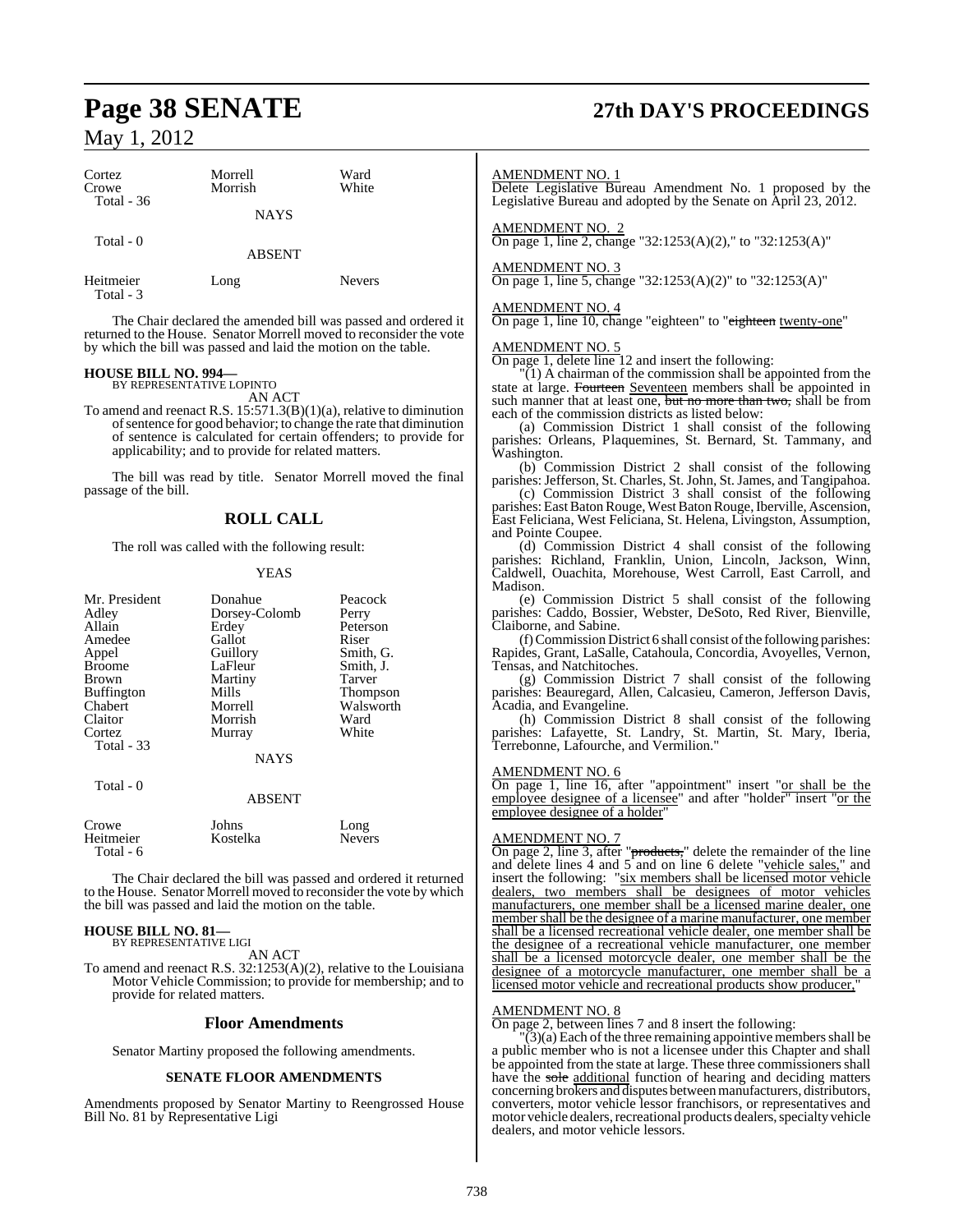| | | |
|---|---|---|
| Cortez | Morrell | Ward |
| Crowe | Morrish | White |
| Total - 36 | | |

NAYS

Total - 0

ABSENT

| | | |
|---|---|---|
| Heitmeier | Long | Nevers |
| Total - 3 | | |

The Chair declared the amended bill was passed and ordered it returned to the House. Senator Morrell moved to reconsider the vote by which the bill was passed and laid the motion on the table.

**HOUSE BILL NO. 994—**
BY REPRESENTATIVE LOPINTO

AN ACT

To amend and reenact R.S. 15:571.3(B)(1)(a), relative to diminution of sentence for good behavior; to change the rate that diminution of sentence is calculated for certain offenders; to provide for applicability; and to provide for related matters.

The bill was read by title. Senator Morrell moved the final passage of the bill.

## ROLL CALL

The roll was called with the following result:

YEAS

| | | |
|---|---|---|
| Mr. President | Donahue | Peacock |
| Adley | Dorsey-Colomb | Perry |
| Allain | Erdey | Peterson |
| Amedee | Gallot | Riser |
| Appel | Guillory | Smith, G. |
| Broome | LaFleur | Smith, J. |
| Brown | Martiny | Tarver |
| Buffington | Mills | Thompson |
| Chabert | Morrell | Walsworth |
| Claitor | Morrish | Ward |
| Cortez | Murray | White |
| Total - 33 | | |

NAYS

Total - 0

ABSENT

| | | |
|---|---|---|
| Crowe | Johns | Long |
| Heitmeier | Kostelka | Nevers |
| Total - 6 | | |

The Chair declared the bill was passed and ordered it returned to the House. Senator Morrell moved to reconsider the vote by which the bill was passed and laid the motion on the table.

**HOUSE BILL NO. 81—**
BY REPRESENTATIVE LIGI

AN ACT

To amend and reenact R.S. 32:1253(A)(2), relative to the Louisiana Motor Vehicle Commission; to provide for membership; and to provide for related matters.

## Floor Amendments

Senator Martiny proposed the following amendments.

### SENATE FLOOR AMENDMENTS

Amendments proposed by Senator Martiny to Reengrossed House Bill No. 81 by Representative Ligi

AMENDMENT NO. 1

Delete Legislative Bureau Amendment No. 1 proposed by the Legislative Bureau and adopted by the Senate on April 23, 2012.

AMENDMENT NO. 2

On page 1, line 2, change "32:1253(A)(2)," to "32:1253(A)"

AMENDMENT NO. 3

On page 1, line 5, change "32:1253(A)(2)" to "32:1253(A)"

AMENDMENT NO. 4

On page 1, line 10, change "eighteen" to "~~eighteen~~ twenty-one"

AMENDMENT NO. 5

On page 1, delete line 12 and insert the following:

"(1) A chairman of the commission shall be appointed from the state at large. ~~Fourteen~~ Seventeen members shall be appointed in such manner that at least one, ~~but no more than two,~~ shall be from each of the commission districts as listed below:

(a) Commission District 1 shall consist of the following parishes: Orleans, Plaquemines, St. Bernard, St. Tammany, and Washington.

(b) Commission District 2 shall consist of the following parishes: Jefferson, St. Charles, St. John, St. James, and Tangipahoa.

(c) Commission District 3 shall consist of the following parishes: East Baton Rouge, West Baton Rouge, Iberville, Ascension, East Feliciana, West Feliciana, St. Helena, Livingston, Assumption, and Pointe Coupee.

(d) Commission District 4 shall consist of the following parishes: Richland, Franklin, Union, Lincoln, Jackson, Winn, Caldwell, Ouachita, Morehouse, West Carroll, East Carroll, and Madison.

(e) Commission District 5 shall consist of the following parishes: Caddo, Bossier, Webster, DeSoto, Red River, Bienville, Claiborne, and Sabine.

(f) Commission District 6 shall consist of the following parishes: Rapides, Grant, LaSalle, Catahoula, Concordia, Avoyelles, Vernon, Tensas, and Natchitoches.

(g) Commission District 7 shall consist of the following parishes: Beauregard, Allen, Calcasieu, Cameron, Jefferson Davis, Acadia, and Evangeline.

(h) Commission District 8 shall consist of the following parishes: Lafayette, St. Landry, St. Martin, St. Mary, Iberia, Terrebonne, Lafourche, and Vermilion."

AMENDMENT NO. 6

On page 1, line 16, after "appointment" insert "or shall be the employee designee of a licensee" and after "holder" insert "or the employee designee of a holder"

AMENDMENT NO. 7

On page 2, line 3, after "~~products,~~" delete the remainder of the line and delete lines 4 and 5 and on line 6 delete "vehicle sales," and insert the following: "six members shall be licensed motor vehicle dealers, two members shall be designees of motor vehicles manufacturers, one member shall be a licensed marine dealer, one member shall be the designee of a marine manufacturer, one member shall be a licensed recreational vehicle dealer, one member shall be the designee of a recreational vehicle manufacturer, one member shall be a licensed motorcycle dealer, one member shall be the designee of a motorcycle manufacturer, one member shall be a licensed motor vehicle and recreational products show producer,"

AMENDMENT NO. 8

On page 2, between lines 7 and 8 insert the following:

"(3)(a) Each of the three remaining appointive members shall be a public member who is not a licensee under this Chapter and shall be appointed from the state at large. These three commissioners shall have the ~~sole~~ additional function of hearing and deciding matters concerning brokers and disputes between manufacturers, distributors, converters, motor vehicle lessor franchisors, or representatives and motor vehicle dealers, recreational products dealers, specialty vehicle dealers, and motor vehicle lessors.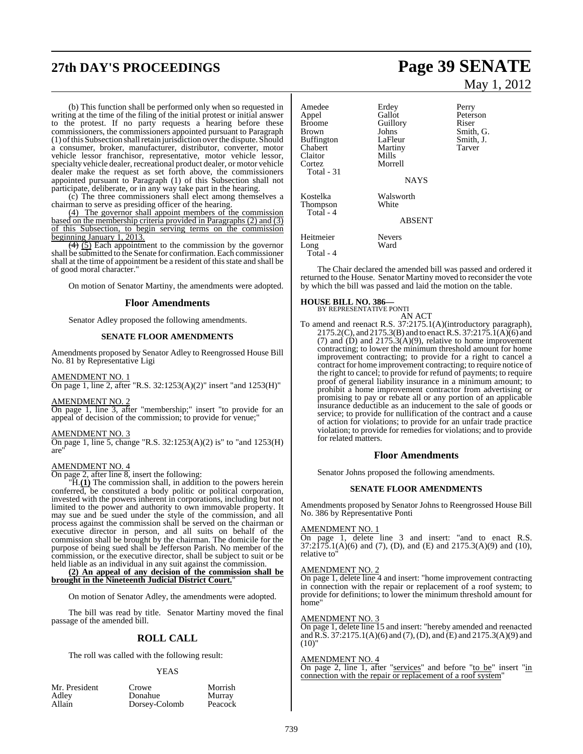(b) This function shall be performed only when so requested in writing at the time of the filing of the initial protest or initial answer to the protest. If no party requests a hearing before these commissioners, the commissioners appointed pursuant to Paragraph (1) of this Subsection shall retain jurisdiction over the dispute. Should a consumer, broker, manufacturer, distributor, converter, motor vehicle lessor franchisor, representative, motor vehicle lessor, specialty vehicle dealer, recreational product dealer, or motor vehicle dealer make the request as set forth above, the commissioners appointed pursuant to Paragraph (1) of this Subsection shall not participate, deliberate, or in any way take part in the hearing.

(c) The three commissioners shall elect among themselves a chairman to serve as presiding officer of the hearing.

(4) The governor shall appoint members of the commission based on the membership criteria provided in Paragraphs (2) and (3) of this Subsection, to begin serving terms on the commission beginning January 1, 2013.

~~(4)~~ (5) Each appointment to the commission by the governor shall be submitted to the Senate for confirmation. Each commissioner shall at the time of appointment be a resident of this state and shall be of good moral character."

On motion of Senator Martiny, the amendments were adopted.

## Floor Amendments

Senator Adley proposed the following amendments.

### SENATE FLOOR AMENDMENTS

Amendments proposed by Senator Adley to Reengrossed House Bill No. 81 by Representative Ligi

AMENDMENT NO. 1
On page 1, line 2, after "R.S. 32:1253(A)(2)" insert "and 1253(H)"

AMENDMENT NO. 2
On page 1, line 3, after "membership;" insert "to provide for an appeal of decision of the commission; to provide for venue;"

AMENDMENT NO. 3
On page 1, line 5, change "R.S. 32:1253(A)(2) is" to "and 1253(H) are"

AMENDMENT NO. 4
On page 2, after line 8, insert the following:

"H.**(1)** The commission shall, in addition to the powers herein conferred, be constituted a body politic or political corporation, invested with the powers inherent in corporations, including but not limited to the power and authority to own immovable property. It may sue and be sued under the style of the commission, and all process against the commission shall be served on the chairman or executive director in person, and all suits on behalf of the commission shall be brought by the chairman. The domicile for the purpose of being sued shall be Jefferson Parish. No member of the commission, or the executive director, shall be subject to suit or be held liable as an individual in any suit against the commission.

**(2) An appeal of any decision of the commission shall be brought in the Nineteenth Judicial District Court.**"

On motion of Senator Adley, the amendments were adopted.

The bill was read by title. Senator Martiny moved the final passage of the amended bill.

## ROLL CALL

The roll was called with the following result:

YEAS

| | | |
|---|---|---|
| Mr. President | Crowe | Morrish |
| Adley | Donahue | Murray |
| Allain | Dorsey-Colomb | Peacock |
| Amedee | Erdey | Perry |
| Appel | Gallot | Peterson |
| Broome | Guillory | Riser |
| Brown | Johns | Smith, G. |
| Buffington | LaFleur | Smith, J. |
| Chabert | Martiny | Tarver |
| Claitor | Mills | |
| Cortez | Morrell | |
| Total - 31 | | |

NAYS

| | |
|---|---|
| Kostelka | Walsworth |
| Thompson | White |
| Total - 4 | |

ABSENT

| | |
|---|---|
| Heitmeier | Nevers |
| Long | Ward |
| Total - 4 | |

The Chair declared the amended bill was passed and ordered it returned to the House. Senator Martiny moved to reconsider the vote by which the bill was passed and laid the motion on the table.

**HOUSE BILL NO. 386—**
BY REPRESENTATIVE PONTI

AN ACT

To amend and reenact R.S. 37:2175.1(A)(introductory paragraph), 2175.2(C), and 2175.3(B) and to enact R.S. 37:2175.1(A)(6) and (7) and (D) and 2175.3(A)(9), relative to home improvement contracting; to lower the minimum threshold amount for home improvement contracting; to provide for a right to cancel a contract for home improvement contracting; to require notice of the right to cancel; to provide for refund of payments; to require proof of general liability insurance in a minimum amount; to prohibit a home improvement contractor from advertising or promising to pay or rebate all or any portion of an applicable insurance deductible as an inducement to the sale of goods or service; to provide for nullification of the contract and a cause of action for violations; to provide for an unfair trade practice violation; to provide for remedies for violations; and to provide for related matters.

## Floor Amendments

Senator Johns proposed the following amendments.

### SENATE FLOOR AMENDMENTS

Amendments proposed by Senator Johns to Reengrossed House Bill No. 386 by Representative Ponti

AMENDMENT NO. 1
On page 1, delete line 3 and insert: "and to enact R.S. 37:2175.1(A)(6) and (7), (D), and (E) and 2175.3(A)(9) and (10), relative to"

AMENDMENT NO. 2
On page 1, delete line 4 and insert: "home improvement contracting in connection with the repair or replacement of a roof system; to provide for definitions; to lower the minimum threshold amount for home"

AMENDMENT NO. 3
On page 1, delete line 15 and insert: "hereby amended and reenacted and R.S. 37:2175.1(A)(6) and (7), (D), and (E) and 2175.3(A)(9) and (10)"

AMENDMENT NO. 4
On page 2, line 1, after "services" and before "to be" insert "in connection with the repair or replacement of a roof system"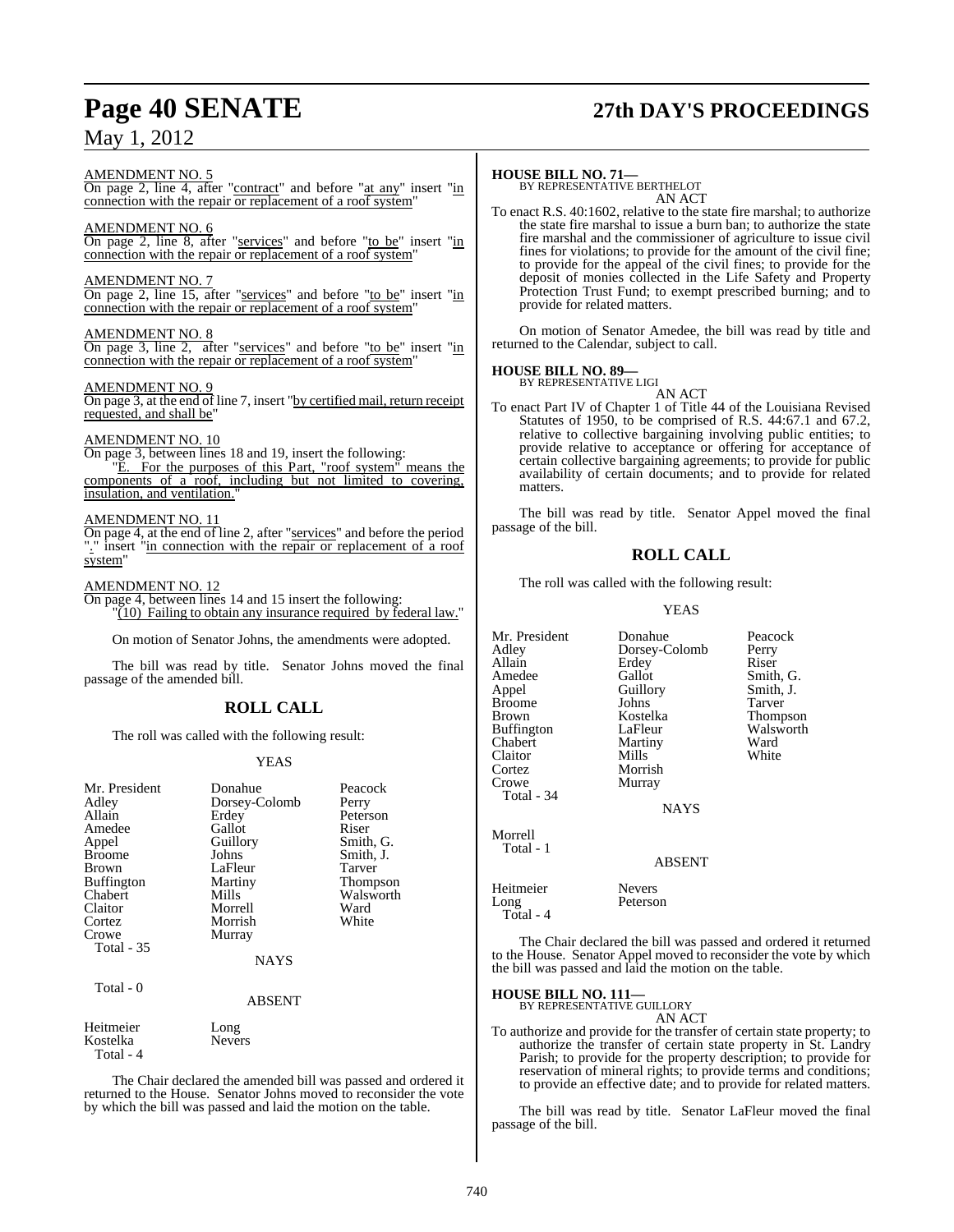AMENDMENT NO. 5

On page 2, line 4, after "contract" and before "at any" insert "in connection with the repair or replacement of a roof system"

AMENDMENT NO. 6

On page 2, line 8, after "services" and before "to be" insert "in connection with the repair or replacement of a roof system"

AMENDMENT NO. 7

On page 2, line 15, after "services" and before "to be" insert "in connection with the repair or replacement of a roof system"

AMENDMENT NO. 8

On page 3, line 2, after "services" and before "to be" insert "in connection with the repair or replacement of a roof system"

AMENDMENT NO. 9

On page 3, at the end of line 7, insert "by certified mail, return receipt requested, and shall be"

AMENDMENT NO. 10

On page 3, between lines 18 and 19, insert the following:

"E. For the purposes of this Part, "roof system" means the components of a roof, including but not limited to covering, insulation, and ventilation."

AMENDMENT NO. 11

On page 4, at the end of line 2, after "services" and before the period "." insert "in connection with the repair or replacement of a roof system"

AMENDMENT NO. 12

On page 4, between lines 14 and 15 insert the following:

"(10) Failing to obtain any insurance required by federal law."

On motion of Senator Johns, the amendments were adopted.

The bill was read by title. Senator Johns moved the final passage of the amended bill.

## ROLL CALL

The roll was called with the following result:

YEAS

| | | |
|---|---|---|
| Mr. President | Donahue | Peacock |
| Adley | Dorsey-Colomb | Perry |
| Allain | Erdey | Peterson |
| Amedee | Gallot | Riser |
| Appel | Guillory | Smith, G. |
| Broome | Johns | Smith, J. |
| Brown | LaFleur | Tarver |
| Buffington | Martiny | Thompson |
| Chabert | Mills | Walsworth |
| Claitor | Morrell | Ward |
| Cortez | Morrish | White |
| Crowe | Murray | |

Total - 35

NAYS

Total - 0

ABSENT

| | |
|---|---|
| Heitmeier | Long |
| Kostelka | Nevers |

Total - 4

The Chair declared the amended bill was passed and ordered it returned to the House. Senator Johns moved to reconsider the vote by which the bill was passed and laid the motion on the table.

**HOUSE BILL NO. 71—**
BY REPRESENTATIVE BERTHELOT
AN ACT

To enact R.S. 40:1602, relative to the state fire marshal; to authorize the state fire marshal to issue a burn ban; to authorize the state fire marshal and the commissioner of agriculture to issue civil fines for violations; to provide for the amount of the civil fine; to provide for the appeal of the civil fines; to provide for the deposit of monies collected in the Life Safety and Property Protection Trust Fund; to exempt prescribed burning; and to provide for related matters.

On motion of Senator Amedee, the bill was read by title and returned to the Calendar, subject to call.

**HOUSE BILL NO. 89—**
BY REPRESENTATIVE LIGI
AN ACT

To enact Part IV of Chapter 1 of Title 44 of the Louisiana Revised Statutes of 1950, to be comprised of R.S. 44:67.1 and 67.2, relative to collective bargaining involving public entities; to provide relative to acceptance or offering for acceptance of certain collective bargaining agreements; to provide for public availability of certain documents; and to provide for related matters.

The bill was read by title. Senator Appel moved the final passage of the bill.

## ROLL CALL

The roll was called with the following result:

YEAS

| | | |
|---|---|---|
| Mr. President | Donahue | Peacock |
| Adley | Dorsey-Colomb | Perry |
| Allain | Erdey | Riser |
| Amedee | Gallot | Smith, G. |
| Appel | Guillory | Smith, J. |
| Broome | Johns | Tarver |
| Brown | Kostelka | Thompson |
| Buffington | LaFleur | Walsworth |
| Chabert | Martiny | Ward |
| Claitor | Mills | White |
| Cortez | Morrish | |
| Crowe | Murray | |

Total - 34

NAYS

Morrell

Total - 1

ABSENT

| | |
|---|---|
| Heitmeier | Nevers |
| Long | Peterson |

Total - 4

The Chair declared the bill was passed and ordered it returned to the House. Senator Appel moved to reconsider the vote by which the bill was passed and laid the motion on the table.

**HOUSE BILL NO. 111—**
BY REPRESENTATIVE GUILLORY
AN ACT

To authorize and provide for the transfer of certain state property; to authorize the transfer of certain state property in St. Landry Parish; to provide for the property description; to provide for reservation of mineral rights; to provide terms and conditions; to provide an effective date; and to provide for related matters.

The bill was read by title. Senator LaFleur moved the final passage of the bill.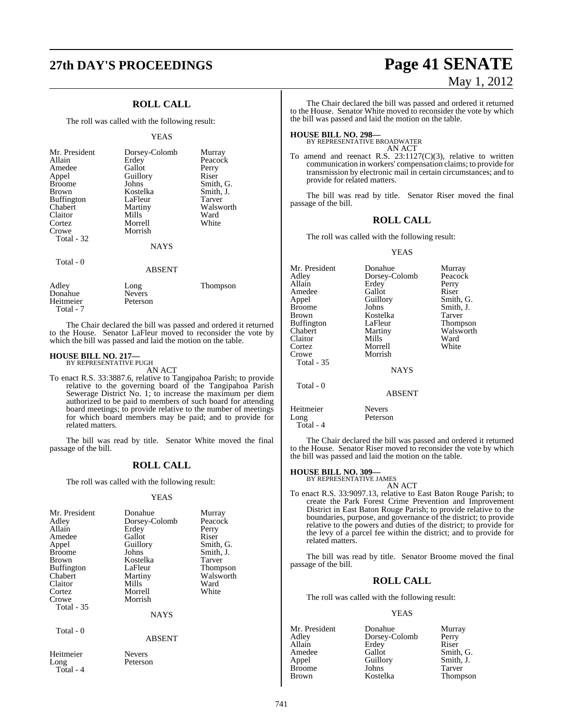## ROLL CALL

The roll was called with the following result:

YEAS

| | | |
|---|---|---|
| Mr. President | Dorsey-Colomb | Murray |
| Allain | Erdey | Peacock |
| Amedee | Gallot | Perry |
| Appel | Guillory | Riser |
| Broome | Johns | Smith, G. |
| Brown | Kostelka | Smith, J. |
| Buffington | LaFleur | Tarver |
| Chabert | Martiny | Walsworth |
| Claitor | Mills | Ward |
| Cortez | Morrell | White |
| Crowe | Morrish | |
| Total - 32 | | |

NAYS

Total - 0

ABSENT

| | | |
|---|---|---|
| Adley | Long | Thompson |
| Donahue | Nevers | |
| Heitmeier | Peterson | |
| Total - 7 | | |

The Chair declared the bill was passed and ordered it returned to the House. Senator LaFleur moved to reconsider the vote by which the bill was passed and laid the motion on the table.

**HOUSE BILL NO. 217—**
BY REPRESENTATIVE PUGH
AN ACT

To enact R.S. 33:3887.6, relative to Tangipahoa Parish; to provide relative to the governing board of the Tangipahoa Parish Sewerage District No. 1; to increase the maximum per diem authorized to be paid to members of such board for attending board meetings; to provide relative to the number of meetings for which board members may be paid; and to provide for related matters.

The bill was read by title. Senator White moved the final passage of the bill.

## ROLL CALL

The roll was called with the following result:

YEAS

| | | |
|---|---|---|
| Mr. President | Donahue | Murray |
| Adley | Dorsey-Colomb | Peacock |
| Allain | Erdey | Perry |
| Amedee | Gallot | Riser |
| Appel | Guillory | Smith, G. |
| Broome | Johns | Smith, J. |
| Brown | Kostelka | Tarver |
| Buffington | LaFleur | Thompson |
| Chabert | Martiny | Walsworth |
| Claitor | Mills | Ward |
| Cortez | Morrell | White |
| Crowe | Morrish | |
| Total - 35 | | |

NAYS

Total - 0

ABSENT

| | |
|---|---|
| Heitmeier | Nevers |
| Long | Peterson |
| Total - 4 | |

The Chair declared the bill was passed and ordered it returned to the House. Senator White moved to reconsider the vote by which the bill was passed and laid the motion on the table.

**HOUSE BILL NO. 298—**
BY REPRESENTATIVE BROADWATER
AN ACT

To amend and reenact R.S. 23:1127(C)(3), relative to written communication in workers' compensation claims; to provide for transmission by electronic mail in certain circumstances; and to provide for related matters.

The bill was read by title. Senator Riser moved the final passage of the bill.

## ROLL CALL

The roll was called with the following result:

YEAS

| | | |
|---|---|---|
| Mr. President | Donahue | Murray |
| Adley | Dorsey-Colomb | Peacock |
| Allain | Erdey | Perry |
| Amedee | Gallot | Riser |
| Appel | Guillory | Smith, G. |
| Broome | Johns | Smith, J. |
| Brown | Kostelka | Tarver |
| Buffington | LaFleur | Thompson |
| Chabert | Martiny | Walsworth |
| Claitor | Mills | Ward |
| Cortez | Morrell | White |
| Crowe | Morrish | |
| Total - 35 | | |

NAYS

Total - 0

ABSENT

| | |
|---|---|
| Heitmeier | Nevers |
| Long | Peterson |
| Total - 4 | |

The Chair declared the bill was passed and ordered it returned to the House. Senator Riser moved to reconsider the vote by which the bill was passed and laid the motion on the table.

**HOUSE BILL NO. 309—**
BY REPRESENTATIVE JAMES
AN ACT

To enact R.S. 33:9097.13, relative to East Baton Rouge Parish; to create the Park Forest Crime Prevention and Improvement District in East Baton Rouge Parish; to provide relative to the boundaries, purpose, and governance of the district; to provide relative to the powers and duties of the district; to provide for the levy of a parcel fee within the district; and to provide for related matters.

The bill was read by title. Senator Broome moved the final passage of the bill.

## ROLL CALL

The roll was called with the following result:

YEAS

| | | |
|---|---|---|
| Mr. President | Donahue | Murray |
| Adley | Dorsey-Colomb | Perry |
| Allain | Erdey | Riser |
| Amedee | Gallot | Smith, G. |
| Appel | Guillory | Smith, J. |
| Broome | Johns | Tarver |
| Brown | Kostelka | Thompson |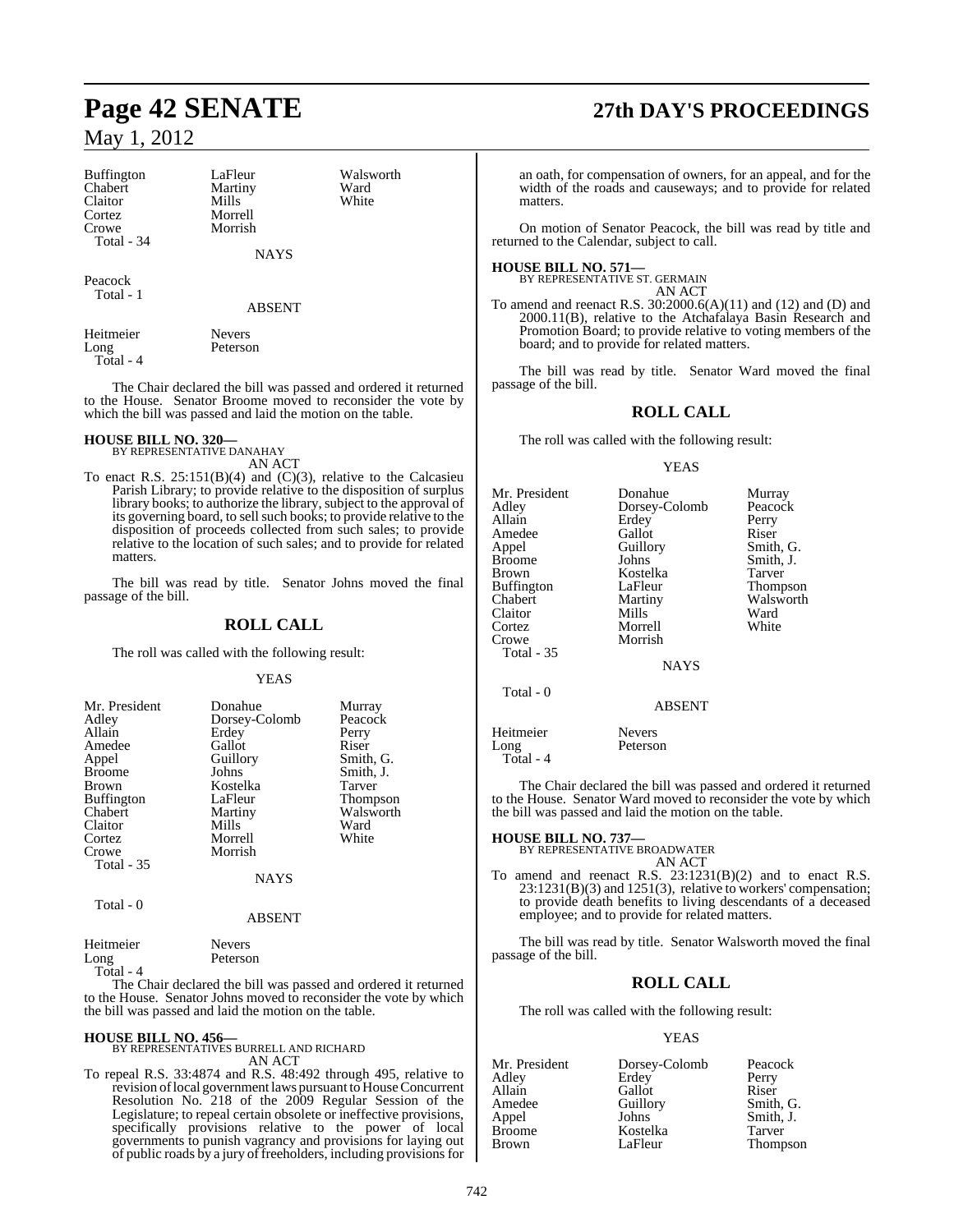| | | |
|---|---|---|
| Buffington | LaFleur | Walsworth |
| Chabert | Martiny | Ward |
| Claitor | Mills | White |
| Cortez | Morrell | |
| Crowe | Morrish | |
| Total - 34 | | |

NAYS

| | |
|---|---|
| Peacock | |
| Total - 1 | |

ABSENT

| | |
|---|---|
| Heitmeier | Nevers |
| Long | Peterson |
| Total - 4 | |

The Chair declared the bill was passed and ordered it returned to the House. Senator Broome moved to reconsider the vote by which the bill was passed and laid the motion on the table.

**HOUSE BILL NO. 320—**
BY REPRESENTATIVE DANAHAY
AN ACT

To enact R.S. 25:151(B)(4) and (C)(3), relative to the Calcasieu Parish Library; to provide relative to the disposition of surplus library books; to authorize the library, subject to the approval of its governing board, to sell such books; to provide relative to the disposition of proceeds collected from such sales; to provide relative to the location of such sales; and to provide for related matters.

The bill was read by title. Senator Johns moved the final passage of the bill.

## ROLL CALL

The roll was called with the following result:

YEAS

| | | |
|---|---|---|
| Mr. President | Donahue | Murray |
| Adley | Dorsey-Colomb | Peacock |
| Allain | Erdey | Perry |
| Amedee | Gallot | Riser |
| Appel | Guillory | Smith, G. |
| Broome | Johns | Smith, J. |
| Brown | Kostelka | Tarver |
| Buffington | LaFleur | Thompson |
| Chabert | Martiny | Walsworth |
| Claitor | Mills | Ward |
| Cortez | Morrell | White |
| Crowe | Morrish | |
| Total - 35 | | |

NAYS

Total - 0

ABSENT

| | |
|---|---|
| Heitmeier | Nevers |
| Long | Peterson |
| Total - 4 | |

The Chair declared the bill was passed and ordered it returned to the House. Senator Johns moved to reconsider the vote by which the bill was passed and laid the motion on the table.

**HOUSE BILL NO. 456—**
BY REPRESENTATIVES BURRELL AND RICHARD
AN ACT

To repeal R.S. 33:4874 and R.S. 48:492 through 495, relative to revision of local government laws pursuant to House Concurrent Resolution No. 218 of the 2009 Regular Session of the Legislature; to repeal certain obsolete or ineffective provisions, specifically provisions relative to the power of local governments to punish vagrancy and provisions for laying out of public roads by a jury of freeholders, including provisions for an oath, for compensation of owners, for an appeal, and for the width of the roads and causeways; and to provide for related matters.

On motion of Senator Peacock, the bill was read by title and returned to the Calendar, subject to call.

**HOUSE BILL NO. 571—**
BY REPRESENTATIVE ST. GERMAIN
AN ACT

To amend and reenact R.S. 30:2000.6(A)(11) and (12) and (D) and 2000.11(B), relative to the Atchafalaya Basin Research and Promotion Board; to provide relative to voting members of the board; and to provide for related matters.

The bill was read by title. Senator Ward moved the final passage of the bill.

## ROLL CALL

The roll was called with the following result:

YEAS

| | | |
|---|---|---|
| Mr. President | Donahue | Murray |
| Adley | Dorsey-Colomb | Peacock |
| Allain | Erdey | Perry |
| Amedee | Gallot | Riser |
| Appel | Guillory | Smith, G. |
| Broome | Johns | Smith, J. |
| Brown | Kostelka | Tarver |
| Buffington | LaFleur | Thompson |
| Chabert | Martiny | Walsworth |
| Claitor | Mills | Ward |
| Cortez | Morrell | White |
| Crowe | Morrish | |
| Total - 35 | | |

NAYS

Total - 0

ABSENT

| | |
|---|---|
| Heitmeier | Nevers |
| Long | Peterson |
| Total - 4 | |

The Chair declared the bill was passed and ordered it returned to the House. Senator Ward moved to reconsider the vote by which the bill was passed and laid the motion on the table.

**HOUSE BILL NO. 737—**
BY REPRESENTATIVE BROADWATER
AN ACT

To amend and reenact R.S. 23:1231(B)(2) and to enact R.S. 23:1231(B)(3) and 1251(3), relative to workers' compensation; to provide death benefits to living descendants of a deceased employee; and to provide for related matters.

The bill was read by title. Senator Walsworth moved the final passage of the bill.

## ROLL CALL

The roll was called with the following result:

YEAS

| | | |
|---|---|---|
| Mr. President | Dorsey-Colomb | Peacock |
| Adley | Erdey | Perry |
| Allain | Gallot | Riser |
| Amedee | Guillory | Smith, G. |
| Appel | Johns | Smith, J. |
| Broome | Kostelka | Tarver |
| Brown | LaFleur | Thompson |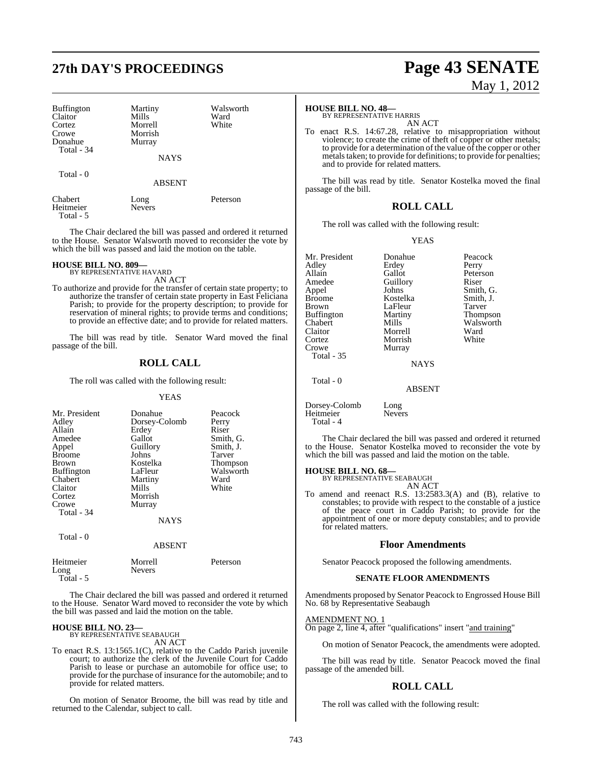| | | |
|---|---|---|
| Buffington | Martiny | Walsworth |
| Claitor | Mills | Ward |
| Cortez | Morrell | White |
| Crowe | Morrish | |
| Donahue | Murray | |
| Total - 34 | | |

NAYS

Total - 0

ABSENT

| | | |
|---|---|---|
| Chabert | Long | Peterson |
| Heitmeier | Nevers | |
| Total - 5 | | |

The Chair declared the bill was passed and ordered it returned to the House. Senator Walsworth moved to reconsider the vote by which the bill was passed and laid the motion on the table.

**HOUSE BILL NO. 809—**
BY REPRESENTATIVE HAVARD
AN ACT

To authorize and provide for the transfer of certain state property; to authorize the transfer of certain state property in East Feliciana Parish; to provide for the property description; to provide for reservation of mineral rights; to provide terms and conditions; to provide an effective date; and to provide for related matters.

The bill was read by title. Senator Ward moved the final passage of the bill.

## ROLL CALL

The roll was called with the following result:

YEAS

| | | |
|---|---|---|
| Mr. President | Donahue | Peacock |
| Adley | Dorsey-Colomb | Perry |
| Allain | Erdey | Riser |
| Amedee | Gallot | Smith, G. |
| Appel | Guillory | Smith, J. |
| Broome | Johns | Tarver |
| Brown | Kostelka | Thompson |
| Buffington | LaFleur | Walsworth |
| Chabert | Martiny | Ward |
| Claitor | Mills | White |
| Cortez | Morrish | |
| Crowe | Murray | |
| Total - 34 | | |

NAYS

Total - 0

ABSENT

| | | |
|---|---|---|
| Heitmeier | Morrell | Peterson |
| Long | Nevers | |
| Total - 5 | | |

The Chair declared the bill was passed and ordered it returned to the House. Senator Ward moved to reconsider the vote by which the bill was passed and laid the motion on the table.

**HOUSE BILL NO. 23—**
BY REPRESENTATIVE SEABAUGH
AN ACT

To enact R.S. 13:1565.1(C), relative to the Caddo Parish juvenile court; to authorize the clerk of the Juvenile Court for Caddo Parish to lease or purchase an automobile for office use; to provide for the purchase of insurance for the automobile; and to provide for related matters.

On motion of Senator Broome, the bill was read by title and returned to the Calendar, subject to call.

**HOUSE BILL NO. 48—**
BY REPRESENTATIVE HARRIS
AN ACT

To enact R.S. 14:67.28, relative to misappropriation without violence; to create the crime of theft of copper or other metals; to provide for a determination of the value of the copper or other metals taken; to provide for definitions; to provide for penalties; and to provide for related matters.

The bill was read by title. Senator Kostelka moved the final passage of the bill.

## ROLL CALL

The roll was called with the following result:

YEAS

| | | |
|---|---|---|
| Mr. President | Donahue | Peacock |
| Adley | Erdey | Perry |
| Allain | Gallot | Peterson |
| Amedee | Guillory | Riser |
| Appel | Johns | Smith, G. |
| Broome | Kostelka | Smith, J. |
| Brown | LaFleur | Tarver |
| Buffington | Martiny | Thompson |
| Chabert | Mills | Walsworth |
| Claitor | Morrell | Ward |
| Cortez | Morrish | White |
| Crowe | Murray | |
| Total - 35 | | |

NAYS

Total - 0

ABSENT

| | |
|---|---|
| Dorsey-Colomb | Long |
| Heitmeier | Nevers |
| Total - 4 | |

The Chair declared the bill was passed and ordered it returned to the House. Senator Kostelka moved to reconsider the vote by which the bill was passed and laid the motion on the table.

**HOUSE BILL NO. 68—**
BY REPRESENTATIVE SEABAUGH
AN ACT

To amend and reenact R.S. 13:2583.3(A) and (B), relative to constables; to provide with respect to the constable of a justice of the peace court in Caddo Parish; to provide for the appointment of one or more deputy constables; and to provide for related matters.

### Floor Amendments

Senator Peacock proposed the following amendments.

#### SENATE FLOOR AMENDMENTS

Amendments proposed by Senator Peacock to Engrossed House Bill No. 68 by Representative Seabaugh

AMENDMENT NO. 1
On page 2, line 4, after "qualifications" insert "and training"

On motion of Senator Peacock, the amendments were adopted.

The bill was read by title. Senator Peacock moved the final passage of the amended bill.

## ROLL CALL

The roll was called with the following result: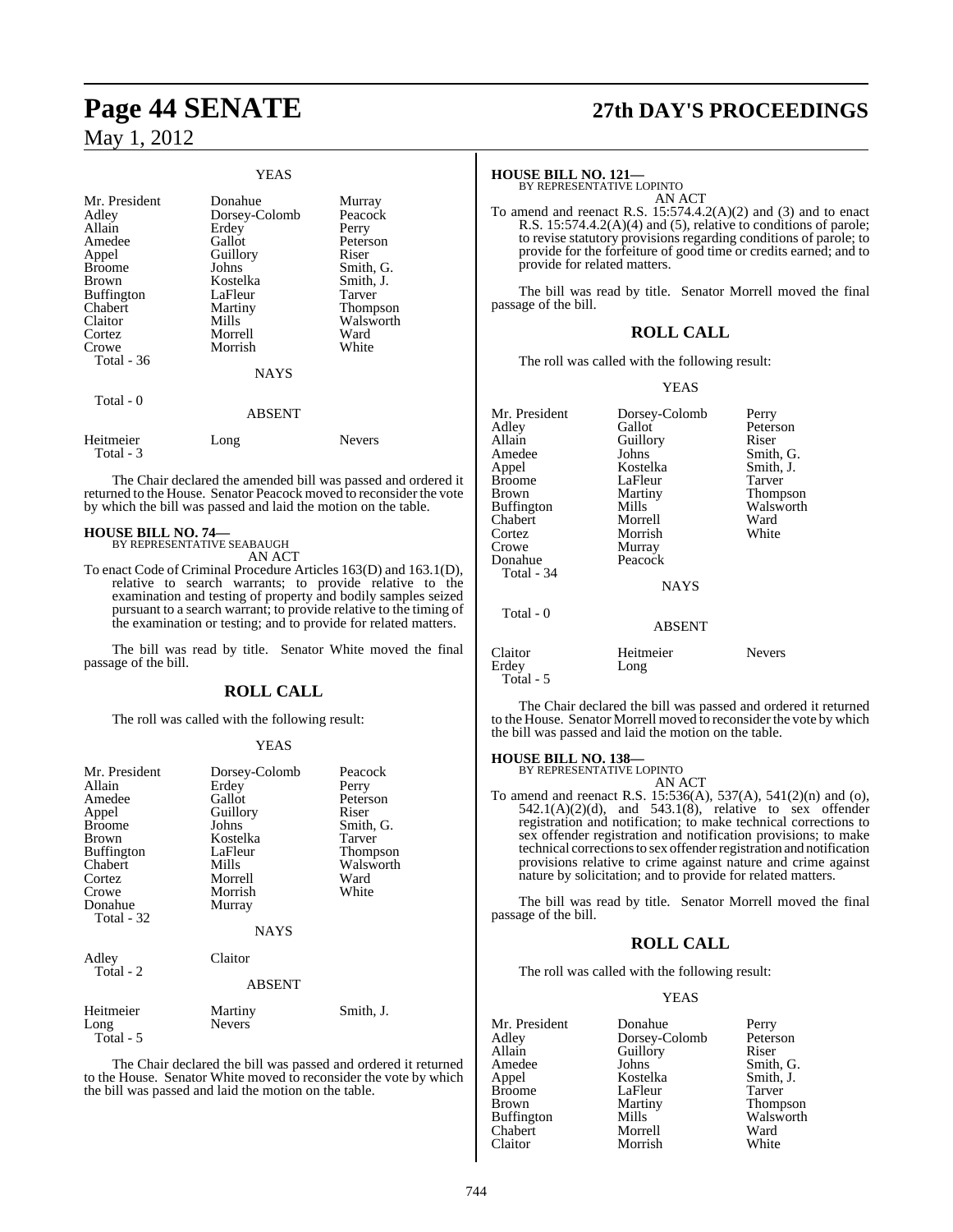YEAS

| | | |
|---|---|---|
| Mr. President | Donahue | Murray |
| Adley | Dorsey-Colomb | Peacock |
| Allain | Erdey | Perry |
| Amedee | Gallot | Peterson |
| Appel | Guillory | Riser |
| Broome | Johns | Smith, G. |
| Brown | Kostelka | Smith, J. |
| Buffington | LaFleur | Tarver |
| Chabert | Martiny | Thompson |
| Claitor | Mills | Walsworth |
| Cortez | Morrell | Ward |
| Crowe | Morrish | White |
| Total - 36 | | |

NAYS

Total - 0

ABSENT

| | | |
|---|---|---|
| Heitmeier | Long | Nevers |
| Total - 3 | | |

The Chair declared the amended bill was passed and ordered it returned to the House. Senator Peacock moved to reconsider the vote by which the bill was passed and laid the motion on the table.

**HOUSE BILL NO. 74—**
BY REPRESENTATIVE SEABAUGH
AN ACT

To enact Code of Criminal Procedure Articles 163(D) and 163.1(D), relative to search warrants; to provide relative to the examination and testing of property and bodily samples seized pursuant to a search warrant; to provide relative to the timing of the examination or testing; and to provide for related matters.

The bill was read by title. Senator White moved the final passage of the bill.

## ROLL CALL

The roll was called with the following result:

YEAS

| | | |
|---|---|---|
| Mr. President | Dorsey-Colomb | Peacock |
| Allain | Erdey | Perry |
| Amedee | Gallot | Peterson |
| Appel | Guillory | Riser |
| Broome | Johns | Smith, G. |
| Brown | Kostelka | Tarver |
| Buffington | LaFleur | Thompson |
| Chabert | Mills | Walsworth |
| Cortez | Morrell | Ward |
| Crowe | Morrish | White |
| Donahue | Murray | |
| Total - 32 | | |

NAYS

| | |
|---|---|
| Adley | Claitor |
| Total - 2 | |

ABSENT

| | | |
|---|---|---|
| Heitmeier | Martiny | Smith, J. |
| Long | Nevers | |
| Total - 5 | | |

The Chair declared the bill was passed and ordered it returned to the House. Senator White moved to reconsider the vote by which the bill was passed and laid the motion on the table.

**HOUSE BILL NO. 121—**
BY REPRESENTATIVE LOPINTO
AN ACT

To amend and reenact R.S. 15:574.4.2(A)(2) and (3) and to enact R.S. 15:574.4.2(A)(4) and (5), relative to conditions of parole; to revise statutory provisions regarding conditions of parole; to provide for the forfeiture of good time or credits earned; and to provide for related matters.

The bill was read by title. Senator Morrell moved the final passage of the bill.

## ROLL CALL

The roll was called with the following result:

YEAS

| | | |
|---|---|---|
| Mr. President | Dorsey-Colomb | Perry |
| Adley | Gallot | Peterson |
| Allain | Guillory | Riser |
| Amedee | Johns | Smith, G. |
| Appel | Kostelka | Smith, J. |
| Broome | LaFleur | Tarver |
| Brown | Martiny | Thompson |
| Buffington | Mills | Walsworth |
| Chabert | Morrell | Ward |
| Cortez | Morrish | White |
| Crowe | Murray | |
| Donahue | Peacock | |
| Total - 34 | | |

NAYS

Total - 0

ABSENT

| | | |
|---|---|---|
| Claitor | Heitmeier | Nevers |
| Erdey | Long | |
| Total - 5 | | |

The Chair declared the bill was passed and ordered it returned to the House. Senator Morrell moved to reconsider the vote by which the bill was passed and laid the motion on the table.

**HOUSE BILL NO. 138—**
BY REPRESENTATIVE LOPINTO
AN ACT

To amend and reenact R.S. 15:536(A), 537(A), 541(2)(n) and (o), 542.1(A)(2)(d), and 543.1(8), relative to sex offender registration and notification; to make technical corrections to sex offender registration and notification provisions; to make technical corrections to sex offender registration and notification provisions relative to crime against nature and crime against nature by solicitation; and to provide for related matters.

The bill was read by title. Senator Morrell moved the final passage of the bill.

## ROLL CALL

The roll was called with the following result:

YEAS

| | | |
|---|---|---|
| Mr. President | Donahue | Perry |
| Adley | Dorsey-Colomb | Peterson |
| Allain | Guillory | Riser |
| Amedee | Johns | Smith, G. |
| Appel | Kostelka | Smith, J. |
| Broome | LaFleur | Tarver |
| Brown | Martiny | Thompson |
| Buffington | Mills | Walsworth |
| Chabert | Morrell | Ward |
| Claitor | Morrish | White |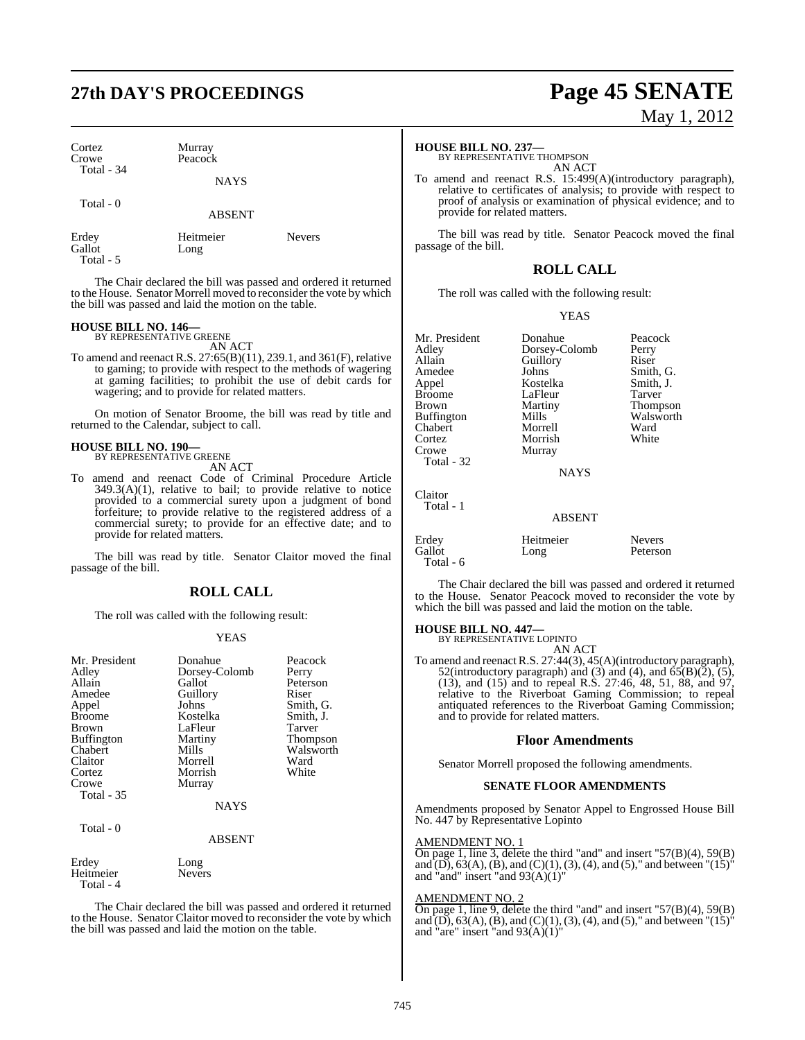| Cortez | Murray | |
|---|---|---|
| Crowe | Peacock | |
| Total - 34 | | |

NAYS

Total - 0

ABSENT

| Erdey | Heitmeier | Nevers |
|---|---|---|
| Gallot | Long | |
| Total - 5 | | |

The Chair declared the bill was passed and ordered it returned to the House. Senator Morrell moved to reconsider the vote by which the bill was passed and laid the motion on the table.

**HOUSE BILL NO. 146—**
BY REPRESENTATIVE GREENE
AN ACT

To amend and reenact R.S. 27:65(B)(11), 239.1, and 361(F), relative to gaming; to provide with respect to the methods of wagering at gaming facilities; to prohibit the use of debit cards for wagering; and to provide for related matters.

On motion of Senator Broome, the bill was read by title and returned to the Calendar, subject to call.

**HOUSE BILL NO. 190—**
BY REPRESENTATIVE GREENE
AN ACT

To amend and reenact Code of Criminal Procedure Article 349.3(A)(1), relative to bail; to provide relative to notice provided to a commercial surety upon a judgment of bond forfeiture; to provide relative to the registered address of a commercial surety; to provide for an effective date; and to provide for related matters.

The bill was read by title. Senator Claitor moved the final passage of the bill.

## ROLL CALL

The roll was called with the following result:

YEAS

| Mr. President | Donahue | Peacock |
|---|---|---|
| Adley | Dorsey-Colomb | Perry |
| Allain | Gallot | Peterson |
| Amedee | Guillory | Riser |
| Appel | Johns | Smith, G. |
| Broome | Kostelka | Smith, J. |
| Brown | LaFleur | Tarver |
| Buffington | Martiny | Thompson |
| Chabert | Mills | Walsworth |
| Claitor | Morrell | Ward |
| Cortez | Morrish | White |
| Crowe | Murray | |
| Total - 35 | | |

NAYS

Total - 0

ABSENT

| Erdey | Long |
|---|---|
| Heitmeier | Nevers |
| Total - 4 | |

The Chair declared the bill was passed and ordered it returned to the House. Senator Claitor moved to reconsider the vote by which the bill was passed and laid the motion on the table.

**HOUSE BILL NO. 237—**
BY REPRESENTATIVE THOMPSON
AN ACT

To amend and reenact R.S. 15:499(A)(introductory paragraph), relative to certificates of analysis; to provide with respect to proof of analysis or examination of physical evidence; and to provide for related matters.

The bill was read by title. Senator Peacock moved the final passage of the bill.

## ROLL CALL

The roll was called with the following result:

YEAS

| Mr. President | Donahue | Peacock |
|---|---|---|
| Adley | Dorsey-Colomb | Perry |
| Allain | Guillory | Riser |
| Amedee | Johns | Smith, G. |
| Appel | Kostelka | Smith, J. |
| Broome | LaFleur | Tarver |
| Brown | Martiny | Thompson |
| Buffington | Mills | Walsworth |
| Chabert | Morrell | Ward |
| Cortez | Morrish | White |
| Crowe | Murray | |
| Total - 32 | | |

NAYS

Claitor
Total - 1

ABSENT

| Erdey | Heitmeier | Nevers |
|---|---|---|
| Gallot | Long | Peterson |
| Total - 6 | | |

The Chair declared the bill was passed and ordered it returned to the House. Senator Peacock moved to reconsider the vote by which the bill was passed and laid the motion on the table.

**HOUSE BILL NO. 447—**
BY REPRESENTATIVE LOPINTO
AN ACT

To amend and reenact R.S. 27:44(3), 45(A)(introductory paragraph), 52(introductory paragraph) and (3) and (4), and 65(B)(2), (5), (13), and (15) and to repeal R.S. 27:46, 48, 51, 88, and 97, relative to the Riverboat Gaming Commission; to repeal antiquated references to the Riverboat Gaming Commission; and to provide for related matters.

## Floor Amendments

Senator Morrell proposed the following amendments.

### SENATE FLOOR AMENDMENTS

Amendments proposed by Senator Appel to Engrossed House Bill No. 447 by Representative Lopinto

AMENDMENT NO. 1
On page 1, line 3, delete the third "and" and insert "57(B)(4), 59(B) and (D), 63(A), (B), and (C)(1), (3), (4), and (5)," and between "(15)" and "and" insert "and 93(A)(1)"

AMENDMENT NO. 2
On page 1, line 9, delete the third "and" and insert "57(B)(4), 59(B) and (D), 63(A), (B), and (C)(1), (3), (4), and (5)," and between "(15)" and "are" insert "and 93(A)(1)"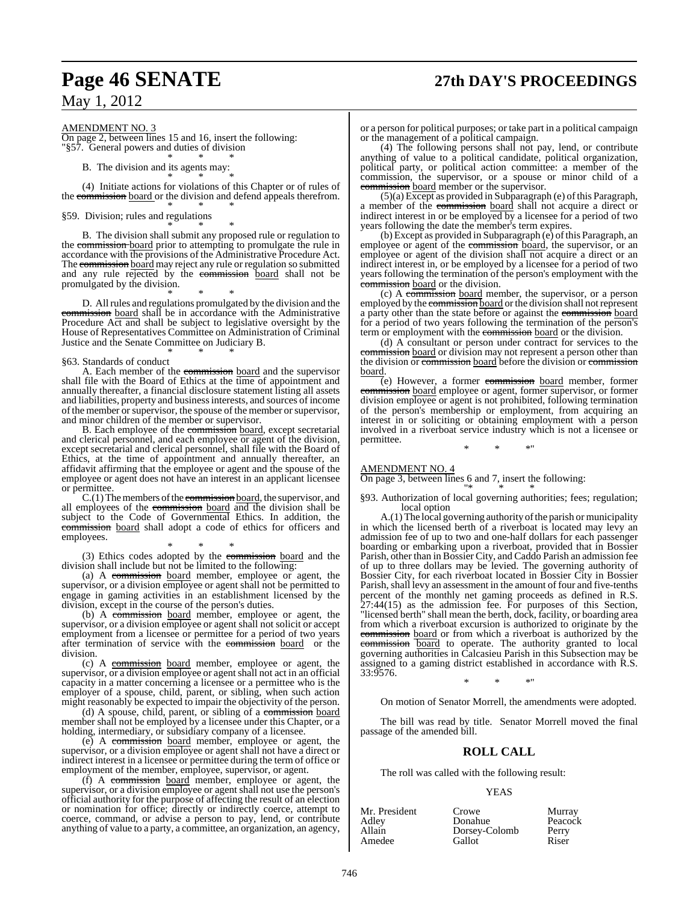AMENDMENT NO. 3

On page 2, between lines 15 and 16, insert the following:

"§57. General powers and duties of division

\* \* \*

B. The division and its agents may:

\* \* \*

(4) Initiate actions for violations of this Chapter or of rules of the ~~commission~~ board or the division and defend appeals therefrom.

\* \* \*

§59. Division; rules and regulations

\* \* \*

B. The division shall submit any proposed rule or regulation to the ~~commission~~ board prior to attempting to promulgate the rule in accordance with the provisions of the Administrative Procedure Act. The ~~commission~~ board may reject any rule or regulation so submitted and any rule rejected by the ~~commission~~ board shall not be promulgated by the division.

\* \* \*

D. All rules and regulations promulgated by the division and the ~~commission~~ board shall be in accordance with the Administrative Procedure Act and shall be subject to legislative oversight by the House of Representatives Committee on Administration of Criminal Justice and the Senate Committee on Judiciary B.

\* \* \*

§63. Standards of conduct

A. Each member of the ~~commission~~ board and the supervisor shall file with the Board of Ethics at the time of appointment and annually thereafter, a financial disclosure statement listing all assets and liabilities, property and business interests, and sources of income of the member or supervisor, the spouse of the member or supervisor, and minor children of the member or supervisor.

B. Each employee of the ~~commission~~ board, except secretarial and clerical personnel, and each employee or agent of the division, except secretarial and clerical personnel, shall file with the Board of Ethics, at the time of appointment and annually thereafter, an affidavit affirming that the employee or agent and the spouse of the employee or agent does not have an interest in an applicant licensee or permittee.

C.(1) The members of the ~~commission~~ board, the supervisor, and all employees of the ~~commission~~ board and the division shall be subject to the Code of Governmental Ethics. In addition, the ~~commission~~ board shall adopt a code of ethics for officers and employees.

\* \* \*

(3) Ethics codes adopted by the ~~commission~~ board and the division shall include but not be limited to the following:

(a) A ~~commission~~ board member, employee or agent, the supervisor, or a division employee or agent shall not be permitted to engage in gaming activities in an establishment licensed by the division, except in the course of the person's duties.

(b) A ~~commission~~ board member, employee or agent, the supervisor, or a division employee or agent shall not solicit or accept employment from a licensee or permittee for a period of two years after termination of service with the ~~commission~~ board or the division.

(c) A ~~commission~~ board member, employee or agent, the supervisor, or a division employee or agent shall not act in an official capacity in a matter concerning a licensee or a permittee who is the employer of a spouse, child, parent, or sibling, when such action might reasonably be expected to impair the objectivity of the person.

(d) A spouse, child, parent, or sibling of a ~~commission~~ board member shall not be employed by a licensee under this Chapter, or a holding, intermediary, or subsidiary company of a licensee.

(e) A ~~commission~~ board member, employee or agent, the supervisor, or a division employee or agent shall not have a direct or indirect interest in a licensee or permittee during the term of office or employment of the member, employee, supervisor, or agent.

(f) A ~~commission~~ board member, employee or agent, the supervisor, or a division employee or agent shall not use the person's official authority for the purpose of affecting the result of an election or nomination for office; directly or indirectly coerce, attempt to coerce, command, or advise a person to pay, lend, or contribute anything of value to a party, a committee, an organization, an agency, or a person for political purposes; or take part in a political campaign or the management of a political campaign.

(4) The following persons shall not pay, lend, or contribute anything of value to a political candidate, political organization, political party, or political action committee: a member of the commission, the supervisor, or a spouse or minor child of a ~~commission~~ board member or the supervisor.

(5)(a) Except as provided in Subparagraph (e) of this Paragraph, a member of the ~~commission~~ board shall not acquire a direct or indirect interest in or be employed by a licensee for a period of two years following the date the member's term expires.

(b) Except as provided in Subparagraph (e) of this Paragraph, an employee or agent of the ~~commission~~ board, the supervisor, or an employee or agent of the division shall not acquire a direct or an indirect interest in, or be employed by a licensee for a period of two years following the termination of the person's employment with the ~~commission~~ board or the division.

(c) A ~~commission~~ board member, the supervisor, or a person employed by the ~~commission~~ board or the division shall not represent a party other than the state before or against the ~~commission~~ board for a period of two years following the termination of the person's term or employment with the ~~commission~~ board or the division.

(d) A consultant or person under contract for services to the ~~commission~~ board or division may not represent a person other than the division or ~~commission~~ board before the division or ~~commission~~ board.

(e) However, a former ~~commission~~ board member, former ~~commission~~ board employee or agent, former supervisor, or former division employee or agent is not prohibited, following termination of the person's membership or employment, from acquiring an interest in or soliciting or obtaining employment with a person involved in a riverboat service industry which is not a licensee or permittee.

\* \* \*"

AMENDMENT NO. 4

On page 3, between lines 6 and 7, insert the following:

"\* \* \*

§93. Authorization of local governing authorities; fees; regulation; local option

A.(1) The local governing authority of the parish or municipality in which the licensed berth of a riverboat is located may levy an admission fee of up to two and one-half dollars for each passenger boarding or embarking upon a riverboat, provided that in Bossier Parish, other than in Bossier City, and Caddo Parish an admission fee of up to three dollars may be levied. The governing authority of Bossier City, for each riverboat located in Bossier City in Bossier Parish, shall levy an assessment in the amount of four and five-tenths percent of the monthly net gaming proceeds as defined in R.S. 27:44(15) as the admission fee. For purposes of this Section, "licensed berth" shall mean the berth, dock, facility, or boarding area from which a riverboat excursion is authorized to originate by the ~~commission~~ board or from which a riverboat is authorized by the ~~commission~~ board to operate. The authority granted to local governing authorities in Calcasieu Parish in this Subsection may be assigned to a gaming district established in accordance with R.S. 33:9576.

\* \* \*"

On motion of Senator Morrell, the amendments were adopted.

The bill was read by title. Senator Morrell moved the final passage of the amended bill.

## ROLL CALL

The roll was called with the following result:

YEAS

| | | |
|---|---|---|
| Mr. President | Crowe | Murray |
| Adley | Donahue | Peacock |
| Allain | Dorsey-Colomb | Perry |
| Amedee | Gallot | Riser |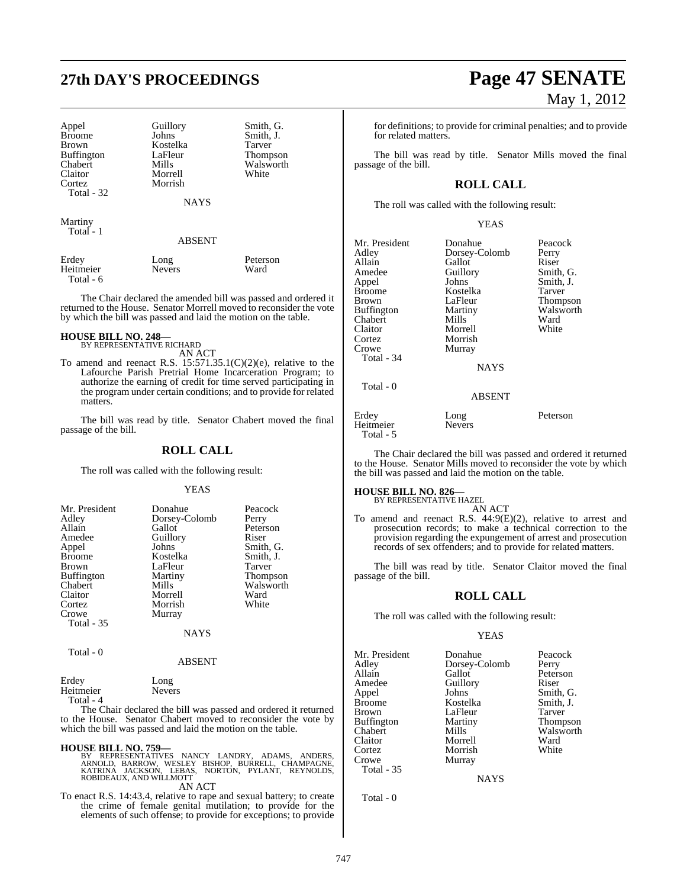| Appel | Guillory | Smith, G. |
|---|---|---|
| Broome | Johns | Smith, J. |
| Brown | Kostelka | Tarver |
| Buffington | LaFleur | Thompson |
| Chabert | Mills | Walsworth |
| Claitor | Morrell | White |
| Cortez | Morrish | |

Total - 32

NAYS

Martiny

Total - 1

ABSENT

| Erdey | Long | Peterson |
|---|---|---|
| Heitmeier | Nevers | Ward |

Total - 6

The Chair declared the amended bill was passed and ordered it returned to the House. Senator Morrell moved to reconsider the vote by which the bill was passed and laid the motion on the table.

**HOUSE BILL NO. 248—**
BY REPRESENTATIVE RICHARD

AN ACT

To amend and reenact R.S. 15:571.35.1(C)(2)(e), relative to the Lafourche Parish Pretrial Home Incarceration Program; to authorize the earning of credit for time served participating in the program under certain conditions; and to provide for related matters.

The bill was read by title. Senator Chabert moved the final passage of the bill.

## ROLL CALL

The roll was called with the following result:

YEAS

| Mr. President | Donahue | Peacock |
|---|---|---|
| Adley | Dorsey-Colomb | Perry |
| Allain | Gallot | Peterson |
| Amedee | Guillory | Riser |
| Appel | Johns | Smith, G. |
| Broome | Kostelka | Smith, J. |
| Brown | LaFleur | Tarver |
| Buffington | Martiny | Thompson |
| Chabert | Mills | Walsworth |
| Claitor | Morrell | Ward |
| Cortez | Morrish | White |
| Crowe | Murray | |

Total - 35

NAYS

Total - 0

ABSENT

| Erdey | Long |
|---|---|
| Heitmeier | Nevers |

Total - 4

The Chair declared the bill was passed and ordered it returned to the House. Senator Chabert moved to reconsider the vote by which the bill was passed and laid the motion on the table.

**HOUSE BILL NO. 759—**
BY REPRESENTATIVES NANCY LANDRY, ADAMS, ANDERS, ARNOLD, BARROW, WESLEY BISHOP, BURRELL, CHAMPAGNE, KATRINA JACKSON, LEBAS, NORTON, PYLANT, REYNOLDS, ROBIDEAUX, AND WILLMOTT

AN ACT

To enact R.S. 14:43.4, relative to rape and sexual battery; to create the crime of female genital mutilation; to provide for the elements of such offense; to provide for exceptions; to provide for definitions; to provide for criminal penalties; and to provide for related matters.

The bill was read by title. Senator Mills moved the final passage of the bill.

## ROLL CALL

The roll was called with the following result:

YEAS

| Mr. President | Donahue | Peacock |
|---|---|---|
| Adley | Dorsey-Colomb | Perry |
| Allain | Gallot | Riser |
| Amedee | Guillory | Smith, G. |
| Appel | Johns | Smith, J. |
| Broome | Kostelka | Tarver |
| Brown | LaFleur | Thompson |
| Buffington | Martiny | Walsworth |
| Chabert | Mills | Ward |
| Claitor | Morrell | White |
| Cortez | Morrish | |
| Crowe | Murray | |

Total - 34

NAYS

Total - 0

ABSENT

| Erdey | Long | Peterson |
|---|---|---|
| Heitmeier | Nevers | |

Total - 5

The Chair declared the bill was passed and ordered it returned to the House. Senator Mills moved to reconsider the vote by which the bill was passed and laid the motion on the table.

**HOUSE BILL NO. 826—**
BY REPRESENTATIVE HAZEL

AN ACT

To amend and reenact R.S. 44:9(E)(2), relative to arrest and prosecution records; to make a technical correction to the provision regarding the expungement of arrest and prosecution records of sex offenders; and to provide for related matters.

The bill was read by title. Senator Claitor moved the final passage of the bill.

## ROLL CALL

The roll was called with the following result:

YEAS

| Mr. President | Donahue | Peacock |
|---|---|---|
| Adley | Dorsey-Colomb | Perry |
| Allain | Gallot | Peterson |
| Amedee | Guillory | Riser |
| Appel | Johns | Smith, G. |
| Broome | Kostelka | Smith, J. |
| Brown | LaFleur | Tarver |
| Buffington | Martiny | Thompson |
| Chabert | Mills | Walsworth |
| Claitor | Morrell | Ward |
| Cortez | Morrish | White |
| Crowe | Murray | |

Total - 35

NAYS

Total - 0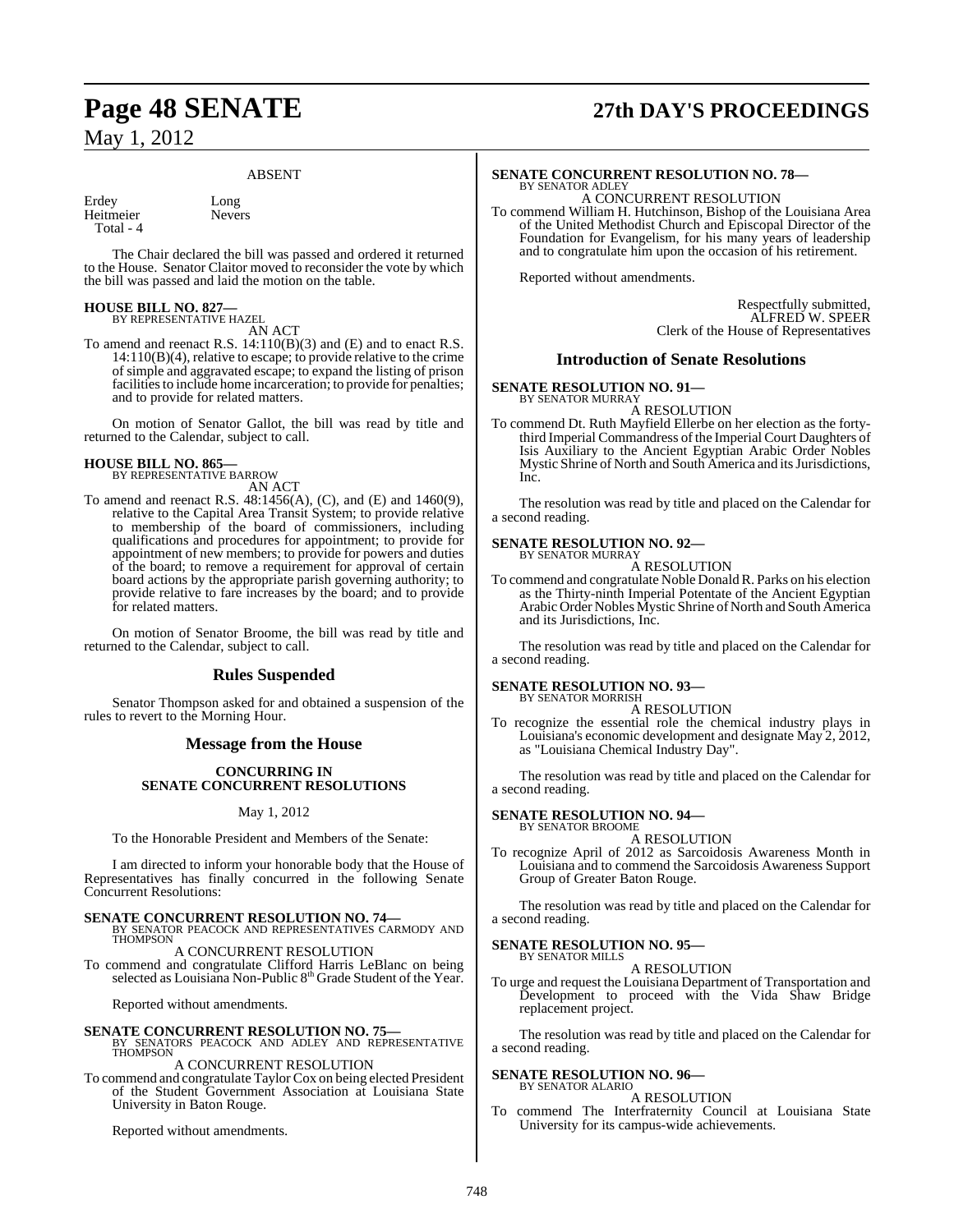ABSENT

Erdey Long
Heitmeier Nevers
Total - 4

The Chair declared the bill was passed and ordered it returned to the House. Senator Claitor moved to reconsider the vote by which the bill was passed and laid the motion on the table.

**HOUSE BILL NO. 827—**
BY REPRESENTATIVE HAZEL
AN ACT

To amend and reenact R.S. 14:110(B)(3) and (E) and to enact R.S. 14:110(B)(4), relative to escape; to provide relative to the crime of simple and aggravated escape; to expand the listing of prison facilities to include home incarceration; to provide for penalties; and to provide for related matters.

On motion of Senator Gallot, the bill was read by title and returned to the Calendar, subject to call.

**HOUSE BILL NO. 865—**
BY REPRESENTATIVE BARROW
AN ACT

To amend and reenact R.S. 48:1456(A), (C), and (E) and 1460(9), relative to the Capital Area Transit System; to provide relative to membership of the board of commissioners, including qualifications and procedures for appointment; to provide for appointment of new members; to provide for powers and duties of the board; to remove a requirement for approval of certain board actions by the appropriate parish governing authority; to provide relative to fare increases by the board; and to provide for related matters.

On motion of Senator Broome, the bill was read by title and returned to the Calendar, subject to call.

## Rules Suspended

Senator Thompson asked for and obtained a suspension of the rules to revert to the Morning Hour.

## Message from the House

### CONCURRING IN SENATE CONCURRENT RESOLUTIONS

May 1, 2012

To the Honorable President and Members of the Senate:

I am directed to inform your honorable body that the House of Representatives has finally concurred in the following Senate Concurrent Resolutions:

**SENATE CONCURRENT RESOLUTION NO. 74—**
BY SENATOR PEACOCK AND REPRESENTATIVES CARMODY AND THOMPSON
A CONCURRENT RESOLUTION

To commend and congratulate Clifford Harris LeBlanc on being selected as Louisiana Non-Public 8th Grade Student of the Year.

Reported without amendments.

**SENATE CONCURRENT RESOLUTION NO. 75—**
BY SENATORS PEACOCK AND ADLEY AND REPRESENTATIVE THOMPSON
A CONCURRENT RESOLUTION

To commend and congratulate Taylor Cox on being elected President of the Student Government Association at Louisiana State University in Baton Rouge.

Reported without amendments.

**SENATE CONCURRENT RESOLUTION NO. 78—**
BY SENATOR ADLEY
A CONCURRENT RESOLUTION

To commend William H. Hutchinson, Bishop of the Louisiana Area of the United Methodist Church and Episcopal Director of the Foundation for Evangelism, for his many years of leadership and to congratulate him upon the occasion of his retirement.

Reported without amendments.

Respectfully submitted,
ALFRED W. SPEER
Clerk of the House of Representatives

## Introduction of Senate Resolutions

**SENATE RESOLUTION NO. 91—**
BY SENATOR MURRAY
A RESOLUTION

To commend Dt. Ruth Mayfield Ellerbe on her election as the forty-third Imperial Commandress of the Imperial Court Daughters of Isis Auxiliary to the Ancient Egyptian Arabic Order Nobles Mystic Shrine of North and South America and its Jurisdictions, Inc.

The resolution was read by title and placed on the Calendar for a second reading.

**SENATE RESOLUTION NO. 92—**
BY SENATOR MURRAY
A RESOLUTION

To commend and congratulate Noble Donald R. Parks on his election as the Thirty-ninth Imperial Potentate of the Ancient Egyptian Arabic Order Nobles Mystic Shrine of North and South America and its Jurisdictions, Inc.

The resolution was read by title and placed on the Calendar for a second reading.

**SENATE RESOLUTION NO. 93—**
BY SENATOR MORRISH
A RESOLUTION

To recognize the essential role the chemical industry plays in Louisiana's economic development and designate May 2, 2012, as "Louisiana Chemical Industry Day".

The resolution was read by title and placed on the Calendar for a second reading.

**SENATE RESOLUTION NO. 94—**
BY SENATOR BROOME
A RESOLUTION

To recognize April of 2012 as Sarcoidosis Awareness Month in Louisiana and to commend the Sarcoidosis Awareness Support Group of Greater Baton Rouge.

The resolution was read by title and placed on the Calendar for a second reading.

**SENATE RESOLUTION NO. 95—**
BY SENATOR MILLS
A RESOLUTION

To urge and request the Louisiana Department of Transportation and Development to proceed with the Vida Shaw Bridge replacement project.

The resolution was read by title and placed on the Calendar for a second reading.

**SENATE RESOLUTION NO. 96—**
BY SENATOR ALARIO
A RESOLUTION

To commend The Interfraternity Council at Louisiana State University for its campus-wide achievements.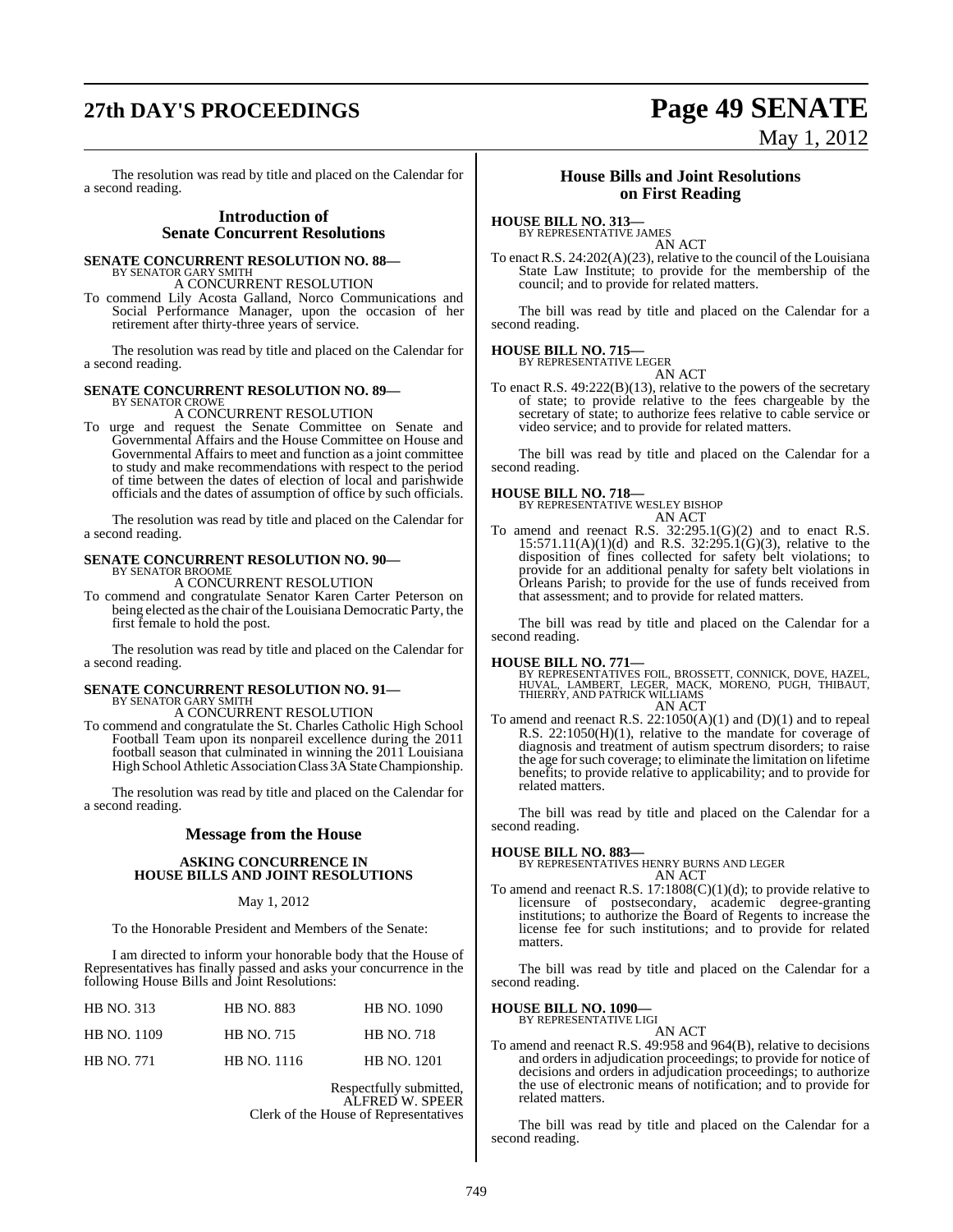The resolution was read by title and placed on the Calendar for a second reading.

## Introduction of Senate Concurrent Resolutions

**SENATE CONCURRENT RESOLUTION NO. 88—**
BY SENATOR GARY SMITH
A CONCURRENT RESOLUTION

To commend Lily Acosta Galland, Norco Communications and Social Performance Manager, upon the occasion of her retirement after thirty-three years of service.

The resolution was read by title and placed on the Calendar for a second reading.

**SENATE CONCURRENT RESOLUTION NO. 89—**
BY SENATOR CROWE
A CONCURRENT RESOLUTION

To urge and request the Senate Committee on Senate and Governmental Affairs and the House Committee on House and Governmental Affairs to meet and function as a joint committee to study and make recommendations with respect to the period of time between the dates of election of local and parishwide officials and the dates of assumption of office by such officials.

The resolution was read by title and placed on the Calendar for a second reading.

**SENATE CONCURRENT RESOLUTION NO. 90—**
BY SENATOR BROOME
A CONCURRENT RESOLUTION

To commend and congratulate Senator Karen Carter Peterson on being elected as the chair of the Louisiana Democratic Party, the first female to hold the post.

The resolution was read by title and placed on the Calendar for a second reading.

**SENATE CONCURRENT RESOLUTION NO. 91—**
BY SENATOR GARY SMITH
A CONCURRENT RESOLUTION

To commend and congratulate the St. Charles Catholic High School Football Team upon its nonpareil excellence during the 2011 football season that culminated in winning the 2011 Louisiana High School Athletic Association Class 3A State Championship.

The resolution was read by title and placed on the Calendar for a second reading.

## Message from the House

**ASKING CONCURRENCE IN HOUSE BILLS AND JOINT RESOLUTIONS**

May 1, 2012

To the Honorable President and Members of the Senate:

I am directed to inform your honorable body that the House of Representatives has finally passed and asks your concurrence in the following House Bills and Joint Resolutions:

| | | |
|---|---|---|
| HB NO. 313 | HB NO. 883 | HB NO. 1090 |
| HB NO. 1109 | HB NO. 715 | HB NO. 718 |
| HB NO. 771 | HB NO. 1116 | HB NO. 1201 |

Respectfully submitted,
ALFRED W. SPEER
Clerk of the House of Representatives

## House Bills and Joint Resolutions on First Reading

**HOUSE BILL NO. 313—**
BY REPRESENTATIVE JAMES
AN ACT

To enact R.S. 24:202(A)(23), relative to the council of the Louisiana State Law Institute; to provide for the membership of the council; and to provide for related matters.

The bill was read by title and placed on the Calendar for a second reading.

**HOUSE BILL NO. 715—**
BY REPRESENTATIVE LEGER
AN ACT

To enact R.S. 49:222(B)(13), relative to the powers of the secretary of state; to provide relative to the fees chargeable by the secretary of state; to authorize fees relative to cable service or video service; and to provide for related matters.

The bill was read by title and placed on the Calendar for a second reading.

**HOUSE BILL NO. 718—**
BY REPRESENTATIVE WESLEY BISHOP
AN ACT

To amend and reenact R.S. 32:295.1(G)(2) and to enact R.S. 15:571.11(A)(1)(d) and R.S. 32:295.1(G)(3), relative to the disposition of fines collected for safety belt violations; to provide for an additional penalty for safety belt violations in Orleans Parish; to provide for the use of funds received from that assessment; and to provide for related matters.

The bill was read by title and placed on the Calendar for a second reading.

**HOUSE BILL NO. 771—**
BY REPRESENTATIVES FOIL, BROSSETT, CONNICK, DOVE, HAZEL, HUVAL, LAMBERT, LEGER, MACK, MORENO, PUGH, THIBAUT, THIERRY, AND PATRICK WILLIAMS
AN ACT

To amend and reenact R.S. 22:1050(A)(1) and (D)(1) and to repeal R.S. 22:1050(H)(1), relative to the mandate for coverage of diagnosis and treatment of autism spectrum disorders; to raise the age for such coverage; to eliminate the limitation on lifetime benefits; to provide relative to applicability; and to provide for related matters.

The bill was read by title and placed on the Calendar for a second reading.

**HOUSE BILL NO. 883—**
BY REPRESENTATIVES HENRY BURNS AND LEGER
AN ACT

To amend and reenact R.S. 17:1808(C)(1)(d); to provide relative to licensure of postsecondary, academic degree-granting institutions; to authorize the Board of Regents to increase the license fee for such institutions; and to provide for related matters.

The bill was read by title and placed on the Calendar for a second reading.

**HOUSE BILL NO. 1090—**
BY REPRESENTATIVE LIGI
AN ACT

To amend and reenact R.S. 49:958 and 964(B), relative to decisions and orders in adjudication proceedings; to provide for notice of decisions and orders in adjudication proceedings; to authorize the use of electronic means of notification; and to provide for related matters.

The bill was read by title and placed on the Calendar for a second reading.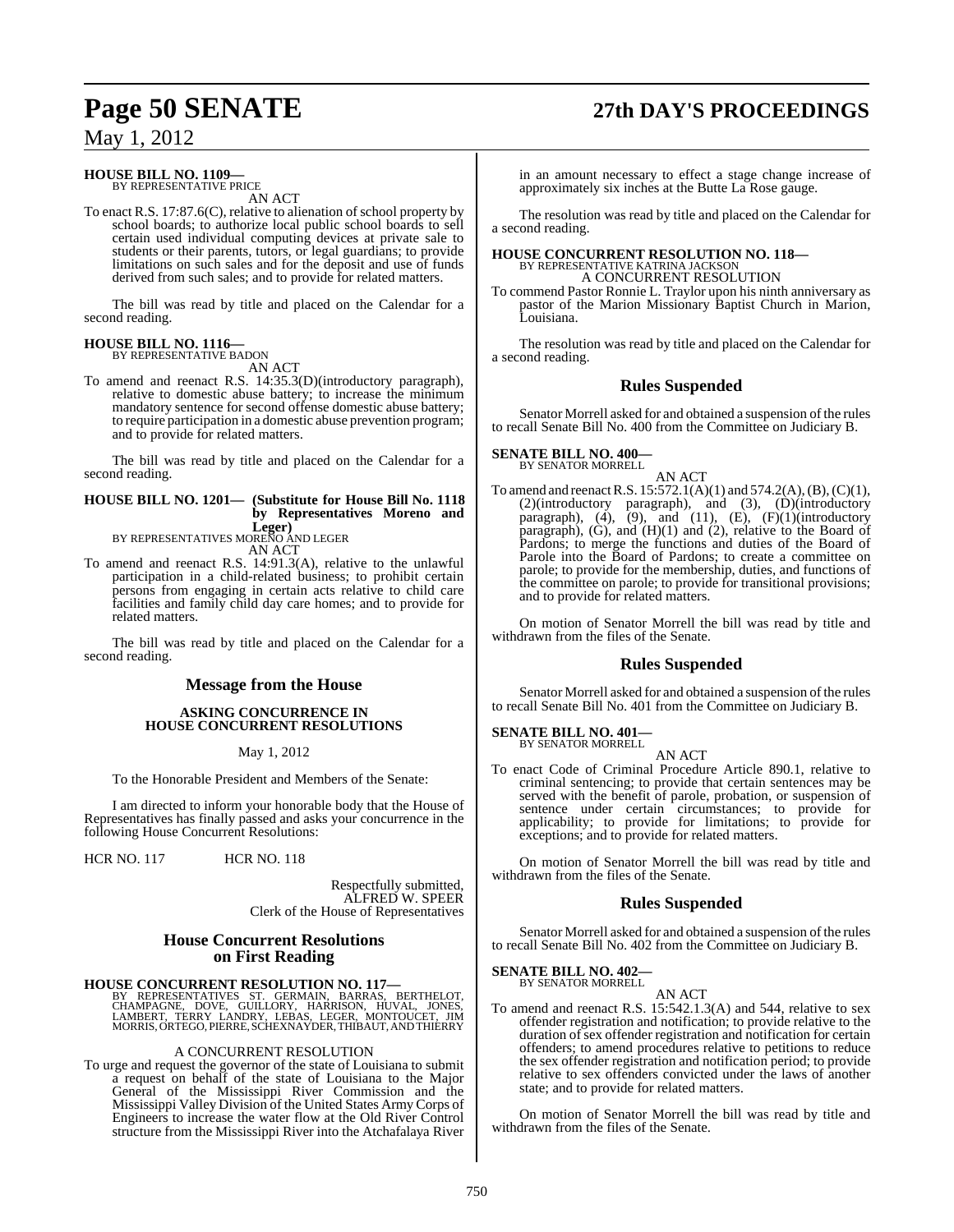**HOUSE BILL NO. 1109—**
BY REPRESENTATIVE PRICE

AN ACT

To enact R.S. 17:87.6(C), relative to alienation of school property by school boards; to authorize local public school boards to sell certain used individual computing devices at private sale to students or their parents, tutors, or legal guardians; to provide limitations on such sales and for the deposit and use of funds derived from such sales; and to provide for related matters.

The bill was read by title and placed on the Calendar for a second reading.

**HOUSE BILL NO. 1116—**
BY REPRESENTATIVE BADON

AN ACT

To amend and reenact R.S. 14:35.3(D)(introductory paragraph), relative to domestic abuse battery; to increase the minimum mandatory sentence for second offense domestic abuse battery; to require participation in a domestic abuse prevention program; and to provide for related matters.

The bill was read by title and placed on the Calendar for a second reading.

**HOUSE BILL NO. 1201— (Substitute for House Bill No. 1118 by Representatives Moreno and Leger)**
BY REPRESENTATIVES MORENO AND LEGER

AN ACT

To amend and reenact R.S. 14:91.3(A), relative to the unlawful participation in a child-related business; to prohibit certain persons from engaging in certain acts relative to child care facilities and family child day care homes; and to provide for related matters.

The bill was read by title and placed on the Calendar for a second reading.

## Message from the House

### ASKING CONCURRENCE IN HOUSE CONCURRENT RESOLUTIONS

May 1, 2012

To the Honorable President and Members of the Senate:

I am directed to inform your honorable body that the House of Representatives has finally passed and asks your concurrence in the following House Concurrent Resolutions:

HCR NO. 117 HCR NO. 118

Respectfully submitted,
ALFRED W. SPEER
Clerk of the House of Representatives

## House Concurrent Resolutions on First Reading

**HOUSE CONCURRENT RESOLUTION NO. 117—**
BY REPRESENTATIVES ST. GERMAIN, BARRAS, BERTHELOT, CHAMPAGNE, DOVE, GUILLORY, HARRISON, HUVAL, JONES, LAMBERT, TERRY LANDRY, LEBAS, LEGER, MONTOUCET, JIM MORRIS, ORTEGO, PIERRE, SCHEXNAYDER, THIBAUT, AND THIERRY

A CONCURRENT RESOLUTION

To urge and request the governor of the state of Louisiana to submit a request on behalf of the state of Louisiana to the Major General of the Mississippi River Commission and the Mississippi Valley Division of the United States Army Corps of Engineers to increase the water flow at the Old River Control structure from the Mississippi River into the Atchafalaya River in an amount necessary to effect a stage change increase of approximately six inches at the Butte La Rose gauge.

The resolution was read by title and placed on the Calendar for a second reading.

**HOUSE CONCURRENT RESOLUTION NO. 118—**
BY REPRESENTATIVE KATRINA JACKSON

A CONCURRENT RESOLUTION

To commend Pastor Ronnie L. Traylor upon his ninth anniversary as pastor of the Marion Missionary Baptist Church in Marion, Louisiana.

The resolution was read by title and placed on the Calendar for a second reading.

## Rules Suspended

Senator Morrell asked for and obtained a suspension of the rules to recall Senate Bill No. 400 from the Committee on Judiciary B.

**SENATE BILL NO. 400—**
BY SENATOR MORRELL

AN ACT

To amend and reenact R.S. 15:572.1(A)(1) and 574.2(A), (B), (C)(1), (2)(introductory paragraph), and (3), (D)(introductory paragraph), (4), (9), and (11), (E), (F)(1)(introductory paragraph), (G), and (H)(1) and (2), relative to the Board of Pardons; to merge the functions and duties of the Board of Parole into the Board of Pardons; to create a committee on parole; to provide for the membership, duties, and functions of the committee on parole; to provide for transitional provisions; and to provide for related matters.

On motion of Senator Morrell the bill was read by title and withdrawn from the files of the Senate.

## Rules Suspended

Senator Morrell asked for and obtained a suspension of the rules to recall Senate Bill No. 401 from the Committee on Judiciary B.

**SENATE BILL NO. 401—**
BY SENATOR MORRELL

AN ACT

To enact Code of Criminal Procedure Article 890.1, relative to criminal sentencing; to provide that certain sentences may be served with the benefit of parole, probation, or suspension of sentence under certain circumstances; to provide for applicability; to provide for limitations; to provide for exceptions; and to provide for related matters.

On motion of Senator Morrell the bill was read by title and withdrawn from the files of the Senate.

## Rules Suspended

Senator Morrell asked for and obtained a suspension of the rules to recall Senate Bill No. 402 from the Committee on Judiciary B.

**SENATE BILL NO. 402—**
BY SENATOR MORRELL

AN ACT

To amend and reenact R.S. 15:542.1.3(A) and 544, relative to sex offender registration and notification; to provide relative to the duration of sex offender registration and notification for certain offenders; to amend procedures relative to petitions to reduce the sex offender registration and notification period; to provide relative to sex offenders convicted under the laws of another state; and to provide for related matters.

On motion of Senator Morrell the bill was read by title and withdrawn from the files of the Senate.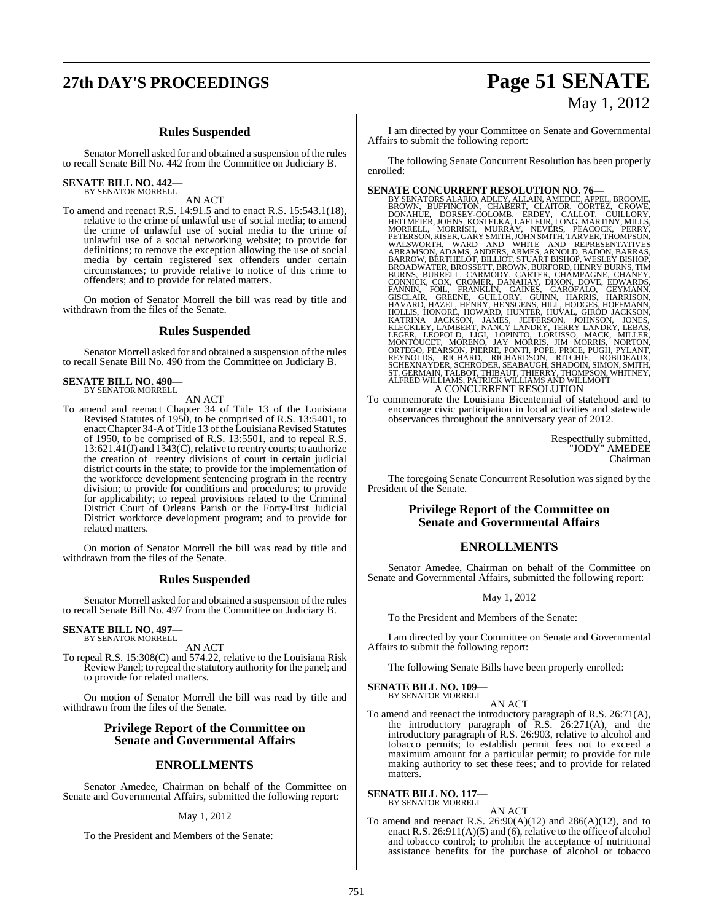### Rules Suspended

Senator Morrell asked for and obtained a suspension of the rules to recall Senate Bill No. 442 from the Committee on Judiciary B.

**SENATE BILL NO. 442—**
BY SENATOR MORRELL

AN ACT

To amend and reenact R.S. 14:91.5 and to enact R.S. 15:543.1(18), relative to the crime of unlawful use of social media; to amend the crime of unlawful use of social media to the crime of unlawful use of a social networking website; to provide for definitions; to remove the exception allowing the use of social media by certain registered sex offenders under certain circumstances; to provide relative to notice of this crime to offenders; and to provide for related matters.

On motion of Senator Morrell the bill was read by title and withdrawn from the files of the Senate.

### Rules Suspended

Senator Morrell asked for and obtained a suspension of the rules to recall Senate Bill No. 490 from the Committee on Judiciary B.

**SENATE BILL NO. 490—**
BY SENATOR MORRELL

AN ACT

To amend and reenact Chapter 34 of Title 13 of the Louisiana Revised Statutes of 1950, to be comprised of R.S. 13:5401, to enact Chapter 34-A of Title 13 of the Louisiana Revised Statutes of 1950, to be comprised of R.S. 13:5501, and to repeal R.S. 13:621.41(J) and 1343(C), relative to reentry courts; to authorize the creation of reentry divisions of court in certain judicial district courts in the state; to provide for the implementation of the workforce development sentencing program in the reentry division; to provide for conditions and procedures; to provide for applicability; to repeal provisions related to the Criminal District Court of Orleans Parish or the Forty-First Judicial District workforce development program; and to provide for related matters.

On motion of Senator Morrell the bill was read by title and withdrawn from the files of the Senate.

### Rules Suspended

Senator Morrell asked for and obtained a suspension of the rules to recall Senate Bill No. 497 from the Committee on Judiciary B.

**SENATE BILL NO. 497—**
BY SENATOR MORRELL

AN ACT

To repeal R.S. 15:308(C) and 574.22, relative to the Louisiana Risk Review Panel; to repeal the statutory authority for the panel; and to provide for related matters.

On motion of Senator Morrell the bill was read by title and withdrawn from the files of the Senate.

### Privilege Report of the Committee on Senate and Governmental Affairs

### ENROLLMENTS

Senator Amedee, Chairman on behalf of the Committee on Senate and Governmental Affairs, submitted the following report:

May 1, 2012

To the President and Members of the Senate:

I am directed by your Committee on Senate and Governmental Affairs to submit the following report:

The following Senate Concurrent Resolution has been properly enrolled:

**SENATE CONCURRENT RESOLUTION NO. 76—**
BY SENATORS ALARIO, ADLEY, ALLAIN, AMEDEE, APPEL, BROOME, BROWN, BUFFINGTON, CHABERT, CLAITOR, CORTEZ, CROWE, DONAHUE, DORSEY-COLOMB, ERDEY, GALLOT, GUILLORY, HEITMEIER, JOHNS, KOSTELKA, LAFLEUR, LONG, MARTINY, MILLS, MORRELL, MORRISH, MURRAY, NEVERS, PEACOCK, PERRY, PETERSON, RISER, GARY SMITH, JOHN SMITH, TARVER, THOMPSON, WALSWORTH, WARD AND WHITE AND REPRESENTATIVES ABRAMSON, ADAMS, ANDERS, ARMES, ARNOLD, BADON, BARRAS, BARROW, BERTHELOT, BILLIOT, STUART BISHOP, WESLEY BISHOP, BROADWATER, BROSSETT, BROWN, BURFORD, HENRY BURNS, TIM BURNS, BURRELL, CARMODY, CARTER, CHAMPAGNE, CHANEY, CONNICK, COX, CROMER, DANAHAY, DIXON, DOVE, EDWARDS, FANNIN, FOIL, FRANKLIN, GAINES, GAROFALO, GEYMANN, GISCLAIR, GREENE, GUILLORY, GUINN, HARRIS, HARRISON, HAVARD, HAZEL, HENRY, HENSGENS, HILL, HODGES, HOFFMANN, HOLLIS, HONORE, HOWARD, HUNTER, HUVAL, GIROD JACKSON, KATRINA JACKSON, JAMES, JEFFERSON, JOHNSON, JONES, KLECKLEY, LAMBERT, NANCY LANDRY, TERRY LANDRY, LEBAS, LEGER, LEOPOLD, LIGI, LOPINTO, LORUSSO, MACK, MILLER, MONTOUCET, MORENO, JAY MORRIS, JIM MORRIS, NORTON, ORTEGO, PEARSON, PIERRE, PONTI, POPE, PRICE, PUGH, PYLANT, REYNOLDS, RICHARD, RICHARDSON, RITCHIE, ROBIDEAUX, SCHEXNAYDER, SCHRODER, SEABAUGH, SHADOIN, SIMON, SMITH, ST. GERMAIN, TALBOT, THIBAUT, THIERRY, THOMPSON, WHITNEY, ALFRED WILLIAMS, PATRICK WILLIAMS AND WILLMOTT

A CONCURRENT RESOLUTION

To commemorate the Louisiana Bicentennial of statehood and to encourage civic participation in local activities and statewide observances throughout the anniversary year of 2012.

Respectfully submitted,
"JODY" AMEDEE
Chairman

The foregoing Senate Concurrent Resolution was signed by the President of the Senate.

### Privilege Report of the Committee on Senate and Governmental Affairs

### ENROLLMENTS

Senator Amedee, Chairman on behalf of the Committee on Senate and Governmental Affairs, submitted the following report:

May 1, 2012

To the President and Members of the Senate:

I am directed by your Committee on Senate and Governmental Affairs to submit the following report:

The following Senate Bills have been properly enrolled:

**SENATE BILL NO. 109—**
BY SENATOR MORRELL

AN ACT

To amend and reenact the introductory paragraph of R.S. 26:71(A), the introductory paragraph of R.S. 26:271(A), and the introductory paragraph of R.S. 26:903, relative to alcohol and tobacco permits; to establish permit fees not to exceed a maximum amount for a particular permit; to provide for rule making authority to set these fees; and to provide for related matters.

**SENATE BILL NO. 117—**
BY SENATOR MORRELL

AN ACT

To amend and reenact R.S. 26:90(A)(12) and 286(A)(12), and to enact R.S. 26:911(A)(5) and (6), relative to the office of alcohol and tobacco control; to prohibit the acceptance of nutritional assistance benefits for the purchase of alcohol or tobacco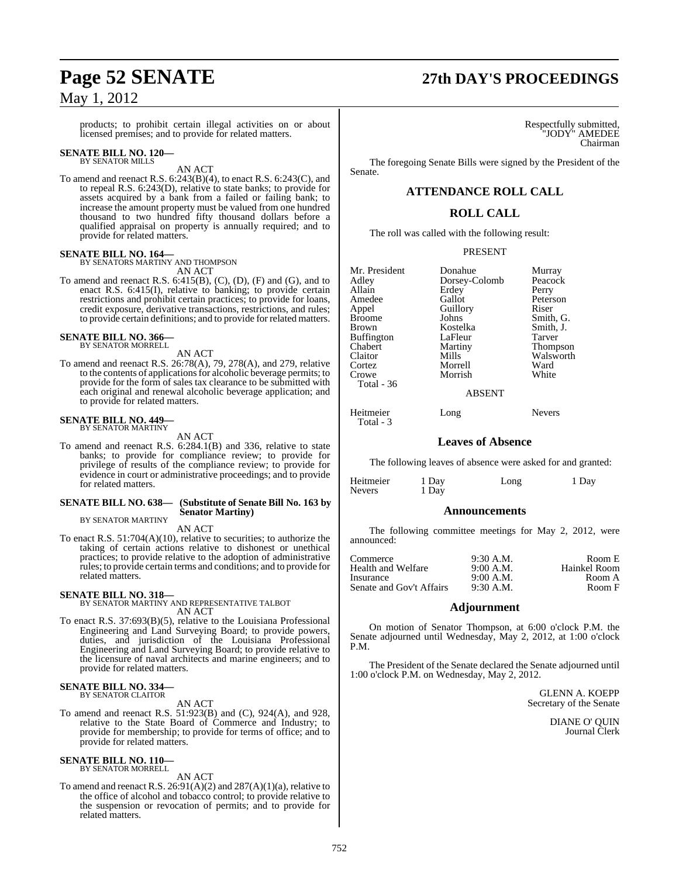products; to prohibit certain illegal activities on or about licensed premises; and to provide for related matters.

**SENATE BILL NO. 120—**
BY SENATOR MILLS

AN ACT

To amend and reenact R.S. 6:243(B)(4), to enact R.S. 6:243(C), and to repeal R.S. 6:243(D), relative to state banks; to provide for assets acquired by a bank from a failed or failing bank; to increase the amount property must be valued from one hundred thousand to two hundred fifty thousand dollars before a qualified appraisal on property is annually required; and to provide for related matters.

**SENATE BILL NO. 164—**
BY SENATORS MARTINY AND THOMPSON

AN ACT

To amend and reenact R.S. 6:415(B), (C), (D), (F) and (G), and to enact R.S. 6:415(I), relative to banking; to provide certain restrictions and prohibit certain practices; to provide for loans, credit exposure, derivative transactions, restrictions, and rules; to provide certain definitions; and to provide for related matters.

**SENATE BILL NO. 366—**
BY SENATOR MORRELL

AN ACT

To amend and reenact R.S. 26:78(A), 79, 278(A), and 279, relative to the contents of applications for alcoholic beverage permits; to provide for the form of sales tax clearance to be submitted with each original and renewal alcoholic beverage application; and to provide for related matters.

**SENATE BILL NO. 449—**
BY SENATOR MARTINY

AN ACT

To amend and reenact R.S. 6:284.1(B) and 336, relative to state banks; to provide for compliance review; to provide for privilege of results of the compliance review; to provide for evidence in court or administrative proceedings; and to provide for related matters.

**SENATE BILL NO. 638— (Substitute of Senate Bill No. 163 by Senator Martiny)**
BY SENATOR MARTINY

AN ACT

To enact R.S. 51:704(A)(10), relative to securities; to authorize the taking of certain actions relative to dishonest or unethical practices; to provide relative to the adoption of administrative rules; to provide certain terms and conditions; and to provide for related matters.

**SENATE BILL NO. 318—**
BY SENATOR MARTINY AND REPRESENTATIVE TALBOT

AN ACT

To enact R.S. 37:693(B)(5), relative to the Louisiana Professional Engineering and Land Surveying Board; to provide powers, duties, and jurisdiction of the Louisiana Professional Engineering and Land Surveying Board; to provide relative to the licensure of naval architects and marine engineers; and to provide for related matters.

**SENATE BILL NO. 334—**
BY SENATOR CLAITOR

AN ACT

To amend and reenact R.S. 51:923(B) and (C), 924(A), and 928, relative to the State Board of Commerce and Industry; to provide for membership; to provide for terms of office; and to provide for related matters.

**SENATE BILL NO. 110—**
BY SENATOR MORRELL

AN ACT

To amend and reenact R.S. 26:91(A)(2) and 287(A)(1)(a), relative to the office of alcohol and tobacco control; to provide relative to the suspension or revocation of permits; and to provide for related matters.

Respectfully submitted,
"JODY" AMEDEE
Chairman

The foregoing Senate Bills were signed by the President of the Senate.

## ATTENDANCE ROLL CALL

## ROLL CALL

The roll was called with the following result:

PRESENT

| | | |
|---|---|---|
| Mr. President | Donahue | Murray |
| Adley | Dorsey-Colomb | Peacock |
| Allain | Erdey | Perry |
| Amedee | Gallot | Peterson |
| Appel | Guillory | Riser |
| Broome | Johns | Smith, G. |
| Brown | Kostelka | Smith, J. |
| Buffington | LaFleur | Tarver |
| Chabert | Martiny | Thompson |
| Claitor | Mills | Walsworth |
| Cortez | Morrell | Ward |
| Crowe | Morrish | White |
| Total - 36 | | |

ABSENT

| | | |
|---|---|---|
| Heitmeier | Long | Nevers |
| Total - 3 | | |

## Leaves of Absence

The following leaves of absence were asked for and granted:

| | | | |
|---|---|---|---|
| Heitmeier | 1 Day | Long | 1 Day |
| Nevers | 1 Day | | |

## Announcements

The following committee meetings for May 2, 2012, were announced:

| | | |
|---|---|---|
| Commerce | 9:30 A.M. | Room E |
| Health and Welfare | 9:00 A.M. | Hainkel Room |
| Insurance | 9:00 A.M. | Room A |
| Senate and Gov't Affairs | 9:30 A.M. | Room F |

## Adjournment

On motion of Senator Thompson, at 6:00 o'clock P.M. the Senate adjourned until Wednesday, May 2, 2012, at 1:00 o'clock P.M.

The President of the Senate declared the Senate adjourned until 1:00 o'clock P.M. on Wednesday, May 2, 2012.

GLENN A. KOEPP
Secretary of the Senate

DIANE O' QUIN
Journal Clerk